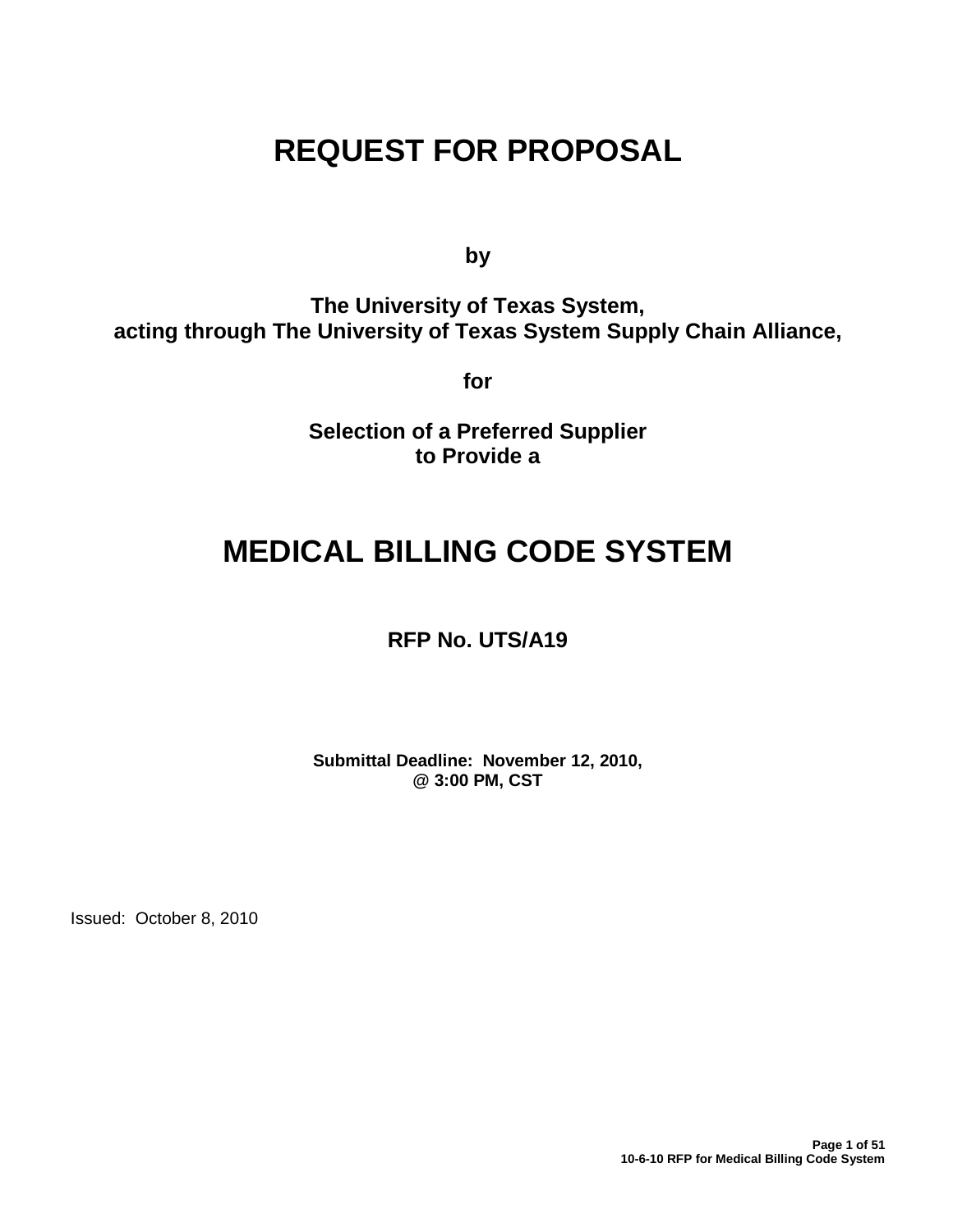# REQUEST FOR PROPOSAL

**by**

**The University of Texas System,**
**acting through The University of Texas System Supply Chain Alliance,**

**for**

**Selection of a Preferred Supplier**
**to Provide a**

# MEDICAL BILLING CODE SYSTEM

**RFP No. UTS/A19**

**Submittal Deadline: November 12, 2010,**
**@ 3:00 PM, CST**

Issued: October 8, 2010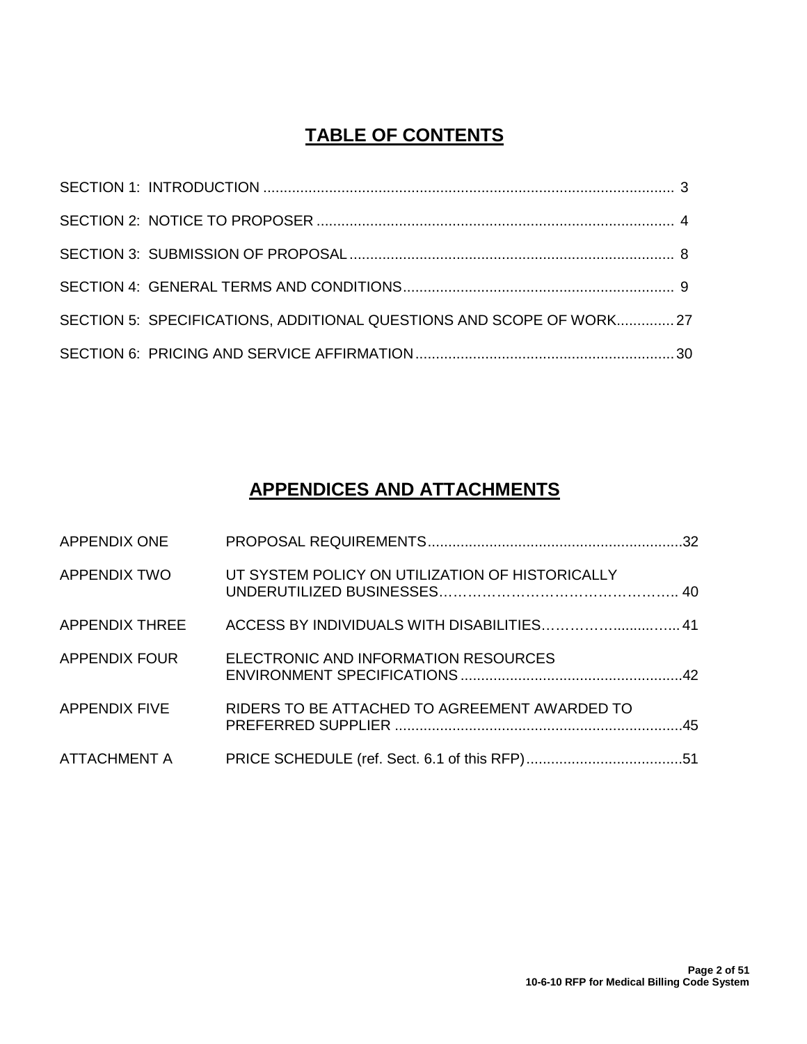# TABLE OF CONTENTS

SECTION 1: INTRODUCTION .................................................................................................... 3

SECTION 2: NOTICE TO PROPOSER ....................................................................................... 4

SECTION 3: SUBMISSION OF PROPOSAL ............................................................................... 8

SECTION 4: GENERAL TERMS AND CONDITIONS.................................................................. 9

SECTION 5: SPECIFICATIONS, ADDITIONAL QUESTIONS AND SCOPE OF WORK.............. 27

SECTION 6: PRICING AND SERVICE AFFIRMATION ............................................................... 30

# APPENDICES AND ATTACHMENTS

| | |
|---|---|
| APPENDIX ONE | PROPOSAL REQUIREMENTS..............................................................32 |
| APPENDIX TWO | UT SYSTEM POLICY ON UTILIZATION OF HISTORICALLY UNDERUTILIZED BUSINESSES………………………………………….. 40 |
| APPENDIX THREE | ACCESS BY INDIVIDUALS WITH DISABILITIES……………..........….. 41 |
| APPENDIX FOUR | ELECTRONIC AND INFORMATION RESOURCES ENVIRONMENT SPECIFICATIONS ......................................................42 |
| APPENDIX FIVE | RIDERS TO BE ATTACHED TO AGREEMENT AWARDED TO PREFERRED SUPPLIER ......................................................................45 |
| ATTACHMENT A | PRICE SCHEDULE (ref. Sect. 6.1 of this RFP)......................................51 |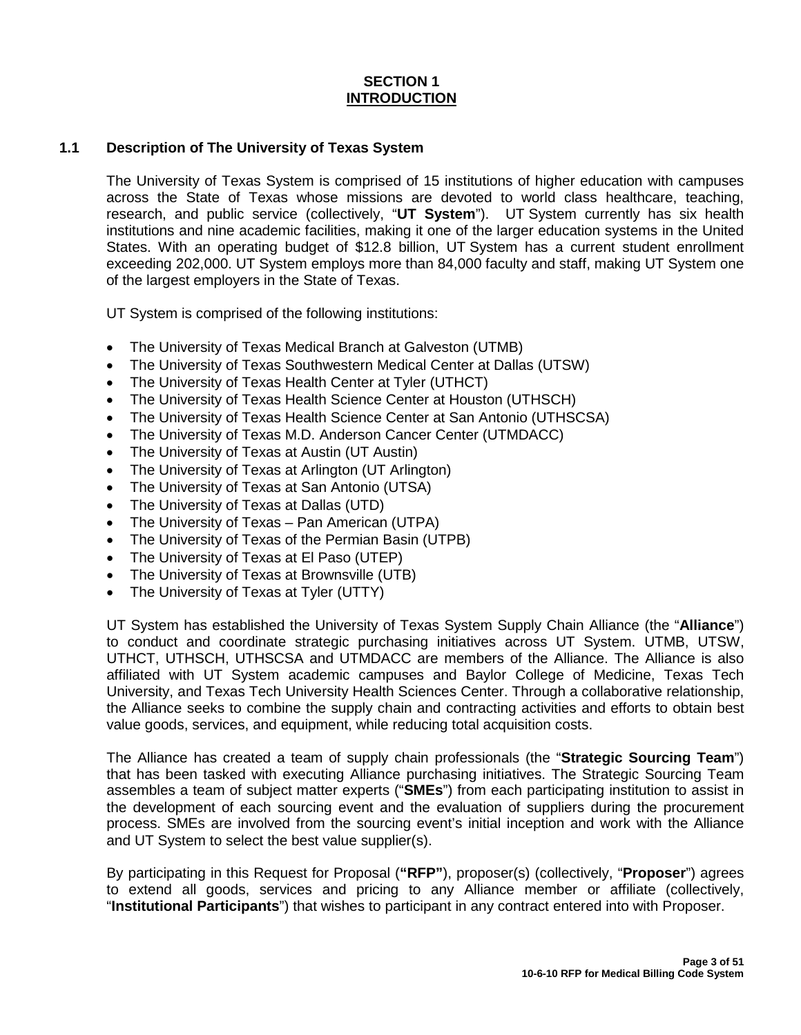# SECTION 1
## INTRODUCTION

### 1.1 Description of The University of Texas System

The University of Texas System is comprised of 15 institutions of higher education with campuses across the State of Texas whose missions are devoted to world class healthcare, teaching, research, and public service (collectively, "**UT System**"). UT System currently has six health institutions and nine academic facilities, making it one of the larger education systems in the United States. With an operating budget of $12.8 billion, UT System has a current student enrollment exceeding 202,000. UT System employs more than 84,000 faculty and staff, making UT System one of the largest employers in the State of Texas.

UT System is comprised of the following institutions:

- The University of Texas Medical Branch at Galveston (UTMB)
- The University of Texas Southwestern Medical Center at Dallas (UTSW)
- The University of Texas Health Center at Tyler (UTHCT)
- The University of Texas Health Science Center at Houston (UTHSCH)
- The University of Texas Health Science Center at San Antonio (UTHSCSA)
- The University of Texas M.D. Anderson Cancer Center (UTMDACC)
- The University of Texas at Austin (UT Austin)
- The University of Texas at Arlington (UT Arlington)
- The University of Texas at San Antonio (UTSA)
- The University of Texas at Dallas (UTD)
- The University of Texas – Pan American (UTPA)
- The University of Texas of the Permian Basin (UTPB)
- The University of Texas at El Paso (UTEP)
- The University of Texas at Brownsville (UTB)
- The University of Texas at Tyler (UTTY)

UT System has established the University of Texas System Supply Chain Alliance (the "**Alliance**") to conduct and coordinate strategic purchasing initiatives across UT System. UTMB, UTSW, UTHCT, UTHSCH, UTHSCSA and UTMDACC are members of the Alliance. The Alliance is also affiliated with UT System academic campuses and Baylor College of Medicine, Texas Tech University, and Texas Tech University Health Sciences Center. Through a collaborative relationship, the Alliance seeks to combine the supply chain and contracting activities and efforts to obtain best value goods, services, and equipment, while reducing total acquisition costs.

The Alliance has created a team of supply chain professionals (the "**Strategic Sourcing Team**") that has been tasked with executing Alliance purchasing initiatives. The Strategic Sourcing Team assembles a team of subject matter experts ("**SMEs**") from each participating institution to assist in the development of each sourcing event and the evaluation of suppliers during the procurement process. SMEs are involved from the sourcing event's initial inception and work with the Alliance and UT System to select the best value supplier(s).

By participating in this Request for Proposal (**"RFP"**), proposer(s) (collectively, "**Proposer**") agrees to extend all goods, services and pricing to any Alliance member or affiliate (collectively, "**Institutional Participants**") that wishes to participant in any contract entered into with Proposer.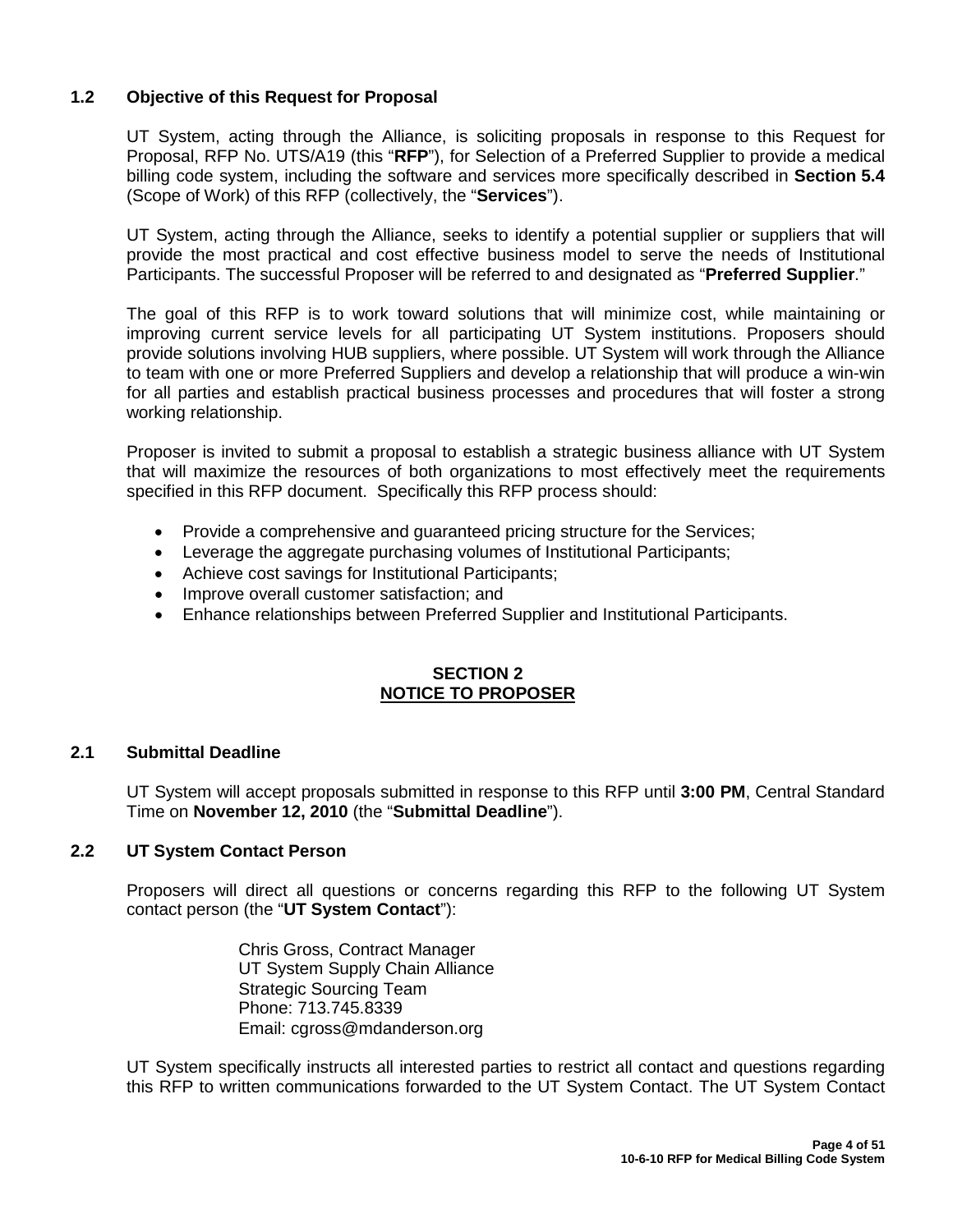### 1.2 Objective of this Request for Proposal

UT System, acting through the Alliance, is soliciting proposals in response to this Request for Proposal, RFP No. UTS/A19 (this "**RFP**"), for Selection of a Preferred Supplier to provide a medical billing code system, including the software and services more specifically described in **Section 5.4** (Scope of Work) of this RFP (collectively, the "**Services**").

UT System, acting through the Alliance, seeks to identify a potential supplier or suppliers that will provide the most practical and cost effective business model to serve the needs of Institutional Participants. The successful Proposer will be referred to and designated as "**Preferred Supplier**."

The goal of this RFP is to work toward solutions that will minimize cost, while maintaining or improving current service levels for all participating UT System institutions. Proposers should provide solutions involving HUB suppliers, where possible. UT System will work through the Alliance to team with one or more Preferred Suppliers and develop a relationship that will produce a win-win for all parties and establish practical business processes and procedures that will foster a strong working relationship.

Proposer is invited to submit a proposal to establish a strategic business alliance with UT System that will maximize the resources of both organizations to most effectively meet the requirements specified in this RFP document. Specifically this RFP process should:

- Provide a comprehensive and guaranteed pricing structure for the Services;
- Leverage the aggregate purchasing volumes of Institutional Participants;
- Achieve cost savings for Institutional Participants;
- Improve overall customer satisfaction; and
- Enhance relationships between Preferred Supplier and Institutional Participants.

## SECTION 2
## NOTICE TO PROPOSER

### 2.1 Submittal Deadline

UT System will accept proposals submitted in response to this RFP until **3:00 PM**, Central Standard Time on **November 12, 2010** (the "**Submittal Deadline**").

### 2.2 UT System Contact Person

Proposers will direct all questions or concerns regarding this RFP to the following UT System contact person (the "**UT System Contact**"):

Chris Gross, Contract Manager
UT System Supply Chain Alliance
Strategic Sourcing Team
Phone: 713.745.8339
Email: cgross@mdanderson.org

UT System specifically instructs all interested parties to restrict all contact and questions regarding this RFP to written communications forwarded to the UT System Contact. The UT System Contact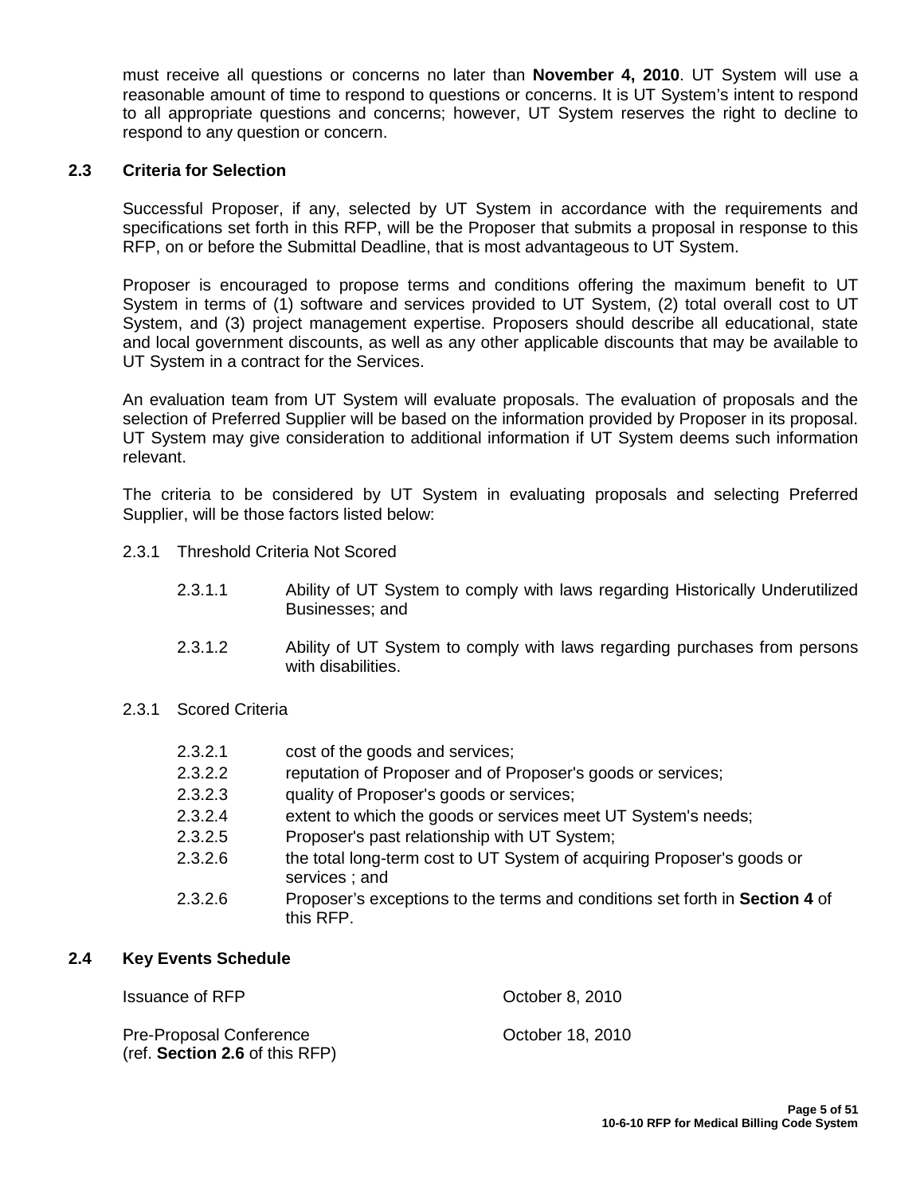must receive all questions or concerns no later than **November 4, 2010**. UT System will use a reasonable amount of time to respond to questions or concerns. It is UT System's intent to respond to all appropriate questions and concerns; however, UT System reserves the right to decline to respond to any question or concern.

### 2.3 Criteria for Selection

Successful Proposer, if any, selected by UT System in accordance with the requirements and specifications set forth in this RFP, will be the Proposer that submits a proposal in response to this RFP, on or before the Submittal Deadline, that is most advantageous to UT System.

Proposer is encouraged to propose terms and conditions offering the maximum benefit to UT System in terms of (1) software and services provided to UT System, (2) total overall cost to UT System, and (3) project management expertise. Proposers should describe all educational, state and local government discounts, as well as any other applicable discounts that may be available to UT System in a contract for the Services.

An evaluation team from UT System will evaluate proposals. The evaluation of proposals and the selection of Preferred Supplier will be based on the information provided by Proposer in its proposal. UT System may give consideration to additional information if UT System deems such information relevant.

The criteria to be considered by UT System in evaluating proposals and selecting Preferred Supplier, will be those factors listed below:

2.3.1 Threshold Criteria Not Scored

2.3.1.1 Ability of UT System to comply with laws regarding Historically Underutilized Businesses; and

2.3.1.2 Ability of UT System to comply with laws regarding purchases from persons with disabilities.

2.3.1 Scored Criteria

2.3.2.1 cost of the goods and services;
2.3.2.2 reputation of Proposer and of Proposer's goods or services;
2.3.2.3 quality of Proposer's goods or services;
2.3.2.4 extent to which the goods or services meet UT System's needs;
2.3.2.5 Proposer's past relationship with UT System;
2.3.2.6 the total long-term cost to UT System of acquiring Proposer's goods or services ; and
2.3.2.6 Proposer's exceptions to the terms and conditions set forth in **Section 4** of this RFP.

### 2.4 Key Events Schedule

| | |
|---|---|
| Issuance of RFP | October 8, 2010 |
| Pre-Proposal Conference (ref. **Section 2.6** of this RFP) | October 18, 2010 |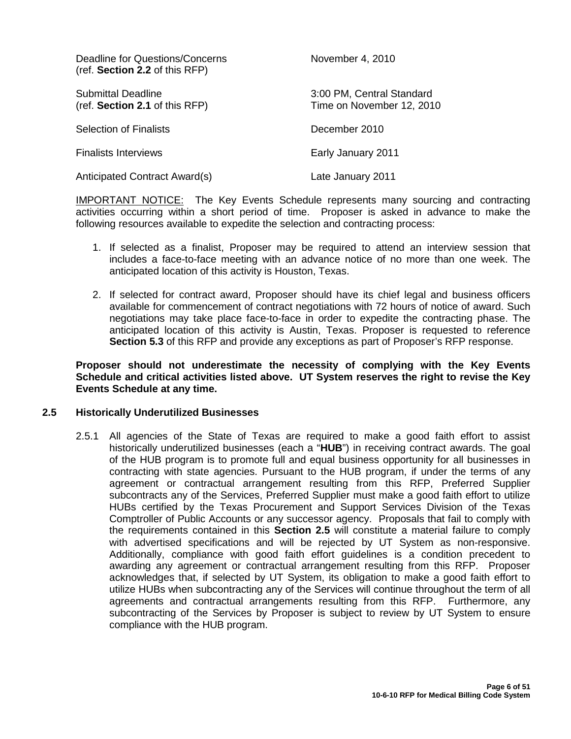| | |
|---|---|
| Deadline for Questions/Concerns (ref. **Section 2.2** of this RFP) | November 4, 2010 |
| Submittal Deadline (ref. **Section 2.1** of this RFP) | 3:00 PM, Central Standard Time on November 12, 2010 |
| Selection of Finalists | December 2010 |
| Finalists Interviews | Early January 2011 |
| Anticipated Contract Award(s) | Late January 2011 |

<u>IMPORTANT NOTICE:</u> The Key Events Schedule represents many sourcing and contracting activities occurring within a short period of time. Proposer is asked in advance to make the following resources available to expedite the selection and contracting process:

1. If selected as a finalist, Proposer may be required to attend an interview session that includes a face-to-face meeting with an advance notice of no more than one week. The anticipated location of this activity is Houston, Texas.

2. If selected for contract award, Proposer should have its chief legal and business officers available for commencement of contract negotiations with 72 hours of notice of award. Such negotiations may take place face-to-face in order to expedite the contracting phase. The anticipated location of this activity is Austin, Texas. Proposer is requested to reference **Section 5.3** of this RFP and provide any exceptions as part of Proposer's RFP response.

**Proposer should not underestimate the necessity of complying with the Key Events Schedule and critical activities listed above. UT System reserves the right to revise the Key Events Schedule at any time.**

## 2.5 Historically Underutilized Businesses

2.5.1 All agencies of the State of Texas are required to make a good faith effort to assist historically underutilized businesses (each a "**HUB**") in receiving contract awards. The goal of the HUB program is to promote full and equal business opportunity for all businesses in contracting with state agencies. Pursuant to the HUB program, if under the terms of any agreement or contractual arrangement resulting from this RFP, Preferred Supplier subcontracts any of the Services, Preferred Supplier must make a good faith effort to utilize HUBs certified by the Texas Procurement and Support Services Division of the Texas Comptroller of Public Accounts or any successor agency. Proposals that fail to comply with the requirements contained in this **Section 2.5** will constitute a material failure to comply with advertised specifications and will be rejected by UT System as non-responsive. Additionally, compliance with good faith effort guidelines is a condition precedent to awarding any agreement or contractual arrangement resulting from this RFP. Proposer acknowledges that, if selected by UT System, its obligation to make a good faith effort to utilize HUBs when subcontracting any of the Services will continue throughout the term of all agreements and contractual arrangements resulting from this RFP. Furthermore, any subcontracting of the Services by Proposer is subject to review by UT System to ensure compliance with the HUB program.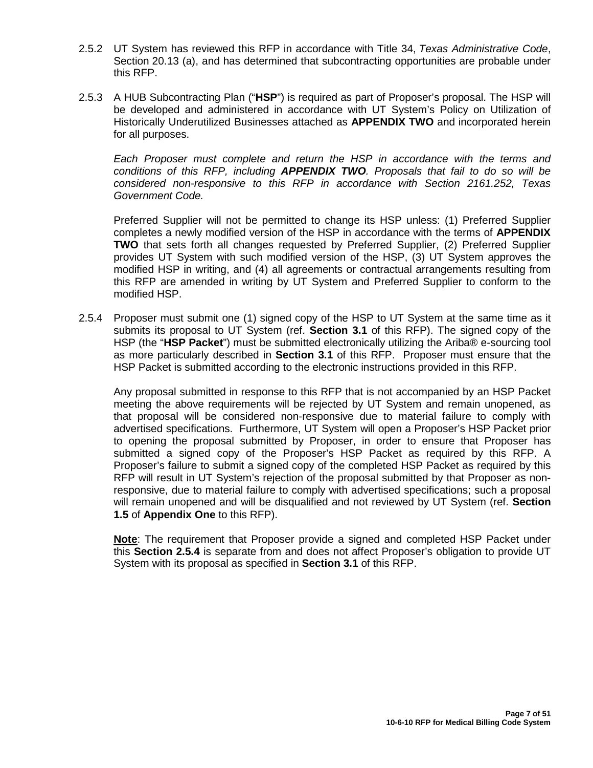2.5.2 UT System has reviewed this RFP in accordance with Title 34, *Texas Administrative Code*, Section 20.13 (a), and has determined that subcontracting opportunities are probable under this RFP.

2.5.3 A HUB Subcontracting Plan ("**HSP**") is required as part of Proposer's proposal. The HSP will be developed and administered in accordance with UT System's Policy on Utilization of Historically Underutilized Businesses attached as **APPENDIX TWO** and incorporated herein for all purposes.

*Each Proposer must complete and return the HSP in accordance with the terms and conditions of this RFP, including **APPENDIX TWO**. Proposals that fail to do so will be considered non-responsive to this RFP in accordance with Section 2161.252, Texas Government Code.*

Preferred Supplier will not be permitted to change its HSP unless: (1) Preferred Supplier completes a newly modified version of the HSP in accordance with the terms of **APPENDIX TWO** that sets forth all changes requested by Preferred Supplier, (2) Preferred Supplier provides UT System with such modified version of the HSP, (3) UT System approves the modified HSP in writing, and (4) all agreements or contractual arrangements resulting from this RFP are amended in writing by UT System and Preferred Supplier to conform to the modified HSP.

2.5.4 Proposer must submit one (1) signed copy of the HSP to UT System at the same time as it submits its proposal to UT System (ref. **Section 3.1** of this RFP). The signed copy of the HSP (the "**HSP Packet**") must be submitted electronically utilizing the Ariba® e-sourcing tool as more particularly described in **Section 3.1** of this RFP. Proposer must ensure that the HSP Packet is submitted according to the electronic instructions provided in this RFP.

Any proposal submitted in response to this RFP that is not accompanied by an HSP Packet meeting the above requirements will be rejected by UT System and remain unopened, as that proposal will be considered non-responsive due to material failure to comply with advertised specifications. Furthermore, UT System will open a Proposer's HSP Packet prior to opening the proposal submitted by Proposer, in order to ensure that Proposer has submitted a signed copy of the Proposer's HSP Packet as required by this RFP. A Proposer's failure to submit a signed copy of the completed HSP Packet as required by this RFP will result in UT System's rejection of the proposal submitted by that Proposer as non-responsive, due to material failure to comply with advertised specifications; such a proposal will remain unopened and will be disqualified and not reviewed by UT System (ref. **Section 1.5** of **Appendix One** to this RFP).

**Note**: The requirement that Proposer provide a signed and completed HSP Packet under this **Section 2.5.4** is separate from and does not affect Proposer's obligation to provide UT System with its proposal as specified in **Section 3.1** of this RFP.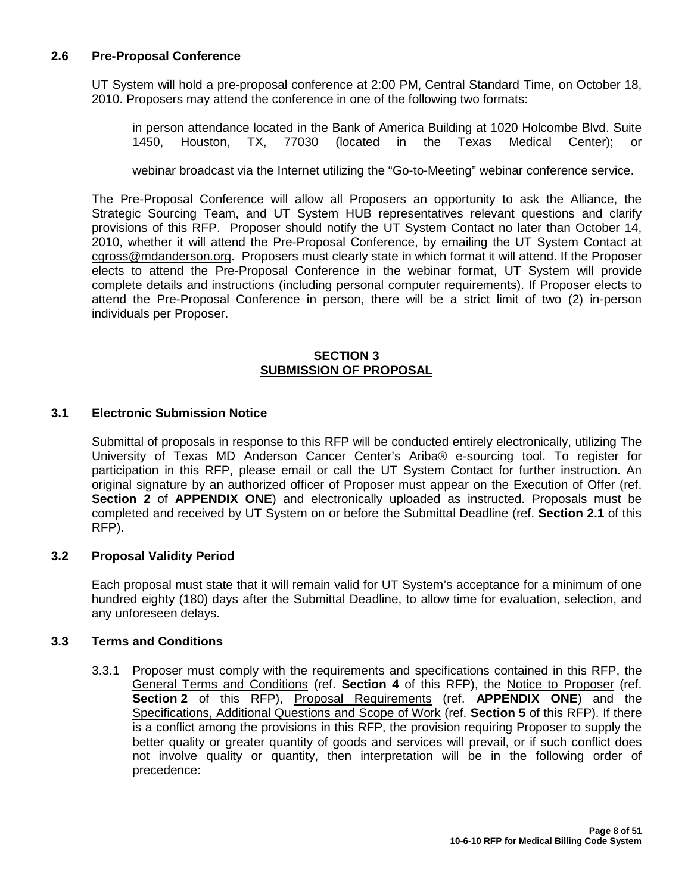### 2.6 Pre-Proposal Conference

UT System will hold a pre-proposal conference at 2:00 PM, Central Standard Time, on October 18, 2010. Proposers may attend the conference in one of the following two formats:

in person attendance located in the Bank of America Building at 1020 Holcombe Blvd. Suite 1450, Houston, TX, 77030 (located in the Texas Medical Center); or

webinar broadcast via the Internet utilizing the "Go-to-Meeting" webinar conference service.

The Pre-Proposal Conference will allow all Proposers an opportunity to ask the Alliance, the Strategic Sourcing Team, and UT System HUB representatives relevant questions and clarify provisions of this RFP. Proposer should notify the UT System Contact no later than October 14, 2010, whether it will attend the Pre-Proposal Conference, by emailing the UT System Contact at cgross@mdanderson.org. Proposers must clearly state in which format it will attend. If the Proposer elects to attend the Pre-Proposal Conference in the webinar format, UT System will provide complete details and instructions (including personal computer requirements). If Proposer elects to attend the Pre-Proposal Conference in person, there will be a strict limit of two (2) in-person individuals per Proposer.

## SECTION 3
## SUBMISSION OF PROPOSAL

### 3.1 Electronic Submission Notice

Submittal of proposals in response to this RFP will be conducted entirely electronically, utilizing The University of Texas MD Anderson Cancer Center's Ariba® e-sourcing tool. To register for participation in this RFP, please email or call the UT System Contact for further instruction. An original signature by an authorized officer of Proposer must appear on the Execution of Offer (ref. **Section 2** of **APPENDIX ONE**) and electronically uploaded as instructed. Proposals must be completed and received by UT System on or before the Submittal Deadline (ref. **Section 2.1** of this RFP).

### 3.2 Proposal Validity Period

Each proposal must state that it will remain valid for UT System's acceptance for a minimum of one hundred eighty (180) days after the Submittal Deadline, to allow time for evaluation, selection, and any unforeseen delays.

### 3.3 Terms and Conditions

3.3.1 Proposer must comply with the requirements and specifications contained in this RFP, the General Terms and Conditions (ref. **Section 4** of this RFP), the Notice to Proposer (ref. **Section 2** of this RFP), Proposal Requirements (ref. **APPENDIX ONE**) and the Specifications, Additional Questions and Scope of Work (ref. **Section 5** of this RFP). If there is a conflict among the provisions in this RFP, the provision requiring Proposer to supply the better quality or greater quantity of goods and services will prevail, or if such conflict does not involve quality or quantity, then interpretation will be in the following order of precedence: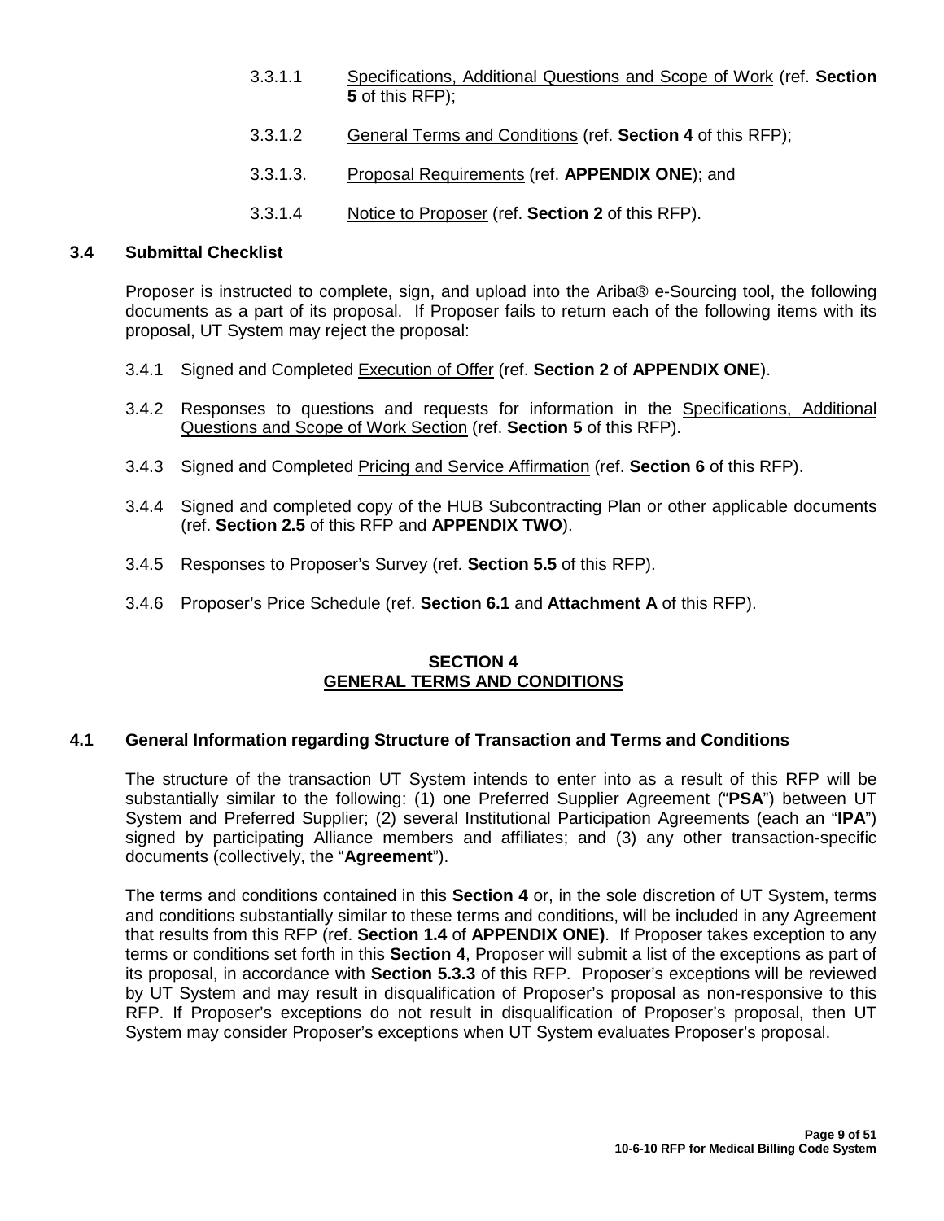3.3.1.1 Specifications, Additional Questions and Scope of Work (ref. **Section 5** of this RFP);

3.3.1.2 General Terms and Conditions (ref. **Section 4** of this RFP);

3.3.1.3. Proposal Requirements (ref. **APPENDIX ONE**); and

3.3.1.4 Notice to Proposer (ref. **Section 2** of this RFP).

### 3.4 Submittal Checklist

Proposer is instructed to complete, sign, and upload into the Ariba® e-Sourcing tool, the following documents as a part of its proposal. If Proposer fails to return each of the following items with its proposal, UT System may reject the proposal:

3.4.1 Signed and Completed Execution of Offer (ref. **Section 2** of **APPENDIX ONE**).

3.4.2 Responses to questions and requests for information in the Specifications, Additional Questions and Scope of Work Section (ref. **Section 5** of this RFP).

3.4.3 Signed and Completed Pricing and Service Affirmation (ref. **Section 6** of this RFP).

3.4.4 Signed and completed copy of the HUB Subcontracting Plan or other applicable documents (ref. **Section 2.5** of this RFP and **APPENDIX TWO**).

3.4.5 Responses to Proposer's Survey (ref. **Section 5.5** of this RFP).

3.4.6 Proposer's Price Schedule (ref. **Section 6.1** and **Attachment A** of this RFP).

## SECTION 4
## GENERAL TERMS AND CONDITIONS

### 4.1 General Information regarding Structure of Transaction and Terms and Conditions

The structure of the transaction UT System intends to enter into as a result of this RFP will be substantially similar to the following: (1) one Preferred Supplier Agreement ("**PSA**") between UT System and Preferred Supplier; (2) several Institutional Participation Agreements (each an "**IPA**") signed by participating Alliance members and affiliates; and (3) any other transaction-specific documents (collectively, the "**Agreement**").

The terms and conditions contained in this **Section 4** or, in the sole discretion of UT System, terms and conditions substantially similar to these terms and conditions, will be included in any Agreement that results from this RFP (ref. **Section 1.4** of **APPENDIX ONE)**. If Proposer takes exception to any terms or conditions set forth in this **Section 4**, Proposer will submit a list of the exceptions as part of its proposal, in accordance with **Section 5.3.3** of this RFP. Proposer's exceptions will be reviewed by UT System and may result in disqualification of Proposer's proposal as non-responsive to this RFP. If Proposer's exceptions do not result in disqualification of Proposer's proposal, then UT System may consider Proposer's exceptions when UT System evaluates Proposer's proposal.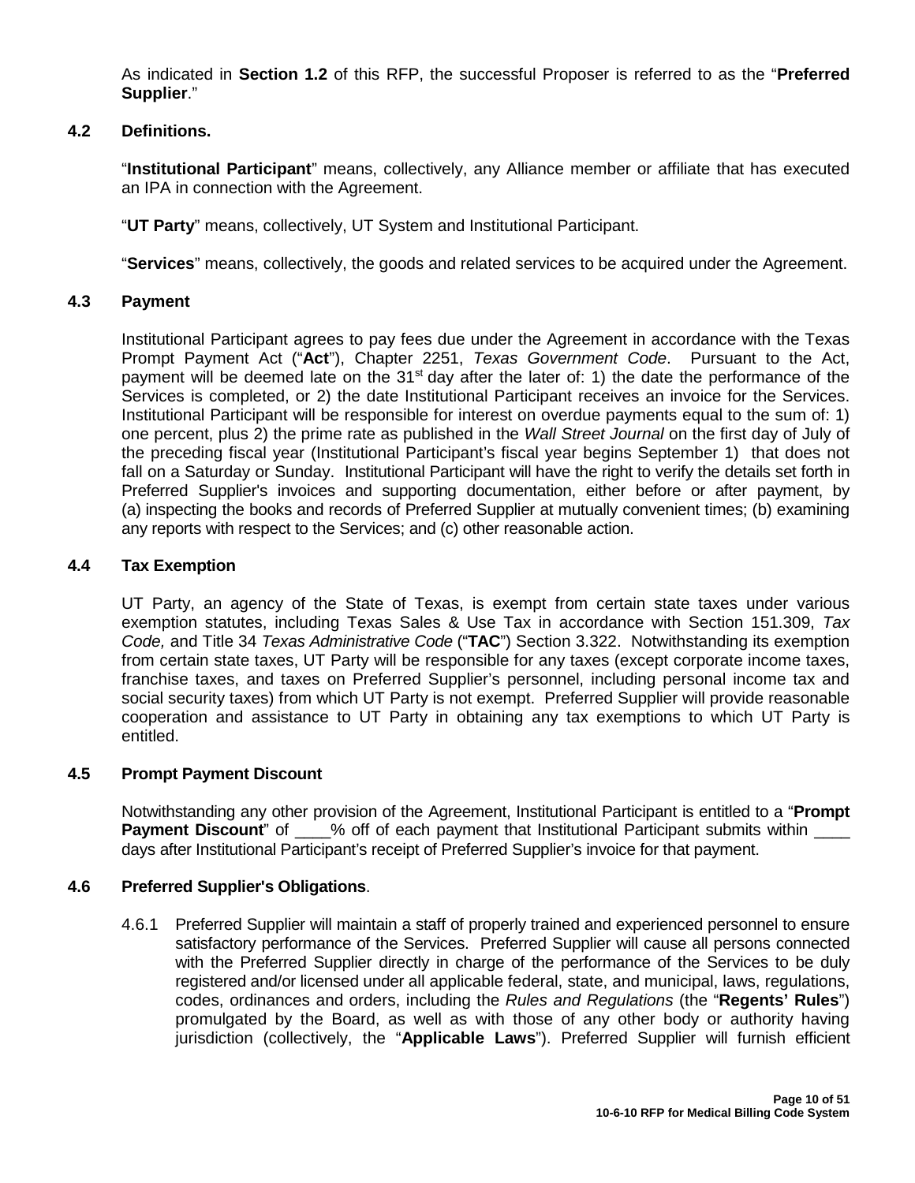As indicated in **Section 1.2** of this RFP, the successful Proposer is referred to as the "**Preferred Supplier**."

### 4.2 Definitions.

"**Institutional Participant**" means, collectively, any Alliance member or affiliate that has executed an IPA in connection with the Agreement.

"**UT Party**" means, collectively, UT System and Institutional Participant.

"**Services**" means, collectively, the goods and related services to be acquired under the Agreement.

### 4.3 Payment

Institutional Participant agrees to pay fees due under the Agreement in accordance with the Texas Prompt Payment Act ("**Act**"), Chapter 2251, *Texas Government Code*. Pursuant to the Act, payment will be deemed late on the 31st day after the later of: 1) the date the performance of the Services is completed, or 2) the date Institutional Participant receives an invoice for the Services. Institutional Participant will be responsible for interest on overdue payments equal to the sum of: 1) one percent, plus 2) the prime rate as published in the *Wall Street Journal* on the first day of July of the preceding fiscal year (Institutional Participant's fiscal year begins September 1) that does not fall on a Saturday or Sunday. Institutional Participant will have the right to verify the details set forth in Preferred Supplier's invoices and supporting documentation, either before or after payment, by (a) inspecting the books and records of Preferred Supplier at mutually convenient times; (b) examining any reports with respect to the Services; and (c) other reasonable action.

### 4.4 Tax Exemption

UT Party, an agency of the State of Texas, is exempt from certain state taxes under various exemption statutes, including Texas Sales & Use Tax in accordance with Section 151.309, *Tax Code,* and Title 34 *Texas Administrative Code* ("**TAC**") Section 3.322. Notwithstanding its exemption from certain state taxes, UT Party will be responsible for any taxes (except corporate income taxes, franchise taxes, and taxes on Preferred Supplier's personnel, including personal income tax and social security taxes) from which UT Party is not exempt. Preferred Supplier will provide reasonable cooperation and assistance to UT Party in obtaining any tax exemptions to which UT Party is entitled.

### 4.5 Prompt Payment Discount

Notwithstanding any other provision of the Agreement, Institutional Participant is entitled to a "**Prompt Payment Discount**" of ____% off of each payment that Institutional Participant submits within ____ days after Institutional Participant's receipt of Preferred Supplier's invoice for that payment.

### 4.6 Preferred Supplier's Obligations.

4.6.1 Preferred Supplier will maintain a staff of properly trained and experienced personnel to ensure satisfactory performance of the Services. Preferred Supplier will cause all persons connected with the Preferred Supplier directly in charge of the performance of the Services to be duly registered and/or licensed under all applicable federal, state, and municipal, laws, regulations, codes, ordinances and orders, including the *Rules and Regulations* (the "**Regents' Rules**") promulgated by the Board, as well as with those of any other body or authority having jurisdiction (collectively, the "**Applicable Laws**"). Preferred Supplier will furnish efficient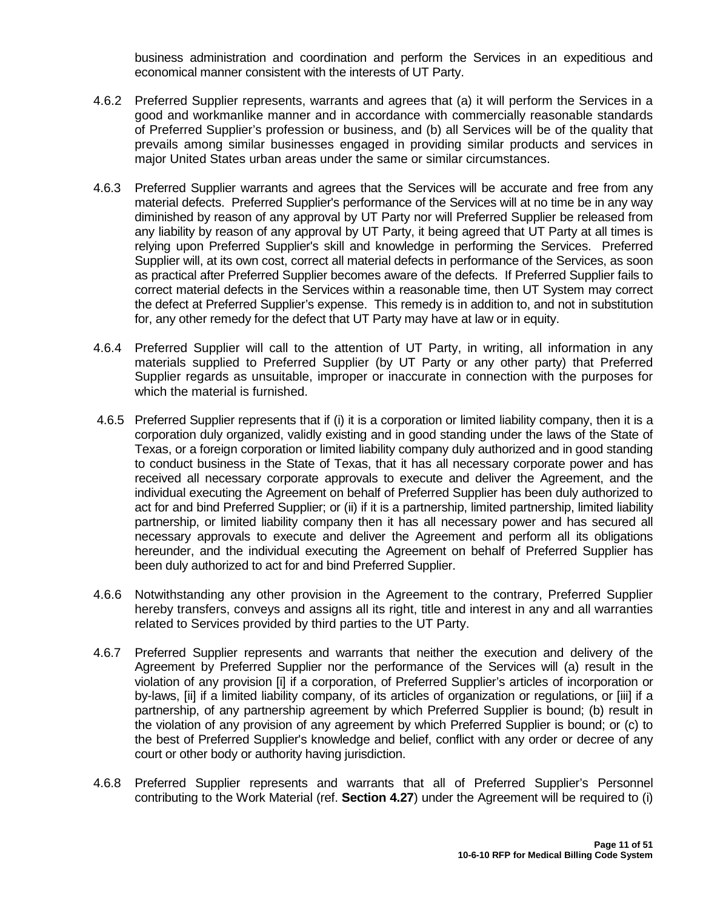business administration and coordination and perform the Services in an expeditious and economical manner consistent with the interests of UT Party.

4.6.2 Preferred Supplier represents, warrants and agrees that (a) it will perform the Services in a good and workmanlike manner and in accordance with commercially reasonable standards of Preferred Supplier's profession or business, and (b) all Services will be of the quality that prevails among similar businesses engaged in providing similar products and services in major United States urban areas under the same or similar circumstances.

4.6.3 Preferred Supplier warrants and agrees that the Services will be accurate and free from any material defects. Preferred Supplier's performance of the Services will at no time be in any way diminished by reason of any approval by UT Party nor will Preferred Supplier be released from any liability by reason of any approval by UT Party, it being agreed that UT Party at all times is relying upon Preferred Supplier's skill and knowledge in performing the Services. Preferred Supplier will, at its own cost, correct all material defects in performance of the Services, as soon as practical after Preferred Supplier becomes aware of the defects. If Preferred Supplier fails to correct material defects in the Services within a reasonable time, then UT System may correct the defect at Preferred Supplier's expense. This remedy is in addition to, and not in substitution for, any other remedy for the defect that UT Party may have at law or in equity.

4.6.4 Preferred Supplier will call to the attention of UT Party, in writing, all information in any materials supplied to Preferred Supplier (by UT Party or any other party) that Preferred Supplier regards as unsuitable, improper or inaccurate in connection with the purposes for which the material is furnished.

4.6.5 Preferred Supplier represents that if (i) it is a corporation or limited liability company, then it is a corporation duly organized, validly existing and in good standing under the laws of the State of Texas, or a foreign corporation or limited liability company duly authorized and in good standing to conduct business in the State of Texas, that it has all necessary corporate power and has received all necessary corporate approvals to execute and deliver the Agreement, and the individual executing the Agreement on behalf of Preferred Supplier has been duly authorized to act for and bind Preferred Supplier; or (ii) if it is a partnership, limited partnership, limited liability partnership, or limited liability company then it has all necessary power and has secured all necessary approvals to execute and deliver the Agreement and perform all its obligations hereunder, and the individual executing the Agreement on behalf of Preferred Supplier has been duly authorized to act for and bind Preferred Supplier.

4.6.6 Notwithstanding any other provision in the Agreement to the contrary, Preferred Supplier hereby transfers, conveys and assigns all its right, title and interest in any and all warranties related to Services provided by third parties to the UT Party.

4.6.7 Preferred Supplier represents and warrants that neither the execution and delivery of the Agreement by Preferred Supplier nor the performance of the Services will (a) result in the violation of any provision [i] if a corporation, of Preferred Supplier's articles of incorporation or by-laws, [ii] if a limited liability company, of its articles of organization or regulations, or [iii] if a partnership, of any partnership agreement by which Preferred Supplier is bound; (b) result in the violation of any provision of any agreement by which Preferred Supplier is bound; or (c) to the best of Preferred Supplier's knowledge and belief, conflict with any order or decree of any court or other body or authority having jurisdiction.

4.6.8 Preferred Supplier represents and warrants that all of Preferred Supplier's Personnel contributing to the Work Material (ref. **Section 4.27**) under the Agreement will be required to (i)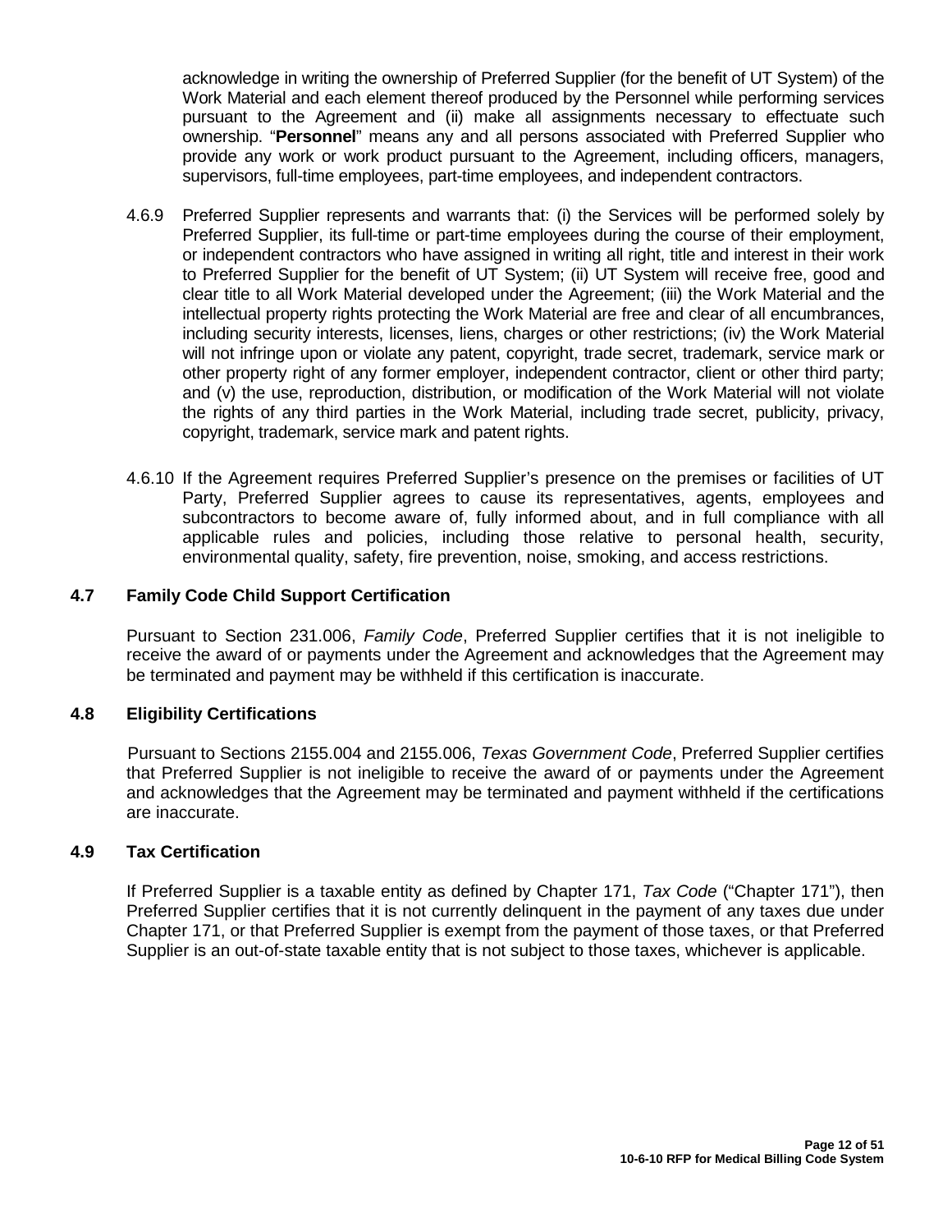acknowledge in writing the ownership of Preferred Supplier (for the benefit of UT System) of the Work Material and each element thereof produced by the Personnel while performing services pursuant to the Agreement and (ii) make all assignments necessary to effectuate such ownership. "**Personnel**" means any and all persons associated with Preferred Supplier who provide any work or work product pursuant to the Agreement, including officers, managers, supervisors, full-time employees, part-time employees, and independent contractors.

4.6.9 Preferred Supplier represents and warrants that: (i) the Services will be performed solely by Preferred Supplier, its full-time or part-time employees during the course of their employment, or independent contractors who have assigned in writing all right, title and interest in their work to Preferred Supplier for the benefit of UT System; (ii) UT System will receive free, good and clear title to all Work Material developed under the Agreement; (iii) the Work Material and the intellectual property rights protecting the Work Material are free and clear of all encumbrances, including security interests, licenses, liens, charges or other restrictions; (iv) the Work Material will not infringe upon or violate any patent, copyright, trade secret, trademark, service mark or other property right of any former employer, independent contractor, client or other third party; and (v) the use, reproduction, distribution, or modification of the Work Material will not violate the rights of any third parties in the Work Material, including trade secret, publicity, privacy, copyright, trademark, service mark and patent rights.

4.6.10 If the Agreement requires Preferred Supplier's presence on the premises or facilities of UT Party, Preferred Supplier agrees to cause its representatives, agents, employees and subcontractors to become aware of, fully informed about, and in full compliance with all applicable rules and policies, including those relative to personal health, security, environmental quality, safety, fire prevention, noise, smoking, and access restrictions.

### 4.7 Family Code Child Support Certification

Pursuant to Section 231.006, *Family Code*, Preferred Supplier certifies that it is not ineligible to receive the award of or payments under the Agreement and acknowledges that the Agreement may be terminated and payment may be withheld if this certification is inaccurate.

### 4.8 Eligibility Certifications

Pursuant to Sections 2155.004 and 2155.006, *Texas Government Code*, Preferred Supplier certifies that Preferred Supplier is not ineligible to receive the award of or payments under the Agreement and acknowledges that the Agreement may be terminated and payment withheld if the certifications are inaccurate.

### 4.9 Tax Certification

If Preferred Supplier is a taxable entity as defined by Chapter 171, *Tax Code* ("Chapter 171"), then Preferred Supplier certifies that it is not currently delinquent in the payment of any taxes due under Chapter 171, or that Preferred Supplier is exempt from the payment of those taxes, or that Preferred Supplier is an out-of-state taxable entity that is not subject to those taxes, whichever is applicable.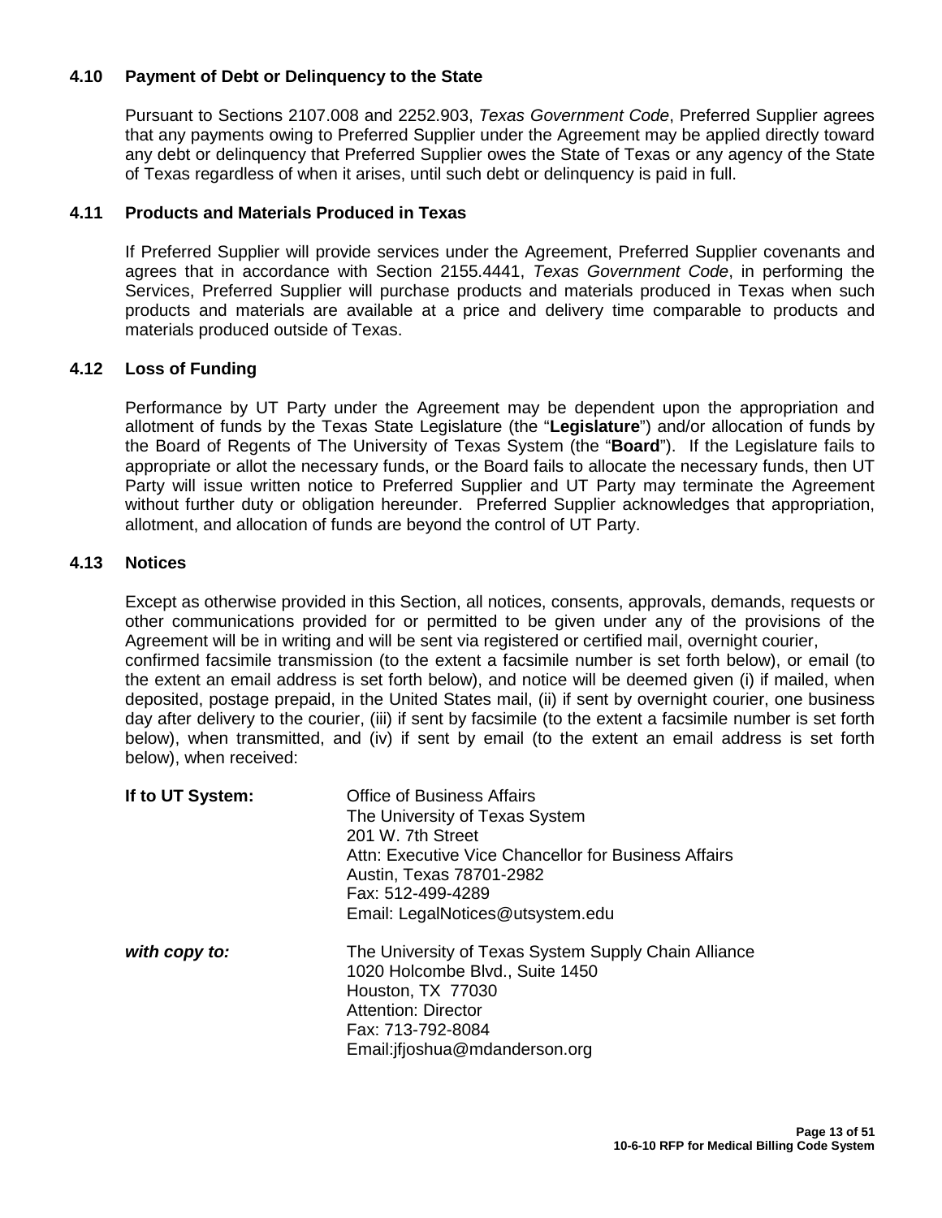### 4.10 Payment of Debt or Delinquency to the State

Pursuant to Sections 2107.008 and 2252.903, *Texas Government Code*, Preferred Supplier agrees that any payments owing to Preferred Supplier under the Agreement may be applied directly toward any debt or delinquency that Preferred Supplier owes the State of Texas or any agency of the State of Texas regardless of when it arises, until such debt or delinquency is paid in full.

### 4.11 Products and Materials Produced in Texas

If Preferred Supplier will provide services under the Agreement, Preferred Supplier covenants and agrees that in accordance with Section 2155.4441, *Texas Government Code*, in performing the Services, Preferred Supplier will purchase products and materials produced in Texas when such products and materials are available at a price and delivery time comparable to products and materials produced outside of Texas.

### 4.12 Loss of Funding

Performance by UT Party under the Agreement may be dependent upon the appropriation and allotment of funds by the Texas State Legislature (the "**Legislature**") and/or allocation of funds by the Board of Regents of The University of Texas System (the "**Board**"). If the Legislature fails to appropriate or allot the necessary funds, or the Board fails to allocate the necessary funds, then UT Party will issue written notice to Preferred Supplier and UT Party may terminate the Agreement without further duty or obligation hereunder. Preferred Supplier acknowledges that appropriation, allotment, and allocation of funds are beyond the control of UT Party.

### 4.13 Notices

Except as otherwise provided in this Section, all notices, consents, approvals, demands, requests or other communications provided for or permitted to be given under any of the provisions of the Agreement will be in writing and will be sent via registered or certified mail, overnight courier, confirmed facsimile transmission (to the extent a facsimile number is set forth below), or email (to the extent an email address is set forth below), and notice will be deemed given (i) if mailed, when deposited, postage prepaid, in the United States mail, (ii) if sent by overnight courier, one business day after delivery to the courier, (iii) if sent by facsimile (to the extent a facsimile number is set forth below), when transmitted, and (iv) if sent by email (to the extent an email address is set forth below), when received:

**If to UT System:**

Office of Business Affairs
The University of Texas System
201 W. 7th Street
Attn: Executive Vice Chancellor for Business Affairs
Austin, Texas 78701-2982
Fax: 512-499-4289
Email: LegalNotices@utsystem.edu

***with copy to:***

The University of Texas System Supply Chain Alliance
1020 Holcombe Blvd., Suite 1450
Houston, TX 77030
Attention: Director
Fax: 713-792-8084
Email:jfjoshua@mdanderson.org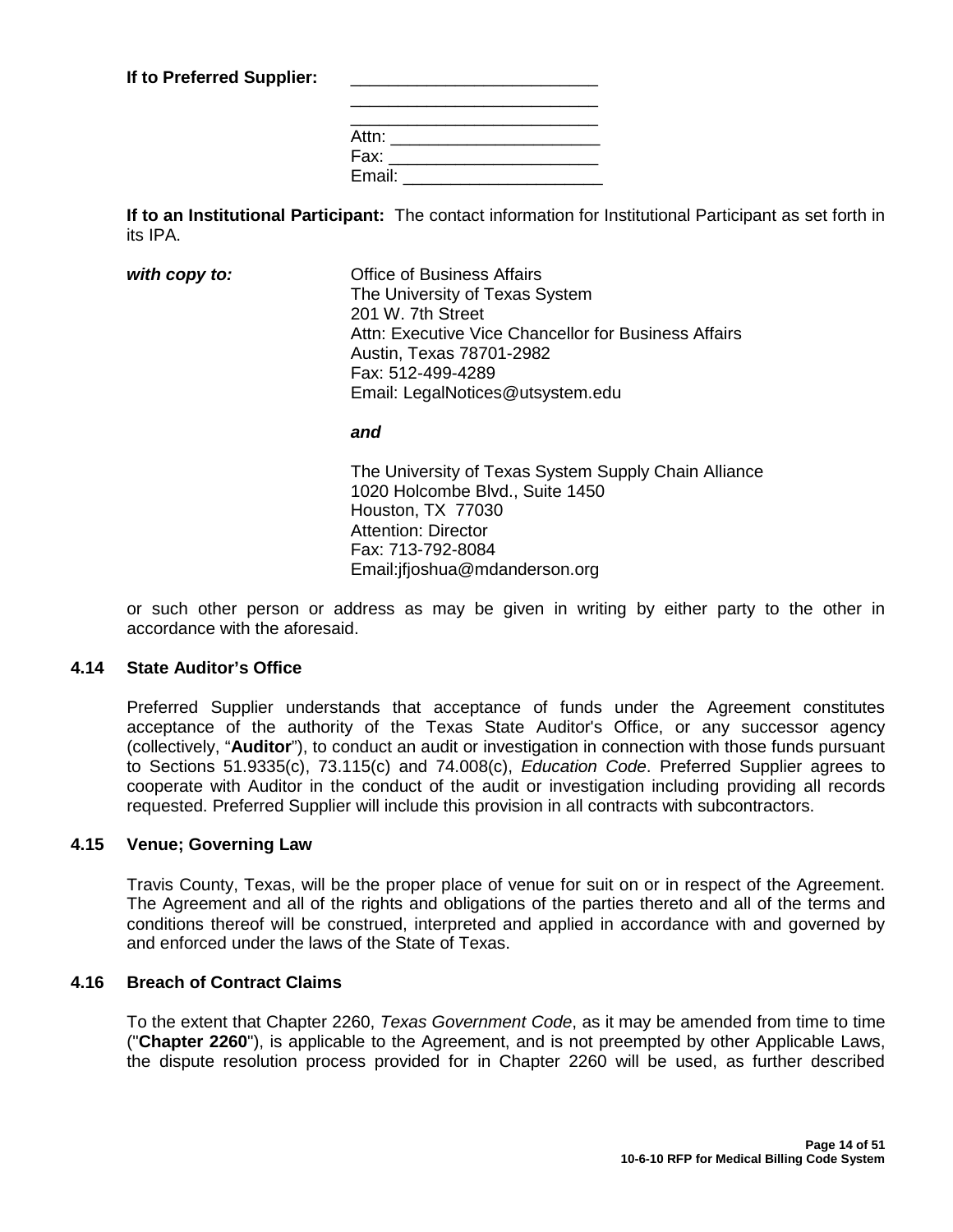**If to Preferred Supplier:** \_\_\_\_\_\_\_\_\_\_\_\_\_\_\_\_\_\_\_\_\_\_\_\_\_\_
\_\_\_\_\_\_\_\_\_\_\_\_\_\_\_\_\_\_\_\_\_\_\_\_\_\_
\_\_\_\_\_\_\_\_\_\_\_\_\_\_\_\_\_\_\_\_\_\_\_\_\_\_
Attn: \_\_\_\_\_\_\_\_\_\_\_\_\_\_\_\_\_\_\_\_\_\_
Fax: \_\_\_\_\_\_\_\_\_\_\_\_\_\_\_\_\_\_\_\_\_\_\_
Email: \_\_\_\_\_\_\_\_\_\_\_\_\_\_\_\_\_\_\_\_\_\_

**If to an Institutional Participant:** The contact information for Institutional Participant as set forth in its IPA.

***with copy to:***

Office of Business Affairs
The University of Texas System
201 W. 7th Street
Attn: Executive Vice Chancellor for Business Affairs
Austin, Texas 78701-2982
Fax: 512-499-4289
Email: LegalNotices@utsystem.edu

***and***

The University of Texas System Supply Chain Alliance
1020 Holcombe Blvd., Suite 1450
Houston, TX 77030
Attention: Director
Fax: 713-792-8084
Email:jfjoshua@mdanderson.org

or such other person or address as may be given in writing by either party to the other in accordance with the aforesaid.

### 4.14 State Auditor's Office

Preferred Supplier understands that acceptance of funds under the Agreement constitutes acceptance of the authority of the Texas State Auditor's Office, or any successor agency (collectively, "**Auditor**"), to conduct an audit or investigation in connection with those funds pursuant to Sections 51.9335(c), 73.115(c) and 74.008(c), *Education Code*. Preferred Supplier agrees to cooperate with Auditor in the conduct of the audit or investigation including providing all records requested. Preferred Supplier will include this provision in all contracts with subcontractors.

### 4.15 Venue; Governing Law

Travis County, Texas, will be the proper place of venue for suit on or in respect of the Agreement. The Agreement and all of the rights and obligations of the parties thereto and all of the terms and conditions thereof will be construed, interpreted and applied in accordance with and governed by and enforced under the laws of the State of Texas.

### 4.16 Breach of Contract Claims

To the extent that Chapter 2260, *Texas Government Code*, as it may be amended from time to time ("**Chapter 2260**"), is applicable to the Agreement, and is not preempted by other Applicable Laws, the dispute resolution process provided for in Chapter 2260 will be used, as further described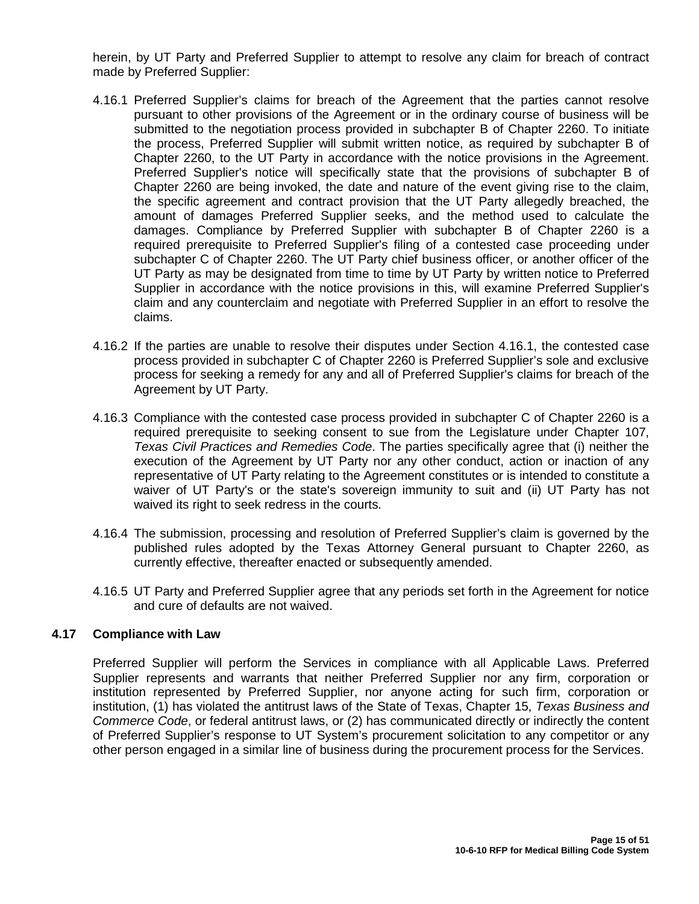herein, by UT Party and Preferred Supplier to attempt to resolve any claim for breach of contract made by Preferred Supplier:

4.16.1 Preferred Supplier's claims for breach of the Agreement that the parties cannot resolve pursuant to other provisions of the Agreement or in the ordinary course of business will be submitted to the negotiation process provided in subchapter B of Chapter 2260. To initiate the process, Preferred Supplier will submit written notice, as required by subchapter B of Chapter 2260, to the UT Party in accordance with the notice provisions in the Agreement. Preferred Supplier's notice will specifically state that the provisions of subchapter B of Chapter 2260 are being invoked, the date and nature of the event giving rise to the claim, the specific agreement and contract provision that the UT Party allegedly breached, the amount of damages Preferred Supplier seeks, and the method used to calculate the damages. Compliance by Preferred Supplier with subchapter B of Chapter 2260 is a required prerequisite to Preferred Supplier's filing of a contested case proceeding under subchapter C of Chapter 2260. The UT Party chief business officer, or another officer of the UT Party as may be designated from time to time by UT Party by written notice to Preferred Supplier in accordance with the notice provisions in this, will examine Preferred Supplier's claim and any counterclaim and negotiate with Preferred Supplier in an effort to resolve the claims.

4.16.2 If the parties are unable to resolve their disputes under Section 4.16.1, the contested case process provided in subchapter C of Chapter 2260 is Preferred Supplier's sole and exclusive process for seeking a remedy for any and all of Preferred Supplier's claims for breach of the Agreement by UT Party.

4.16.3 Compliance with the contested case process provided in subchapter C of Chapter 2260 is a required prerequisite to seeking consent to sue from the Legislature under Chapter 107, *Texas Civil Practices and Remedies Code*. The parties specifically agree that (i) neither the execution of the Agreement by UT Party nor any other conduct, action or inaction of any representative of UT Party relating to the Agreement constitutes or is intended to constitute a waiver of UT Party's or the state's sovereign immunity to suit and (ii) UT Party has not waived its right to seek redress in the courts.

4.16.4 The submission, processing and resolution of Preferred Supplier's claim is governed by the published rules adopted by the Texas Attorney General pursuant to Chapter 2260, as currently effective, thereafter enacted or subsequently amended.

4.16.5 UT Party and Preferred Supplier agree that any periods set forth in the Agreement for notice and cure of defaults are not waived.

### 4.17 Compliance with Law

Preferred Supplier will perform the Services in compliance with all Applicable Laws. Preferred Supplier represents and warrants that neither Preferred Supplier nor any firm, corporation or institution represented by Preferred Supplier, nor anyone acting for such firm, corporation or institution, (1) has violated the antitrust laws of the State of Texas, Chapter 15, *Texas Business and Commerce Code*, or federal antitrust laws, or (2) has communicated directly or indirectly the content of Preferred Supplier's response to UT System's procurement solicitation to any competitor or any other person engaged in a similar line of business during the procurement process for the Services.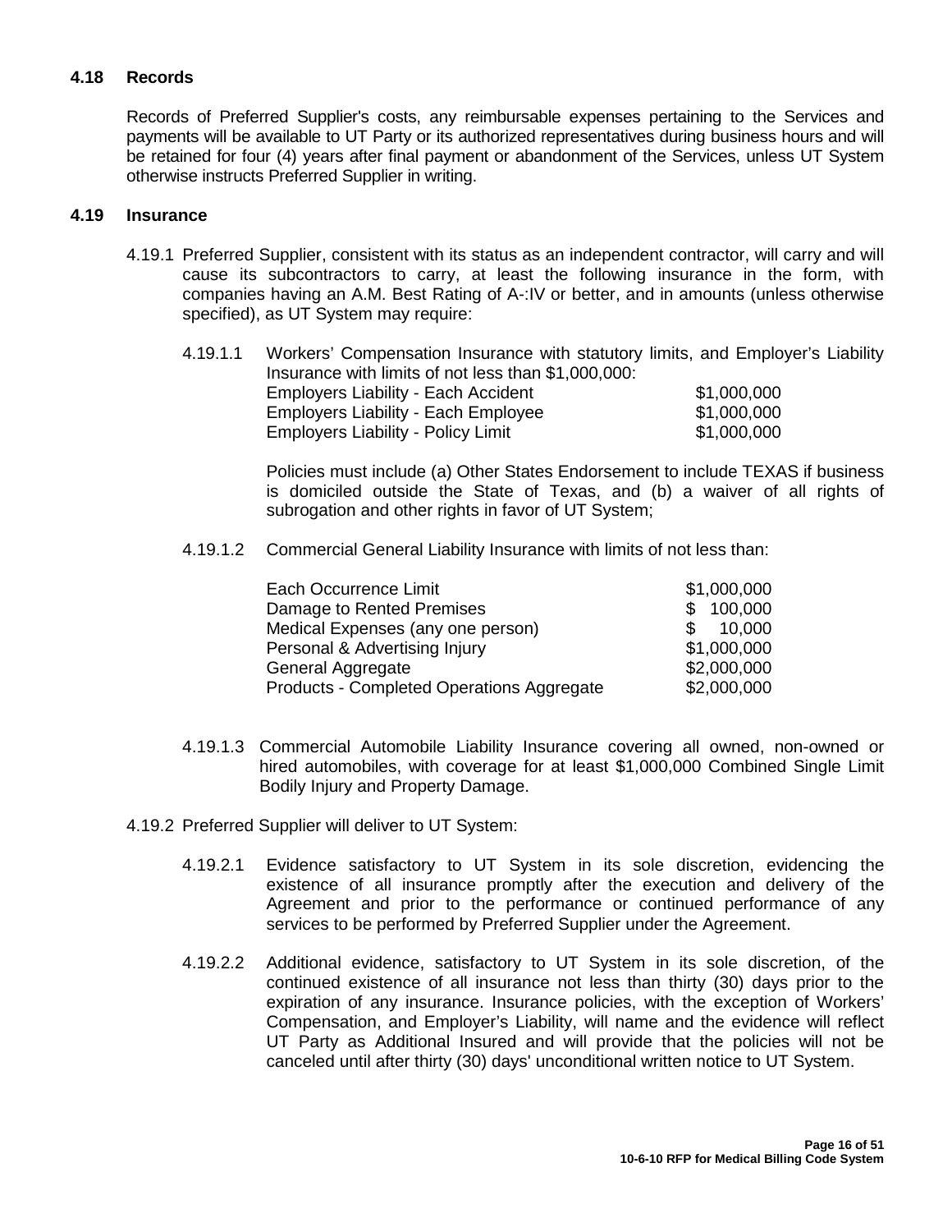### 4.18 Records

Records of Preferred Supplier's costs, any reimbursable expenses pertaining to the Services and payments will be available to UT Party or its authorized representatives during business hours and will be retained for four (4) years after final payment or abandonment of the Services, unless UT System otherwise instructs Preferred Supplier in writing.

### 4.19 Insurance

4.19.1 Preferred Supplier, consistent with its status as an independent contractor, will carry and will cause its subcontractors to carry, at least the following insurance in the form, with companies having an A.M. Best Rating of A-:IV or better, and in amounts (unless otherwise specified), as UT System may require:

4.19.1.1 Workers' Compensation Insurance with statutory limits, and Employer's Liability Insurance with limits of not less than $1,000,000:

| | |
|---|---|
| Employers Liability - Each Accident | $1,000,000 |
| Employers Liability - Each Employee | $1,000,000 |
| Employers Liability - Policy Limit | $1,000,000 |

Policies must include (a) Other States Endorsement to include TEXAS if business is domiciled outside the State of Texas, and (b) a waiver of all rights of subrogation and other rights in favor of UT System;

4.19.1.2 Commercial General Liability Insurance with limits of not less than:

| | |
|---|---|
| Each Occurrence Limit | $1,000,000 |
| Damage to Rented Premises | $ 100,000 |
| Medical Expenses (any one person) | $ 10,000 |
| Personal & Advertising Injury | $1,000,000 |
| General Aggregate | $2,000,000 |
| Products - Completed Operations Aggregate | $2,000,000 |

4.19.1.3 Commercial Automobile Liability Insurance covering all owned, non-owned or hired automobiles, with coverage for at least $1,000,000 Combined Single Limit Bodily Injury and Property Damage.

4.19.2 Preferred Supplier will deliver to UT System:

4.19.2.1 Evidence satisfactory to UT System in its sole discretion, evidencing the existence of all insurance promptly after the execution and delivery of the Agreement and prior to the performance or continued performance of any services to be performed by Preferred Supplier under the Agreement.

4.19.2.2 Additional evidence, satisfactory to UT System in its sole discretion, of the continued existence of all insurance not less than thirty (30) days prior to the expiration of any insurance. Insurance policies, with the exception of Workers' Compensation, and Employer's Liability, will name and the evidence will reflect UT Party as Additional Insured and will provide that the policies will not be canceled until after thirty (30) days' unconditional written notice to UT System.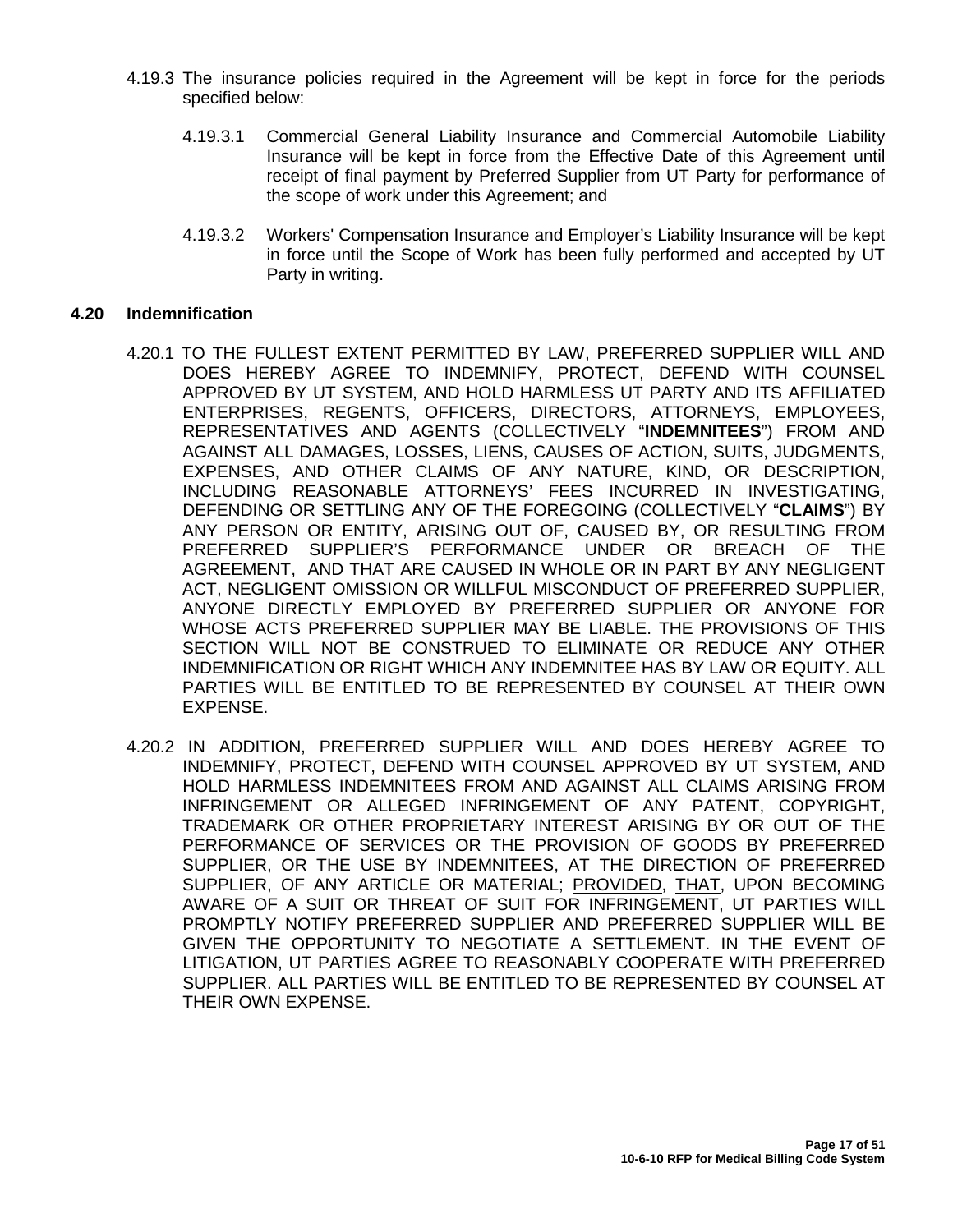4.19.3 The insurance policies required in the Agreement will be kept in force for the periods specified below:

4.19.3.1 Commercial General Liability Insurance and Commercial Automobile Liability Insurance will be kept in force from the Effective Date of this Agreement until receipt of final payment by Preferred Supplier from UT Party for performance of the scope of work under this Agreement; and

4.19.3.2 Workers' Compensation Insurance and Employer's Liability Insurance will be kept in force until the Scope of Work has been fully performed and accepted by UT Party in writing.

### 4.20 Indemnification

4.20.1 TO THE FULLEST EXTENT PERMITTED BY LAW, PREFERRED SUPPLIER WILL AND DOES HEREBY AGREE TO INDEMNIFY, PROTECT, DEFEND WITH COUNSEL APPROVED BY UT SYSTEM, AND HOLD HARMLESS UT PARTY AND ITS AFFILIATED ENTERPRISES, REGENTS, OFFICERS, DIRECTORS, ATTORNEYS, EMPLOYEES, REPRESENTATIVES AND AGENTS (COLLECTIVELY "**INDEMNITEES**") FROM AND AGAINST ALL DAMAGES, LOSSES, LIENS, CAUSES OF ACTION, SUITS, JUDGMENTS, EXPENSES, AND OTHER CLAIMS OF ANY NATURE, KIND, OR DESCRIPTION, INCLUDING REASONABLE ATTORNEYS' FEES INCURRED IN INVESTIGATING, DEFENDING OR SETTLING ANY OF THE FOREGOING (COLLECTIVELY "**CLAIMS**") BY ANY PERSON OR ENTITY, ARISING OUT OF, CAUSED BY, OR RESULTING FROM PREFERRED SUPPLIER'S PERFORMANCE UNDER OR BREACH OF THE AGREEMENT, AND THAT ARE CAUSED IN WHOLE OR IN PART BY ANY NEGLIGENT ACT, NEGLIGENT OMISSION OR WILLFUL MISCONDUCT OF PREFERRED SUPPLIER, ANYONE DIRECTLY EMPLOYED BY PREFERRED SUPPLIER OR ANYONE FOR WHOSE ACTS PREFERRED SUPPLIER MAY BE LIABLE. THE PROVISIONS OF THIS SECTION WILL NOT BE CONSTRUED TO ELIMINATE OR REDUCE ANY OTHER INDEMNIFICATION OR RIGHT WHICH ANY INDEMNITEE HAS BY LAW OR EQUITY. ALL PARTIES WILL BE ENTITLED TO BE REPRESENTED BY COUNSEL AT THEIR OWN EXPENSE.

4.20.2 IN ADDITION, PREFERRED SUPPLIER WILL AND DOES HEREBY AGREE TO INDEMNIFY, PROTECT, DEFEND WITH COUNSEL APPROVED BY UT SYSTEM, AND HOLD HARMLESS INDEMNITEES FROM AND AGAINST ALL CLAIMS ARISING FROM INFRINGEMENT OR ALLEGED INFRINGEMENT OF ANY PATENT, COPYRIGHT, TRADEMARK OR OTHER PROPRIETARY INTEREST ARISING BY OR OUT OF THE PERFORMANCE OF SERVICES OR THE PROVISION OF GOODS BY PREFERRED SUPPLIER, OR THE USE BY INDEMNITEES, AT THE DIRECTION OF PREFERRED SUPPLIER, OF ANY ARTICLE OR MATERIAL; PROVIDED, THAT, UPON BECOMING AWARE OF A SUIT OR THREAT OF SUIT FOR INFRINGEMENT, UT PARTIES WILL PROMPTLY NOTIFY PREFERRED SUPPLIER AND PREFERRED SUPPLIER WILL BE GIVEN THE OPPORTUNITY TO NEGOTIATE A SETTLEMENT. IN THE EVENT OF LITIGATION, UT PARTIES AGREE TO REASONABLY COOPERATE WITH PREFERRED SUPPLIER. ALL PARTIES WILL BE ENTITLED TO BE REPRESENTED BY COUNSEL AT THEIR OWN EXPENSE.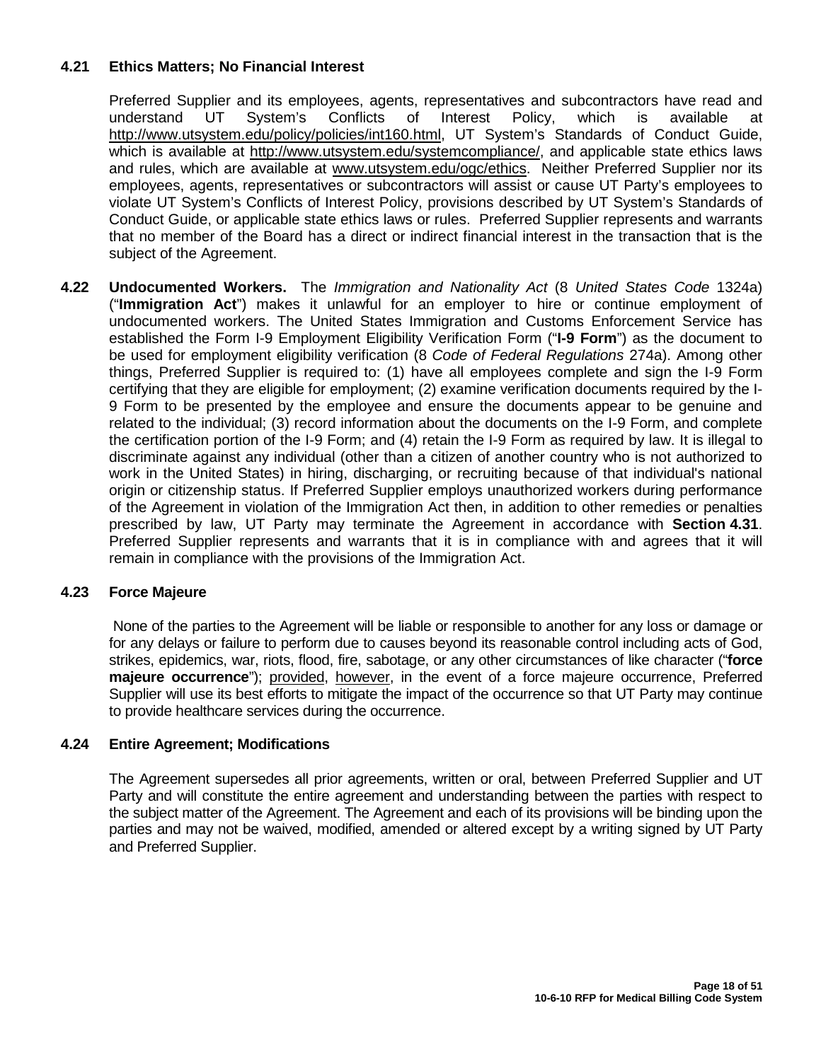**4.21 Ethics Matters; No Financial Interest**

Preferred Supplier and its employees, agents, representatives and subcontractors have read and understand UT System's Conflicts of Interest Policy, which is available at http://www.utsystem.edu/policy/policies/int160.html, UT System's Standards of Conduct Guide, which is available at http://www.utsystem.edu/systemcompliance/, and applicable state ethics laws and rules, which are available at www.utsystem.edu/ogc/ethics. Neither Preferred Supplier nor its employees, agents, representatives or subcontractors will assist or cause UT Party's employees to violate UT System's Conflicts of Interest Policy, provisions described by UT System's Standards of Conduct Guide, or applicable state ethics laws or rules. Preferred Supplier represents and warrants that no member of the Board has a direct or indirect financial interest in the transaction that is the subject of the Agreement.

**4.22 Undocumented Workers.** The *Immigration and Nationality Act* (8 *United States Code* 1324a) ("**Immigration Act**") makes it unlawful for an employer to hire or continue employment of undocumented workers. The United States Immigration and Customs Enforcement Service has established the Form I-9 Employment Eligibility Verification Form ("**I-9 Form**") as the document to be used for employment eligibility verification (8 *Code of Federal Regulations* 274a). Among other things, Preferred Supplier is required to: (1) have all employees complete and sign the I-9 Form certifying that they are eligible for employment; (2) examine verification documents required by the I-9 Form to be presented by the employee and ensure the documents appear to be genuine and related to the individual; (3) record information about the documents on the I-9 Form, and complete the certification portion of the I-9 Form; and (4) retain the I-9 Form as required by law. It is illegal to discriminate against any individual (other than a citizen of another country who is not authorized to work in the United States) in hiring, discharging, or recruiting because of that individual's national origin or citizenship status. If Preferred Supplier employs unauthorized workers during performance of the Agreement in violation of the Immigration Act then, in addition to other remedies or penalties prescribed by law, UT Party may terminate the Agreement in accordance with **Section 4.31**. Preferred Supplier represents and warrants that it is in compliance with and agrees that it will remain in compliance with the provisions of the Immigration Act.

**4.23 Force Majeure**

None of the parties to the Agreement will be liable or responsible to another for any loss or damage or for any delays or failure to perform due to causes beyond its reasonable control including acts of God, strikes, epidemics, war, riots, flood, fire, sabotage, or any other circumstances of like character ("**force majeure occurrence**"); provided, however, in the event of a force majeure occurrence, Preferred Supplier will use its best efforts to mitigate the impact of the occurrence so that UT Party may continue to provide healthcare services during the occurrence.

**4.24 Entire Agreement; Modifications**

The Agreement supersedes all prior agreements, written or oral, between Preferred Supplier and UT Party and will constitute the entire agreement and understanding between the parties with respect to the subject matter of the Agreement. The Agreement and each of its provisions will be binding upon the parties and may not be waived, modified, amended or altered except by a writing signed by UT Party and Preferred Supplier.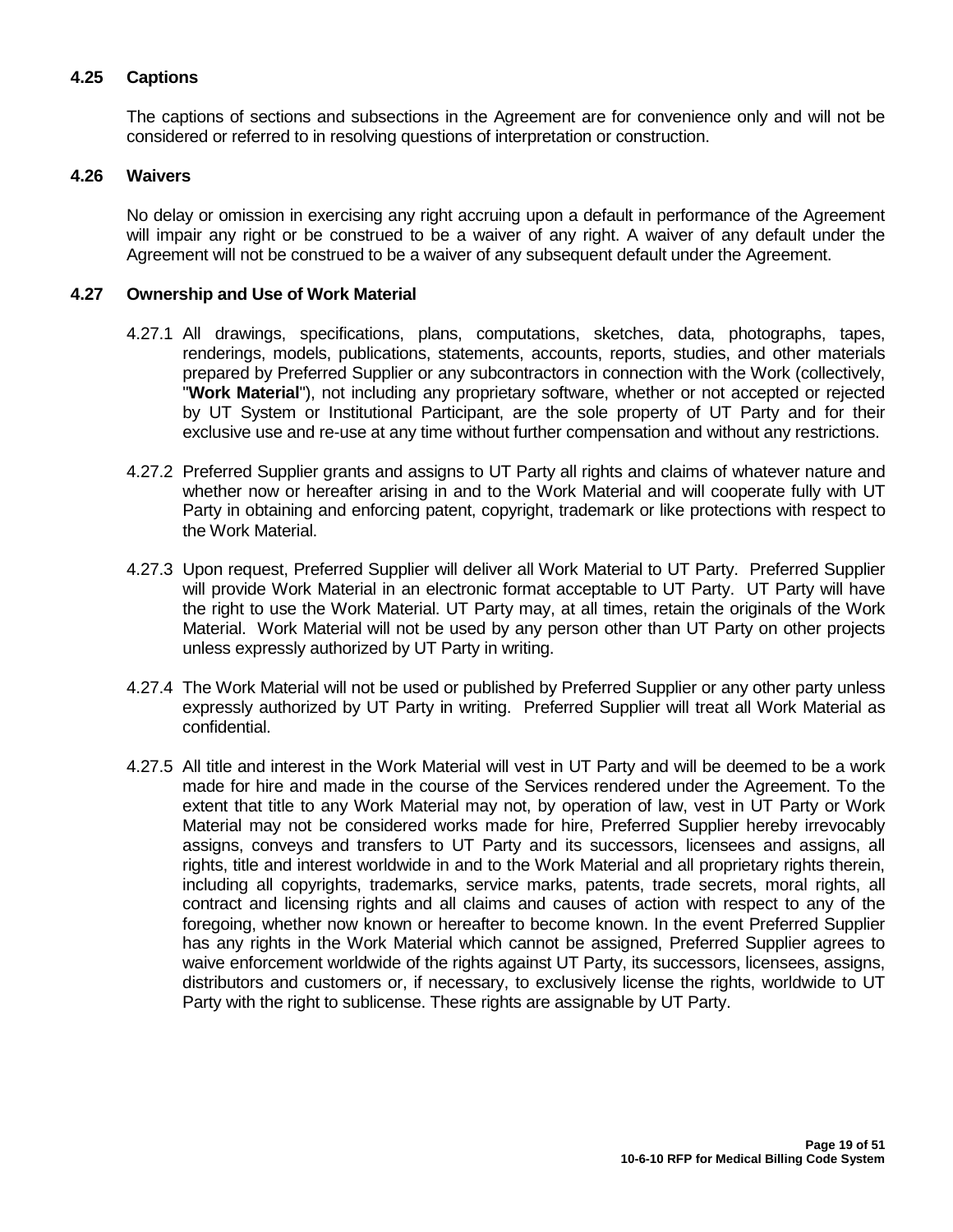### 4.25 Captions

The captions of sections and subsections in the Agreement are for convenience only and will not be considered or referred to in resolving questions of interpretation or construction.

### 4.26 Waivers

No delay or omission in exercising any right accruing upon a default in performance of the Agreement will impair any right or be construed to be a waiver of any right. A waiver of any default under the Agreement will not be construed to be a waiver of any subsequent default under the Agreement.

### 4.27 Ownership and Use of Work Material

4.27.1 All drawings, specifications, plans, computations, sketches, data, photographs, tapes, renderings, models, publications, statements, accounts, reports, studies, and other materials prepared by Preferred Supplier or any subcontractors in connection with the Work (collectively, "**Work Material**"), not including any proprietary software, whether or not accepted or rejected by UT System or Institutional Participant, are the sole property of UT Party and for their exclusive use and re-use at any time without further compensation and without any restrictions.

4.27.2 Preferred Supplier grants and assigns to UT Party all rights and claims of whatever nature and whether now or hereafter arising in and to the Work Material and will cooperate fully with UT Party in obtaining and enforcing patent, copyright, trademark or like protections with respect to the Work Material.

4.27.3 Upon request, Preferred Supplier will deliver all Work Material to UT Party. Preferred Supplier will provide Work Material in an electronic format acceptable to UT Party. UT Party will have the right to use the Work Material. UT Party may, at all times, retain the originals of the Work Material. Work Material will not be used by any person other than UT Party on other projects unless expressly authorized by UT Party in writing.

4.27.4 The Work Material will not be used or published by Preferred Supplier or any other party unless expressly authorized by UT Party in writing. Preferred Supplier will treat all Work Material as confidential.

4.27.5 All title and interest in the Work Material will vest in UT Party and will be deemed to be a work made for hire and made in the course of the Services rendered under the Agreement. To the extent that title to any Work Material may not, by operation of law, vest in UT Party or Work Material may not be considered works made for hire, Preferred Supplier hereby irrevocably assigns, conveys and transfers to UT Party and its successors, licensees and assigns, all rights, title and interest worldwide in and to the Work Material and all proprietary rights therein, including all copyrights, trademarks, service marks, patents, trade secrets, moral rights, all contract and licensing rights and all claims and causes of action with respect to any of the foregoing, whether now known or hereafter to become known. In the event Preferred Supplier has any rights in the Work Material which cannot be assigned, Preferred Supplier agrees to waive enforcement worldwide of the rights against UT Party, its successors, licensees, assigns, distributors and customers or, if necessary, to exclusively license the rights, worldwide to UT Party with the right to sublicense. These rights are assignable by UT Party.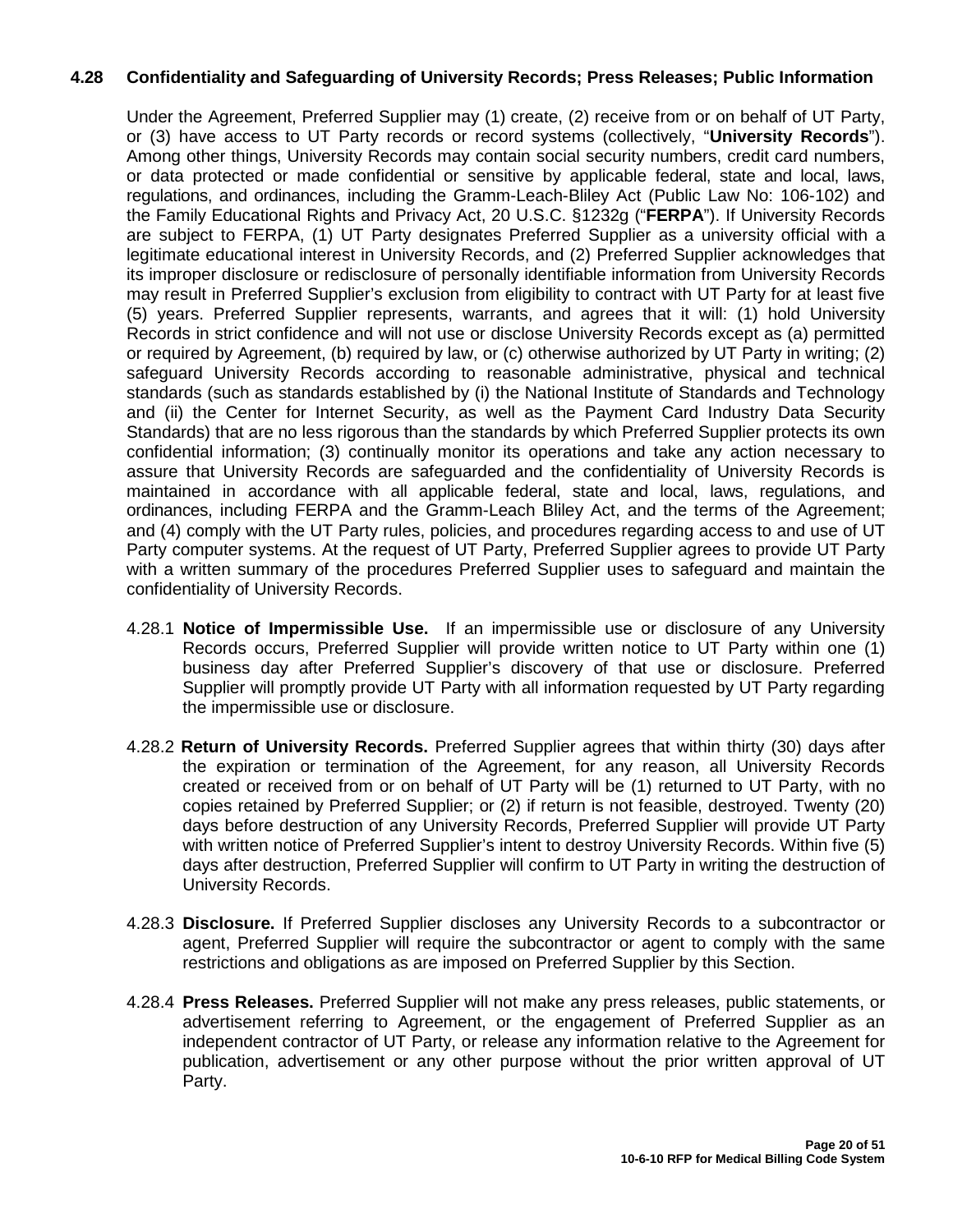### 4.28 Confidentiality and Safeguarding of University Records; Press Releases; Public Information

Under the Agreement, Preferred Supplier may (1) create, (2) receive from or on behalf of UT Party, or (3) have access to UT Party records or record systems (collectively, "**University Records**"). Among other things, University Records may contain social security numbers, credit card numbers, or data protected or made confidential or sensitive by applicable federal, state and local, laws, regulations, and ordinances, including the Gramm-Leach-Bliley Act (Public Law No: 106-102) and the Family Educational Rights and Privacy Act, 20 U.S.C. §1232g ("**FERPA**"). If University Records are subject to FERPA, (1) UT Party designates Preferred Supplier as a university official with a legitimate educational interest in University Records, and (2) Preferred Supplier acknowledges that its improper disclosure or redisclosure of personally identifiable information from University Records may result in Preferred Supplier's exclusion from eligibility to contract with UT Party for at least five (5) years. Preferred Supplier represents, warrants, and agrees that it will: (1) hold University Records in strict confidence and will not use or disclose University Records except as (a) permitted or required by Agreement, (b) required by law, or (c) otherwise authorized by UT Party in writing; (2) safeguard University Records according to reasonable administrative, physical and technical standards (such as standards established by (i) the National Institute of Standards and Technology and (ii) the Center for Internet Security, as well as the Payment Card Industry Data Security Standards) that are no less rigorous than the standards by which Preferred Supplier protects its own confidential information; (3) continually monitor its operations and take any action necessary to assure that University Records are safeguarded and the confidentiality of University Records is maintained in accordance with all applicable federal, state and local, laws, regulations, and ordinances, including FERPA and the Gramm-Leach Bliley Act, and the terms of the Agreement; and (4) comply with the UT Party rules, policies, and procedures regarding access to and use of UT Party computer systems. At the request of UT Party, Preferred Supplier agrees to provide UT Party with a written summary of the procedures Preferred Supplier uses to safeguard and maintain the confidentiality of University Records.

4.28.1 **Notice of Impermissible Use.** If an impermissible use or disclosure of any University Records occurs, Preferred Supplier will provide written notice to UT Party within one (1) business day after Preferred Supplier's discovery of that use or disclosure. Preferred Supplier will promptly provide UT Party with all information requested by UT Party regarding the impermissible use or disclosure.

4.28.2 **Return of University Records.** Preferred Supplier agrees that within thirty (30) days after the expiration or termination of the Agreement, for any reason, all University Records created or received from or on behalf of UT Party will be (1) returned to UT Party, with no copies retained by Preferred Supplier; or (2) if return is not feasible, destroyed. Twenty (20) days before destruction of any University Records, Preferred Supplier will provide UT Party with written notice of Preferred Supplier's intent to destroy University Records. Within five (5) days after destruction, Preferred Supplier will confirm to UT Party in writing the destruction of University Records.

4.28.3 **Disclosure.** If Preferred Supplier discloses any University Records to a subcontractor or agent, Preferred Supplier will require the subcontractor or agent to comply with the same restrictions and obligations as are imposed on Preferred Supplier by this Section.

4.28.4 **Press Releases.** Preferred Supplier will not make any press releases, public statements, or advertisement referring to Agreement, or the engagement of Preferred Supplier as an independent contractor of UT Party, or release any information relative to the Agreement for publication, advertisement or any other purpose without the prior written approval of UT Party.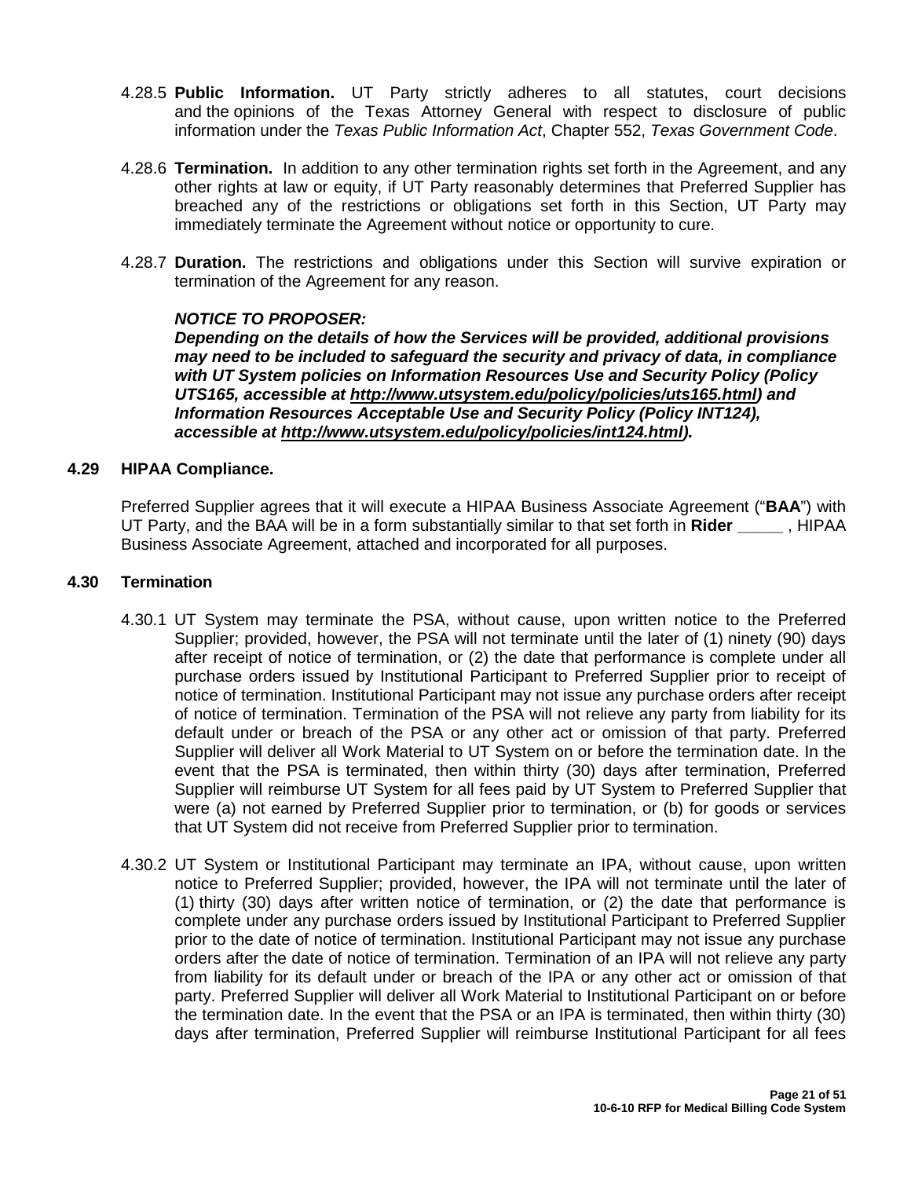4.28.5 **Public Information.** UT Party strictly adheres to all statutes, court decisions and the opinions of the Texas Attorney General with respect to disclosure of public information under the *Texas Public Information Act*, Chapter 552, *Texas Government Code*.

4.28.6 **Termination.** In addition to any other termination rights set forth in the Agreement, and any other rights at law or equity, if UT Party reasonably determines that Preferred Supplier has breached any of the restrictions or obligations set forth in this Section, UT Party may immediately terminate the Agreement without notice or opportunity to cure.

4.28.7 **Duration.** The restrictions and obligations under this Section will survive expiration or termination of the Agreement for any reason.

***NOTICE TO PROPOSER:***
***Depending on the details of how the Services will be provided, additional provisions may need to be included to safeguard the security and privacy of data, in compliance with UT System policies on Information Resources Use and Security Policy (Policy UTS165, accessible at http://www.utsystem.edu/policy/policies/uts165.html) and Information Resources Acceptable Use and Security Policy (Policy INT124), accessible at http://www.utsystem.edu/policy/policies/int124.html).***

### 4.29 HIPAA Compliance.

Preferred Supplier agrees that it will execute a HIPAA Business Associate Agreement ("**BAA**") with UT Party, and the BAA will be in a form substantially similar to that set forth in **Rider _____** , HIPAA Business Associate Agreement, attached and incorporated for all purposes.

### 4.30 Termination

4.30.1 UT System may terminate the PSA, without cause, upon written notice to the Preferred Supplier; provided, however, the PSA will not terminate until the later of (1) ninety (90) days after receipt of notice of termination, or (2) the date that performance is complete under all purchase orders issued by Institutional Participant to Preferred Supplier prior to receipt of notice of termination. Institutional Participant may not issue any purchase orders after receipt of notice of termination. Termination of the PSA will not relieve any party from liability for its default under or breach of the PSA or any other act or omission of that party. Preferred Supplier will deliver all Work Material to UT System on or before the termination date. In the event that the PSA is terminated, then within thirty (30) days after termination, Preferred Supplier will reimburse UT System for all fees paid by UT System to Preferred Supplier that were (a) not earned by Preferred Supplier prior to termination, or (b) for goods or services that UT System did not receive from Preferred Supplier prior to termination.

4.30.2 UT System or Institutional Participant may terminate an IPA, without cause, upon written notice to Preferred Supplier; provided, however, the IPA will not terminate until the later of (1) thirty (30) days after written notice of termination, or (2) the date that performance is complete under any purchase orders issued by Institutional Participant to Preferred Supplier prior to the date of notice of termination. Institutional Participant may not issue any purchase orders after the date of notice of termination. Termination of an IPA will not relieve any party from liability for its default under or breach of the IPA or any other act or omission of that party. Preferred Supplier will deliver all Work Material to Institutional Participant on or before the termination date. In the event that the PSA or an IPA is terminated, then within thirty (30) days after termination, Preferred Supplier will reimburse Institutional Participant for all fees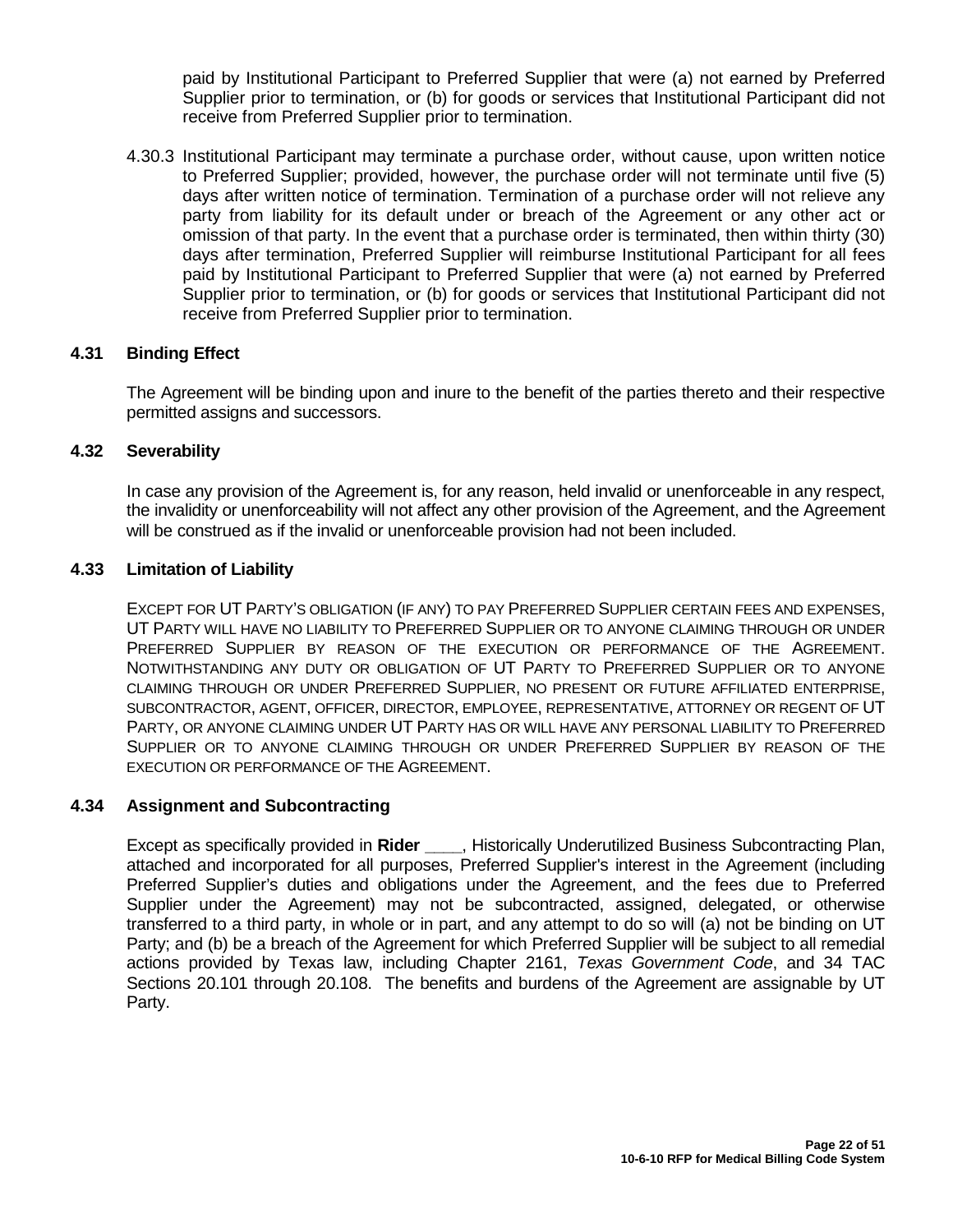paid by Institutional Participant to Preferred Supplier that were (a) not earned by Preferred Supplier prior to termination, or (b) for goods or services that Institutional Participant did not receive from Preferred Supplier prior to termination.

4.30.3 Institutional Participant may terminate a purchase order, without cause, upon written notice to Preferred Supplier; provided, however, the purchase order will not terminate until five (5) days after written notice of termination. Termination of a purchase order will not relieve any party from liability for its default under or breach of the Agreement or any other act or omission of that party. In the event that a purchase order is terminated, then within thirty (30) days after termination, Preferred Supplier will reimburse Institutional Participant for all fees paid by Institutional Participant to Preferred Supplier that were (a) not earned by Preferred Supplier prior to termination, or (b) for goods or services that Institutional Participant did not receive from Preferred Supplier prior to termination.

### 4.31 Binding Effect

The Agreement will be binding upon and inure to the benefit of the parties thereto and their respective permitted assigns and successors.

### 4.32 Severability

In case any provision of the Agreement is, for any reason, held invalid or unenforceable in any respect, the invalidity or unenforceability will not affect any other provision of the Agreement, and the Agreement will be construed as if the invalid or unenforceable provision had not been included.

### 4.33 Limitation of Liability

EXCEPT FOR UT PARTY'S OBLIGATION (IF ANY) TO PAY PREFERRED SUPPLIER CERTAIN FEES AND EXPENSES, UT PARTY WILL HAVE NO LIABILITY TO PREFERRED SUPPLIER OR TO ANYONE CLAIMING THROUGH OR UNDER PREFERRED SUPPLIER BY REASON OF THE EXECUTION OR PERFORMANCE OF THE AGREEMENT. NOTWITHSTANDING ANY DUTY OR OBLIGATION OF UT PARTY TO PREFERRED SUPPLIER OR TO ANYONE CLAIMING THROUGH OR UNDER PREFERRED SUPPLIER, NO PRESENT OR FUTURE AFFILIATED ENTERPRISE, SUBCONTRACTOR, AGENT, OFFICER, DIRECTOR, EMPLOYEE, REPRESENTATIVE, ATTORNEY OR REGENT OF UT PARTY, OR ANYONE CLAIMING UNDER UT PARTY HAS OR WILL HAVE ANY PERSONAL LIABILITY TO PREFERRED SUPPLIER OR TO ANYONE CLAIMING THROUGH OR UNDER PREFERRED SUPPLIER BY REASON OF THE EXECUTION OR PERFORMANCE OF THE AGREEMENT.

### 4.34 Assignment and Subcontracting

Except as specifically provided in **Rider ____**, Historically Underutilized Business Subcontracting Plan, attached and incorporated for all purposes, Preferred Supplier's interest in the Agreement (including Preferred Supplier's duties and obligations under the Agreement, and the fees due to Preferred Supplier under the Agreement) may not be subcontracted, assigned, delegated, or otherwise transferred to a third party, in whole or in part, and any attempt to do so will (a) not be binding on UT Party; and (b) be a breach of the Agreement for which Preferred Supplier will be subject to all remedial actions provided by Texas law, including Chapter 2161, *Texas Government Code*, and 34 TAC Sections 20.101 through 20.108. The benefits and burdens of the Agreement are assignable by UT Party.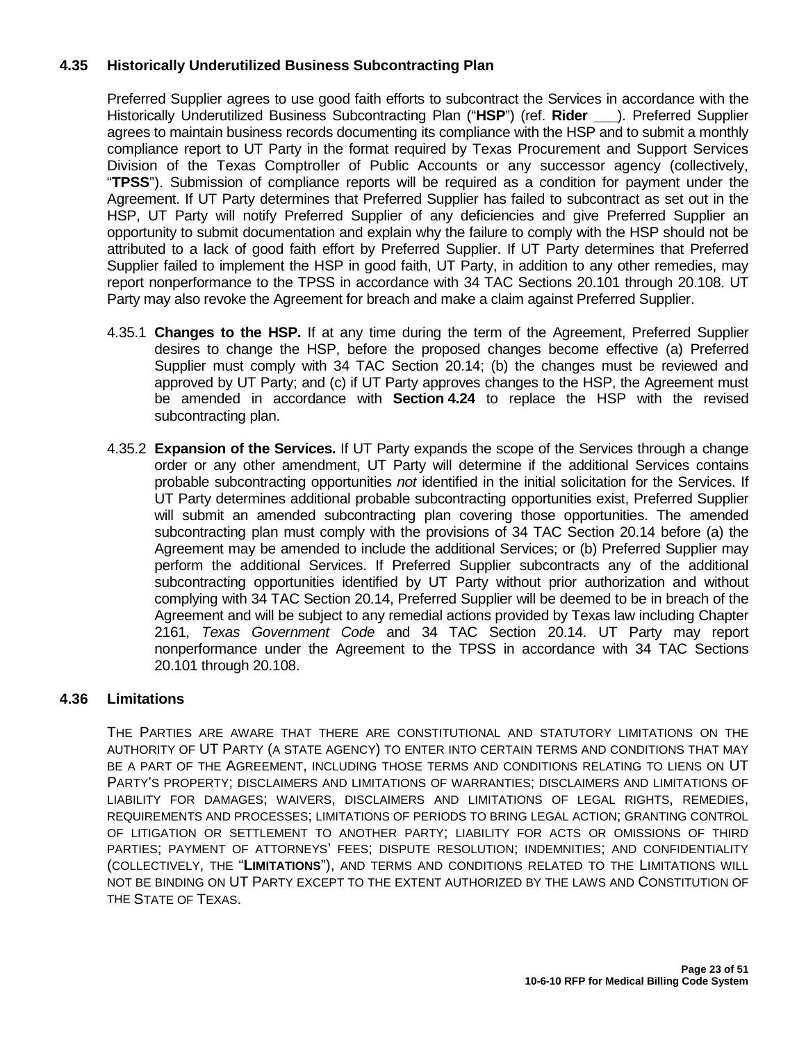### 4.35 Historically Underutilized Business Subcontracting Plan

Preferred Supplier agrees to use good faith efforts to subcontract the Services in accordance with the Historically Underutilized Business Subcontracting Plan ("**HSP**") (ref. **Rider ___**). Preferred Supplier agrees to maintain business records documenting its compliance with the HSP and to submit a monthly compliance report to UT Party in the format required by Texas Procurement and Support Services Division of the Texas Comptroller of Public Accounts or any successor agency (collectively, "**TPSS**"). Submission of compliance reports will be required as a condition for payment under the Agreement. If UT Party determines that Preferred Supplier has failed to subcontract as set out in the HSP, UT Party will notify Preferred Supplier of any deficiencies and give Preferred Supplier an opportunity to submit documentation and explain why the failure to comply with the HSP should not be attributed to a lack of good faith effort by Preferred Supplier. If UT Party determines that Preferred Supplier failed to implement the HSP in good faith, UT Party, in addition to any other remedies, may report nonperformance to the TPSS in accordance with 34 TAC Sections 20.101 through 20.108. UT Party may also revoke the Agreement for breach and make a claim against Preferred Supplier.

4.35.1 **Changes to the HSP.** If at any time during the term of the Agreement, Preferred Supplier desires to change the HSP, before the proposed changes become effective (a) Preferred Supplier must comply with 34 TAC Section 20.14; (b) the changes must be reviewed and approved by UT Party; and (c) if UT Party approves changes to the HSP, the Agreement must be amended in accordance with **Section 4.24** to replace the HSP with the revised subcontracting plan.

4.35.2 **Expansion of the Services.** If UT Party expands the scope of the Services through a change order or any other amendment, UT Party will determine if the additional Services contains probable subcontracting opportunities *not* identified in the initial solicitation for the Services. If UT Party determines additional probable subcontracting opportunities exist, Preferred Supplier will submit an amended subcontracting plan covering those opportunities. The amended subcontracting plan must comply with the provisions of 34 TAC Section 20.14 before (a) the Agreement may be amended to include the additional Services; or (b) Preferred Supplier may perform the additional Services. If Preferred Supplier subcontracts any of the additional subcontracting opportunities identified by UT Party without prior authorization and without complying with 34 TAC Section 20.14, Preferred Supplier will be deemed to be in breach of the Agreement and will be subject to any remedial actions provided by Texas law including Chapter 2161, *Texas Government Code* and 34 TAC Section 20.14. UT Party may report nonperformance under the Agreement to the TPSS in accordance with 34 TAC Sections 20.101 through 20.108.

### 4.36 Limitations

THE PARTIES ARE AWARE THAT THERE ARE CONSTITUTIONAL AND STATUTORY LIMITATIONS ON THE AUTHORITY OF UT PARTY (A STATE AGENCY) TO ENTER INTO CERTAIN TERMS AND CONDITIONS THAT MAY BE A PART OF THE AGREEMENT, INCLUDING THOSE TERMS AND CONDITIONS RELATING TO LIENS ON UT PARTY'S PROPERTY; DISCLAIMERS AND LIMITATIONS OF WARRANTIES; DISCLAIMERS AND LIMITATIONS OF LIABILITY FOR DAMAGES; WAIVERS, DISCLAIMERS AND LIMITATIONS OF LEGAL RIGHTS, REMEDIES, REQUIREMENTS AND PROCESSES; LIMITATIONS OF PERIODS TO BRING LEGAL ACTION; GRANTING CONTROL OF LITIGATION OR SETTLEMENT TO ANOTHER PARTY; LIABILITY FOR ACTS OR OMISSIONS OF THIRD PARTIES; PAYMENT OF ATTORNEYS' FEES; DISPUTE RESOLUTION; INDEMNITIES; AND CONFIDENTIALITY (COLLECTIVELY, THE "**LIMITATIONS**"), AND TERMS AND CONDITIONS RELATED TO THE LIMITATIONS WILL NOT BE BINDING ON UT PARTY EXCEPT TO THE EXTENT AUTHORIZED BY THE LAWS AND CONSTITUTION OF THE STATE OF TEXAS.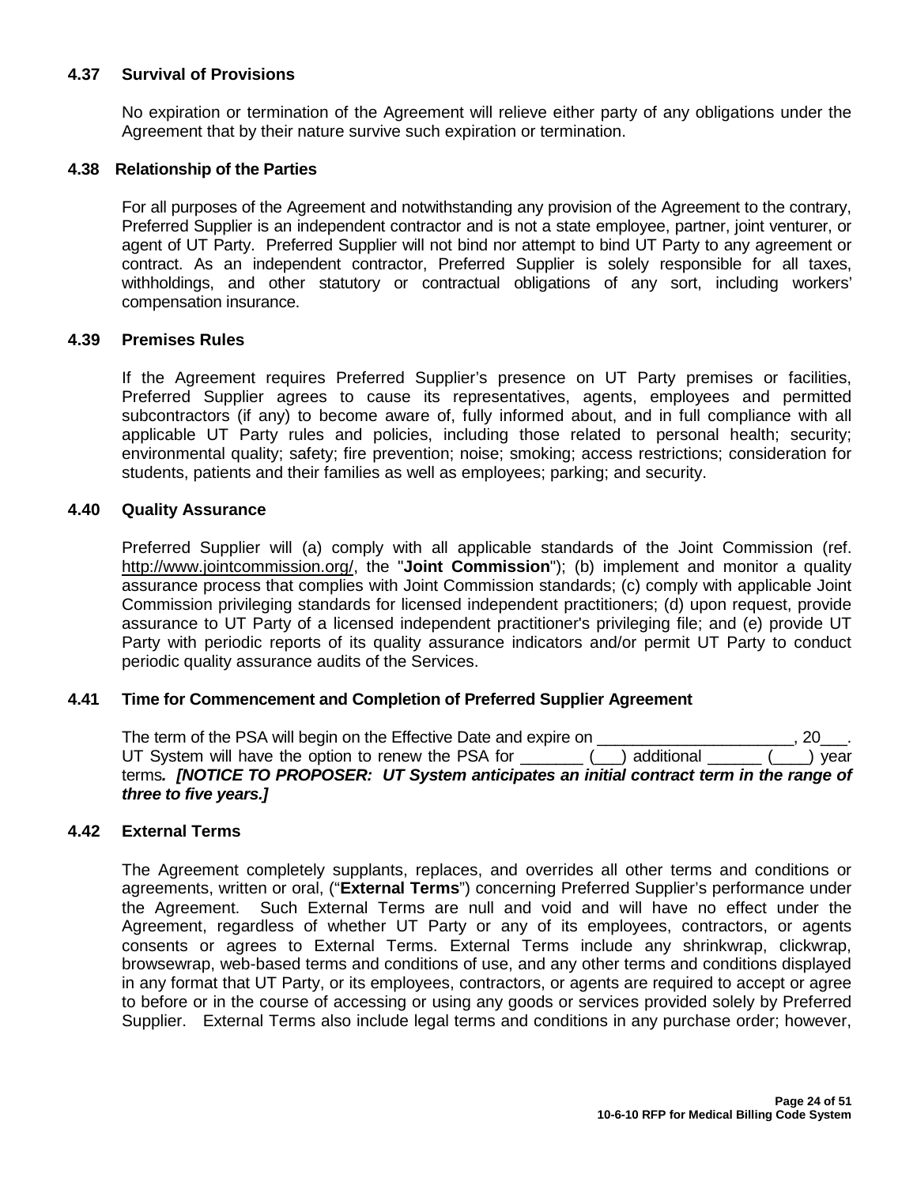### 4.37 Survival of Provisions

No expiration or termination of the Agreement will relieve either party of any obligations under the Agreement that by their nature survive such expiration or termination.

### 4.38 Relationship of the Parties

For all purposes of the Agreement and notwithstanding any provision of the Agreement to the contrary, Preferred Supplier is an independent contractor and is not a state employee, partner, joint venturer, or agent of UT Party. Preferred Supplier will not bind nor attempt to bind UT Party to any agreement or contract. As an independent contractor, Preferred Supplier is solely responsible for all taxes, withholdings, and other statutory or contractual obligations of any sort, including workers' compensation insurance.

### 4.39 Premises Rules

If the Agreement requires Preferred Supplier's presence on UT Party premises or facilities, Preferred Supplier agrees to cause its representatives, agents, employees and permitted subcontractors (if any) to become aware of, fully informed about, and in full compliance with all applicable UT Party rules and policies, including those related to personal health; security; environmental quality; safety; fire prevention; noise; smoking; access restrictions; consideration for students, patients and their families as well as employees; parking; and security.

### 4.40 Quality Assurance

Preferred Supplier will (a) comply with all applicable standards of the Joint Commission (ref. http://www.jointcommission.org/, the "**Joint Commission**"); (b) implement and monitor a quality assurance process that complies with Joint Commission standards; (c) comply with applicable Joint Commission privileging standards for licensed independent practitioners; (d) upon request, provide assurance to UT Party of a licensed independent practitioner's privileging file; and (e) provide UT Party with periodic reports of its quality assurance indicators and/or permit UT Party to conduct periodic quality assurance audits of the Services.

### 4.41 Time for Commencement and Completion of Preferred Supplier Agreement

The term of the PSA will begin on the Effective Date and expire on ______________________, 20___. UT System will have the option to renew the PSA for _______ (___) additional ______ (____) year terms*. **[NOTICE TO PROPOSER: UT System anticipates an initial contract term in the range of three to five years.]***

### 4.42 External Terms

The Agreement completely supplants, replaces, and overrides all other terms and conditions or agreements, written or oral, ("**External Terms**") concerning Preferred Supplier's performance under the Agreement. Such External Terms are null and void and will have no effect under the Agreement, regardless of whether UT Party or any of its employees, contractors, or agents consents or agrees to External Terms. External Terms include any shrinkwrap, clickwrap, browsewrap, web-based terms and conditions of use, and any other terms and conditions displayed in any format that UT Party, or its employees, contractors, or agents are required to accept or agree to before or in the course of accessing or using any goods or services provided solely by Preferred Supplier. External Terms also include legal terms and conditions in any purchase order; however,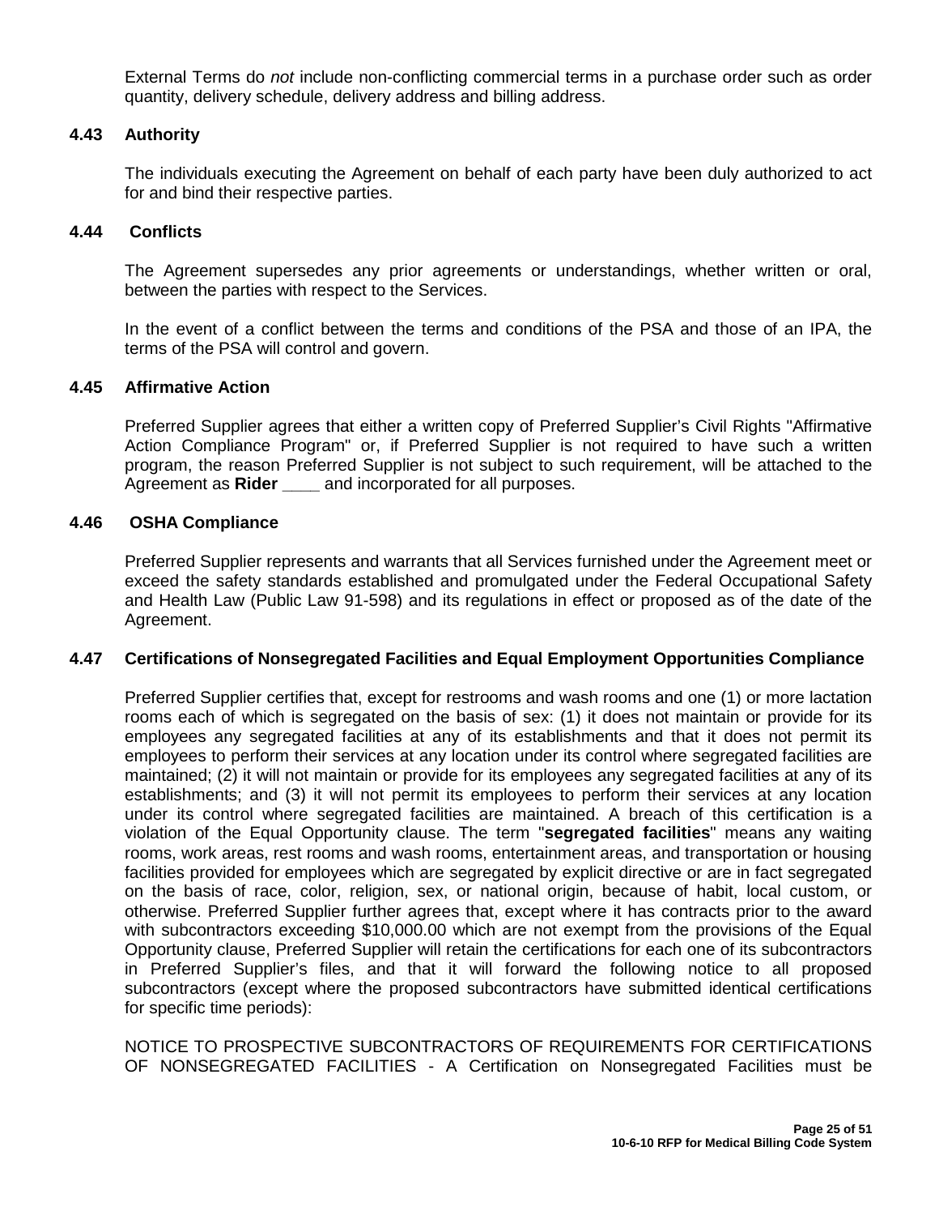External Terms do *not* include non-conflicting commercial terms in a purchase order such as order quantity, delivery schedule, delivery address and billing address.

### 4.43 Authority

The individuals executing the Agreement on behalf of each party have been duly authorized to act for and bind their respective parties.

### 4.44 Conflicts

The Agreement supersedes any prior agreements or understandings, whether written or oral, between the parties with respect to the Services.

In the event of a conflict between the terms and conditions of the PSA and those of an IPA, the terms of the PSA will control and govern.

### 4.45 Affirmative Action

Preferred Supplier agrees that either a written copy of Preferred Supplier's Civil Rights "Affirmative Action Compliance Program" or, if Preferred Supplier is not required to have such a written program, the reason Preferred Supplier is not subject to such requirement, will be attached to the Agreement as **Rider ____** and incorporated for all purposes.

### 4.46 OSHA Compliance

Preferred Supplier represents and warrants that all Services furnished under the Agreement meet or exceed the safety standards established and promulgated under the Federal Occupational Safety and Health Law (Public Law 91-598) and its regulations in effect or proposed as of the date of the Agreement.

### 4.47 Certifications of Nonsegregated Facilities and Equal Employment Opportunities Compliance

Preferred Supplier certifies that, except for restrooms and wash rooms and one (1) or more lactation rooms each of which is segregated on the basis of sex: (1) it does not maintain or provide for its employees any segregated facilities at any of its establishments and that it does not permit its employees to perform their services at any location under its control where segregated facilities are maintained; (2) it will not maintain or provide for its employees any segregated facilities at any of its establishments; and (3) it will not permit its employees to perform their services at any location under its control where segregated facilities are maintained. A breach of this certification is a violation of the Equal Opportunity clause. The term "**segregated facilities**" means any waiting rooms, work areas, rest rooms and wash rooms, entertainment areas, and transportation or housing facilities provided for employees which are segregated by explicit directive or are in fact segregated on the basis of race, color, religion, sex, or national origin, because of habit, local custom, or otherwise. Preferred Supplier further agrees that, except where it has contracts prior to the award with subcontractors exceeding $10,000.00 which are not exempt from the provisions of the Equal Opportunity clause, Preferred Supplier will retain the certifications for each one of its subcontractors in Preferred Supplier's files, and that it will forward the following notice to all proposed subcontractors (except where the proposed subcontractors have submitted identical certifications for specific time periods):

NOTICE TO PROSPECTIVE SUBCONTRACTORS OF REQUIREMENTS FOR CERTIFICATIONS OF NONSEGREGATED FACILITIES - A Certification on Nonsegregated Facilities must be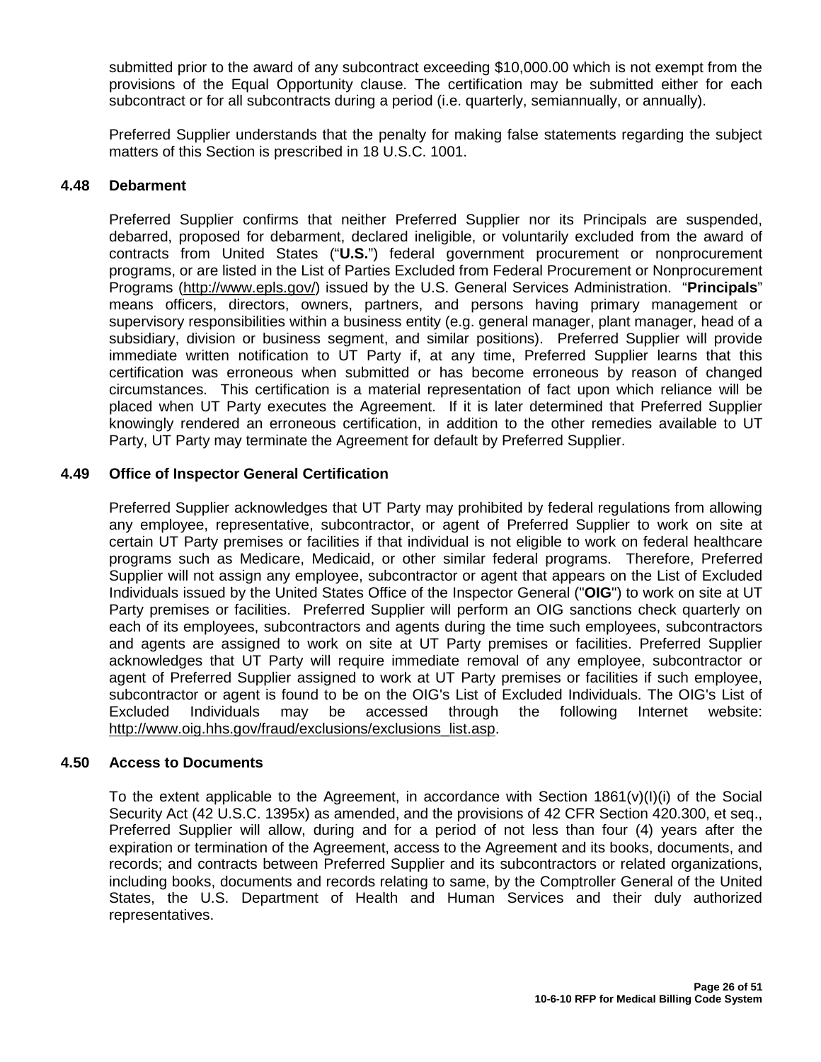submitted prior to the award of any subcontract exceeding $10,000.00 which is not exempt from the provisions of the Equal Opportunity clause. The certification may be submitted either for each subcontract or for all subcontracts during a period (i.e. quarterly, semiannually, or annually).

Preferred Supplier understands that the penalty for making false statements regarding the subject matters of this Section is prescribed in 18 U.S.C. 1001.

### 4.48 Debarment

Preferred Supplier confirms that neither Preferred Supplier nor its Principals are suspended, debarred, proposed for debarment, declared ineligible, or voluntarily excluded from the award of contracts from United States ("**U.S.**") federal government procurement or nonprocurement programs, or are listed in the List of Parties Excluded from Federal Procurement or Nonprocurement Programs (http://www.epls.gov/) issued by the U.S. General Services Administration. "**Principals**" means officers, directors, owners, partners, and persons having primary management or supervisory responsibilities within a business entity (e.g. general manager, plant manager, head of a subsidiary, division or business segment, and similar positions). Preferred Supplier will provide immediate written notification to UT Party if, at any time, Preferred Supplier learns that this certification was erroneous when submitted or has become erroneous by reason of changed circumstances. This certification is a material representation of fact upon which reliance will be placed when UT Party executes the Agreement. If it is later determined that Preferred Supplier knowingly rendered an erroneous certification, in addition to the other remedies available to UT Party, UT Party may terminate the Agreement for default by Preferred Supplier.

### 4.49 Office of Inspector General Certification

Preferred Supplier acknowledges that UT Party may prohibited by federal regulations from allowing any employee, representative, subcontractor, or agent of Preferred Supplier to work on site at certain UT Party premises or facilities if that individual is not eligible to work on federal healthcare programs such as Medicare, Medicaid, or other similar federal programs. Therefore, Preferred Supplier will not assign any employee, subcontractor or agent that appears on the List of Excluded Individuals issued by the United States Office of the Inspector General ("**OIG**") to work on site at UT Party premises or facilities. Preferred Supplier will perform an OIG sanctions check quarterly on each of its employees, subcontractors and agents during the time such employees, subcontractors and agents are assigned to work on site at UT Party premises or facilities. Preferred Supplier acknowledges that UT Party will require immediate removal of any employee, subcontractor or agent of Preferred Supplier assigned to work at UT Party premises or facilities if such employee, subcontractor or agent is found to be on the OIG's List of Excluded Individuals. The OIG's List of Excluded Individuals may be accessed through the following Internet website: http://www.oig.hhs.gov/fraud/exclusions/exclusions_list.asp.

### 4.50 Access to Documents

To the extent applicable to the Agreement, in accordance with Section 1861(v)(I)(i) of the Social Security Act (42 U.S.C. 1395x) as amended, and the provisions of 42 CFR Section 420.300, et seq., Preferred Supplier will allow, during and for a period of not less than four (4) years after the expiration or termination of the Agreement, access to the Agreement and its books, documents, and records; and contracts between Preferred Supplier and its subcontractors or related organizations, including books, documents and records relating to same, by the Comptroller General of the United States, the U.S. Department of Health and Human Services and their duly authorized representatives.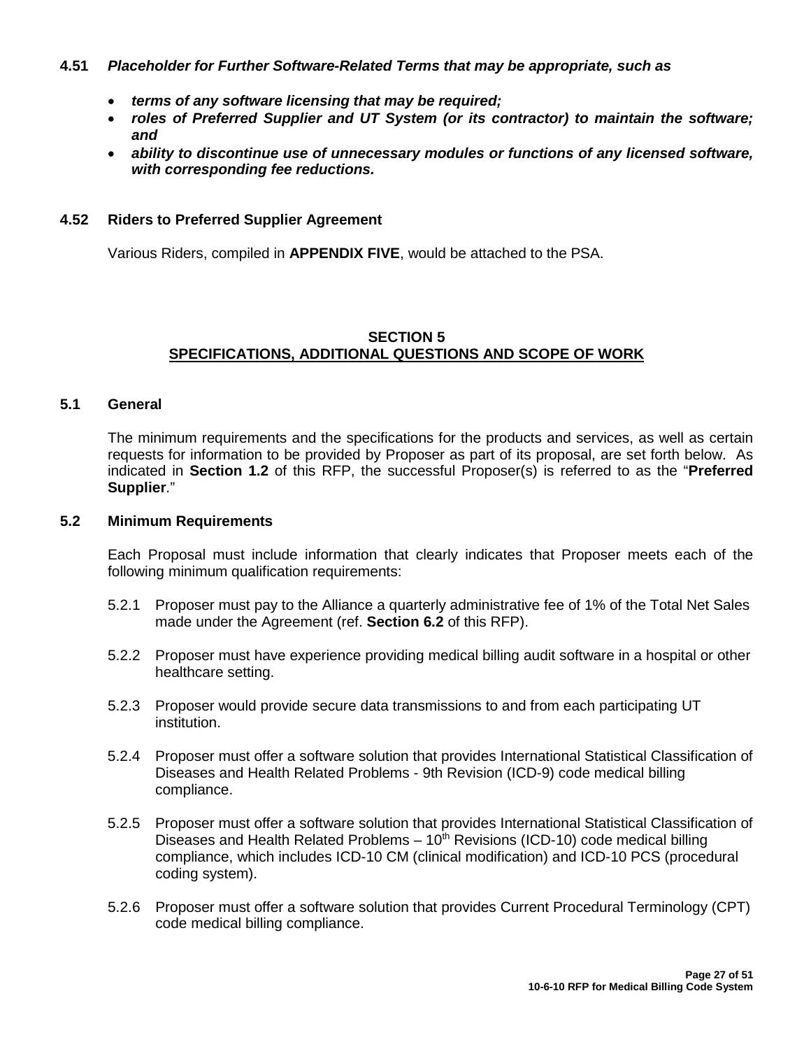**4.51** ***Placeholder for Further Software-Related Terms that may be appropriate, such as***

- ***terms of any software licensing that may be required;***
- ***roles of Preferred Supplier and UT System (or its contractor) to maintain the software; and***
- ***ability to discontinue use of unnecessary modules or functions of any licensed software, with corresponding fee reductions.***

**4.52 Riders to Preferred Supplier Agreement**

Various Riders, compiled in **APPENDIX FIVE**, would be attached to the PSA.

## SECTION 5
## SPECIFICATIONS, ADDITIONAL QUESTIONS AND SCOPE OF WORK

**5.1 General**

The minimum requirements and the specifications for the products and services, as well as certain requests for information to be provided by Proposer as part of its proposal, are set forth below. As indicated in **Section 1.2** of this RFP, the successful Proposer(s) is referred to as the "**Preferred Supplier**."

**5.2 Minimum Requirements**

Each Proposal must include information that clearly indicates that Proposer meets each of the following minimum qualification requirements:

5.2.1 Proposer must pay to the Alliance a quarterly administrative fee of 1% of the Total Net Sales made under the Agreement (ref. **Section 6.2** of this RFP).

5.2.2 Proposer must have experience providing medical billing audit software in a hospital or other healthcare setting.

5.2.3 Proposer would provide secure data transmissions to and from each participating UT institution.

5.2.4 Proposer must offer a software solution that provides International Statistical Classification of Diseases and Health Related Problems - 9th Revision (ICD-9) code medical billing compliance.

5.2.5 Proposer must offer a software solution that provides International Statistical Classification of Diseases and Health Related Problems – 10th Revisions (ICD-10) code medical billing compliance, which includes ICD-10 CM (clinical modification) and ICD-10 PCS (procedural coding system).

5.2.6 Proposer must offer a software solution that provides Current Procedural Terminology (CPT) code medical billing compliance.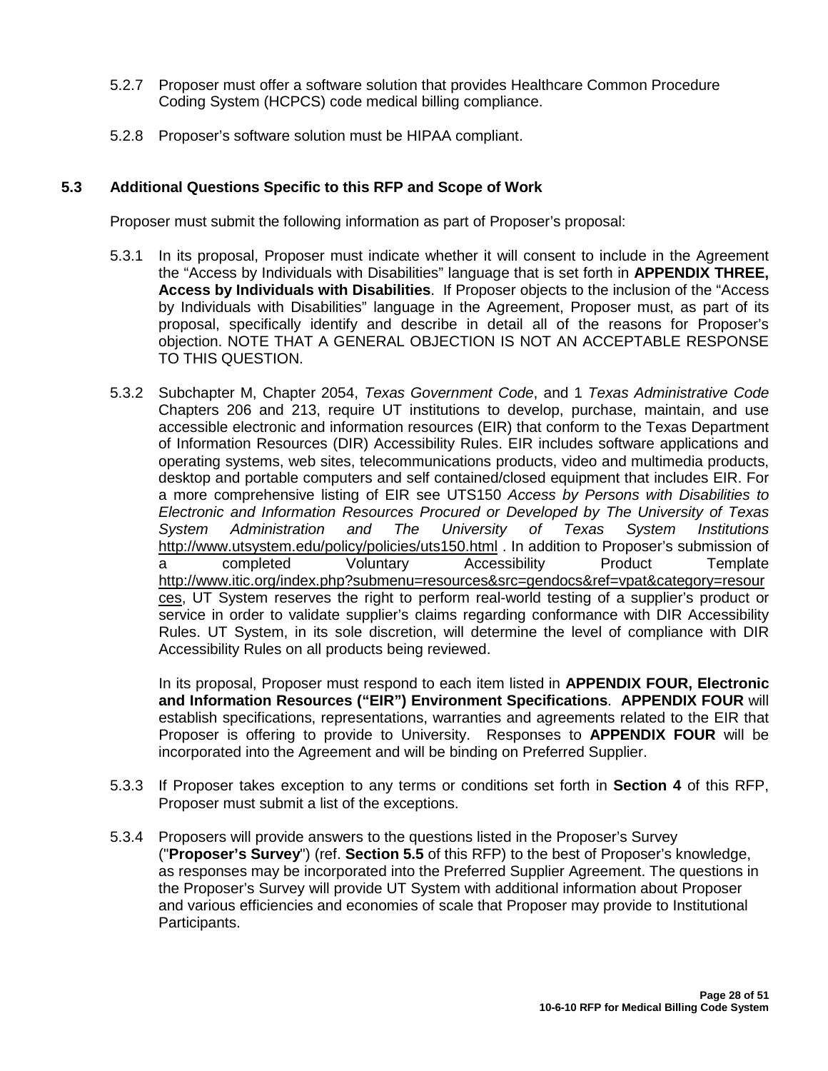5.2.7 Proposer must offer a software solution that provides Healthcare Common Procedure Coding System (HCPCS) code medical billing compliance.

5.2.8 Proposer's software solution must be HIPAA compliant.

## 5.3 Additional Questions Specific to this RFP and Scope of Work

Proposer must submit the following information as part of Proposer's proposal:

5.3.1 In its proposal, Proposer must indicate whether it will consent to include in the Agreement the "Access by Individuals with Disabilities" language that is set forth in **APPENDIX THREE, Access by Individuals with Disabilities**. If Proposer objects to the inclusion of the "Access by Individuals with Disabilities" language in the Agreement, Proposer must, as part of its proposal, specifically identify and describe in detail all of the reasons for Proposer's objection. NOTE THAT A GENERAL OBJECTION IS NOT AN ACCEPTABLE RESPONSE TO THIS QUESTION.

5.3.2 Subchapter M, Chapter 2054, *Texas Government Code*, and 1 *Texas Administrative Code* Chapters 206 and 213, require UT institutions to develop, purchase, maintain, and use accessible electronic and information resources (EIR) that conform to the Texas Department of Information Resources (DIR) Accessibility Rules. EIR includes software applications and operating systems, web sites, telecommunications products, video and multimedia products, desktop and portable computers and self contained/closed equipment that includes EIR. For a more comprehensive listing of EIR see UTS150 *Access by Persons with Disabilities to Electronic and Information Resources Procured or Developed by The University of Texas System Administration and The University of Texas System Institutions* http://www.utsystem.edu/policy/policies/uts150.html . In addition to Proposer's submission of a completed Voluntary Accessibility Product Template http://www.itic.org/index.php?submenu=resources&src=gendocs&ref=vpat&category=resources, UT System reserves the right to perform real-world testing of a supplier's product or service in order to validate supplier's claims regarding conformance with DIR Accessibility Rules. UT System, in its sole discretion, will determine the level of compliance with DIR Accessibility Rules on all products being reviewed.

In its proposal, Proposer must respond to each item listed in **APPENDIX FOUR, Electronic and Information Resources ("EIR") Environment Specifications**. **APPENDIX FOUR** will establish specifications, representations, warranties and agreements related to the EIR that Proposer is offering to provide to University. Responses to **APPENDIX FOUR** will be incorporated into the Agreement and will be binding on Preferred Supplier.

5.3.3 If Proposer takes exception to any terms or conditions set forth in **Section 4** of this RFP, Proposer must submit a list of the exceptions.

5.3.4 Proposers will provide answers to the questions listed in the Proposer's Survey ("**Proposer's Survey**") (ref. **Section 5.5** of this RFP) to the best of Proposer's knowledge, as responses may be incorporated into the Preferred Supplier Agreement. The questions in the Proposer's Survey will provide UT System with additional information about Proposer and various efficiencies and economies of scale that Proposer may provide to Institutional Participants.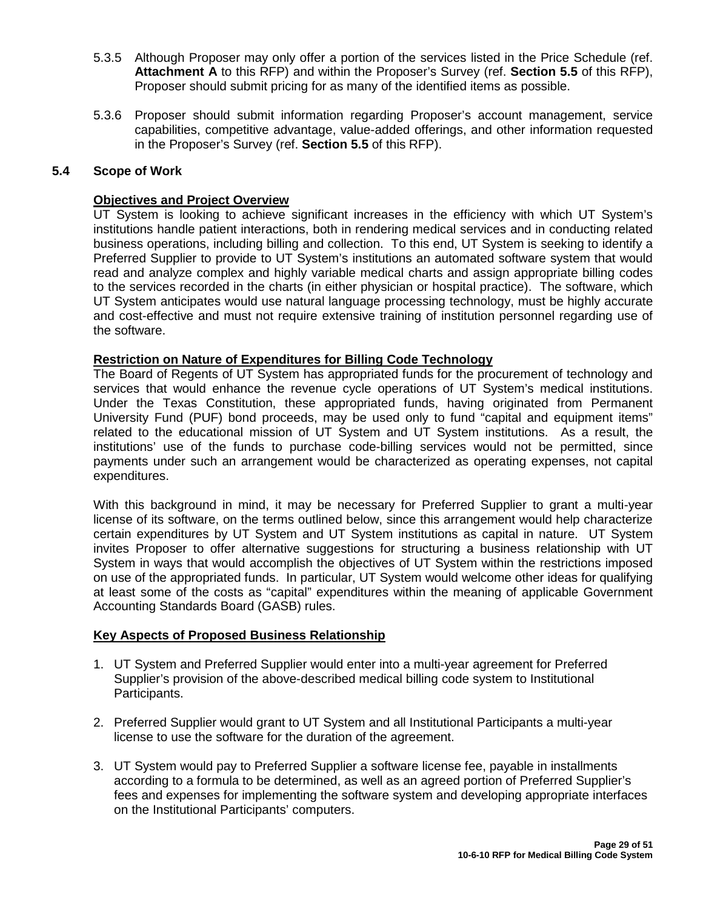5.3.5 Although Proposer may only offer a portion of the services listed in the Price Schedule (ref. **Attachment A** to this RFP) and within the Proposer's Survey (ref. **Section 5.5** of this RFP), Proposer should submit pricing for as many of the identified items as possible.

5.3.6 Proposer should submit information regarding Proposer's account management, service capabilities, competitive advantage, value-added offerings, and other information requested in the Proposer's Survey (ref. **Section 5.5** of this RFP).

### 5.4 Scope of Work

**Objectives and Project Overview**

UT System is looking to achieve significant increases in the efficiency with which UT System's institutions handle patient interactions, both in rendering medical services and in conducting related business operations, including billing and collection. To this end, UT System is seeking to identify a Preferred Supplier to provide to UT System's institutions an automated software system that would read and analyze complex and highly variable medical charts and assign appropriate billing codes to the services recorded in the charts (in either physician or hospital practice). The software, which UT System anticipates would use natural language processing technology, must be highly accurate and cost-effective and must not require extensive training of institution personnel regarding use of the software.

**Restriction on Nature of Expenditures for Billing Code Technology**

The Board of Regents of UT System has appropriated funds for the procurement of technology and services that would enhance the revenue cycle operations of UT System's medical institutions. Under the Texas Constitution, these appropriated funds, having originated from Permanent University Fund (PUF) bond proceeds, may be used only to fund "capital and equipment items" related to the educational mission of UT System and UT System institutions. As a result, the institutions' use of the funds to purchase code-billing services would not be permitted, since payments under such an arrangement would be characterized as operating expenses, not capital expenditures.

With this background in mind, it may be necessary for Preferred Supplier to grant a multi-year license of its software, on the terms outlined below, since this arrangement would help characterize certain expenditures by UT System and UT System institutions as capital in nature. UT System invites Proposer to offer alternative suggestions for structuring a business relationship with UT System in ways that would accomplish the objectives of UT System within the restrictions imposed on use of the appropriated funds. In particular, UT System would welcome other ideas for qualifying at least some of the costs as "capital" expenditures within the meaning of applicable Government Accounting Standards Board (GASB) rules.

**Key Aspects of Proposed Business Relationship**

1. UT System and Preferred Supplier would enter into a multi-year agreement for Preferred Supplier's provision of the above-described medical billing code system to Institutional Participants.

2. Preferred Supplier would grant to UT System and all Institutional Participants a multi-year license to use the software for the duration of the agreement.

3. UT System would pay to Preferred Supplier a software license fee, payable in installments according to a formula to be determined, as well as an agreed portion of Preferred Supplier's fees and expenses for implementing the software system and developing appropriate interfaces on the Institutional Participants' computers.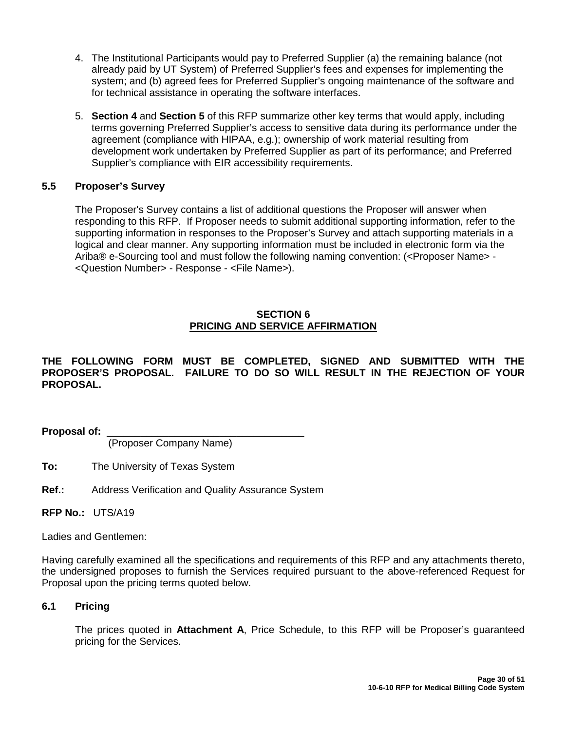4. The Institutional Participants would pay to Preferred Supplier (a) the remaining balance (not already paid by UT System) of Preferred Supplier's fees and expenses for implementing the system; and (b) agreed fees for Preferred Supplier's ongoing maintenance of the software and for technical assistance in operating the software interfaces.

5. **Section 4** and **Section 5** of this RFP summarize other key terms that would apply, including terms governing Preferred Supplier's access to sensitive data during its performance under the agreement (compliance with HIPAA, e.g.); ownership of work material resulting from development work undertaken by Preferred Supplier as part of its performance; and Preferred Supplier's compliance with EIR accessibility requirements.

### 5.5 Proposer's Survey

The Proposer's Survey contains a list of additional questions the Proposer will answer when responding to this RFP. If Proposer needs to submit additional supporting information, refer to the supporting information in responses to the Proposer's Survey and attach supporting materials in a logical and clear manner. Any supporting information must be included in electronic form via the Ariba® e-Sourcing tool and must follow the following naming convention: (<Proposer Name> - <Question Number> - Response - <File Name>).

## SECTION 6
## PRICING AND SERVICE AFFIRMATION

**THE FOLLOWING FORM MUST BE COMPLETED, SIGNED AND SUBMITTED WITH THE PROPOSER'S PROPOSAL. FAILURE TO DO SO WILL RESULT IN THE REJECTION OF YOUR PROPOSAL.**

**Proposal of:** ___________________________________
(Proposer Company Name)

**To:** The University of Texas System

**Ref.:** Address Verification and Quality Assurance System

**RFP No.:** UTS/A19

Ladies and Gentlemen:

Having carefully examined all the specifications and requirements of this RFP and any attachments thereto, the undersigned proposes to furnish the Services required pursuant to the above-referenced Request for Proposal upon the pricing terms quoted below.

### 6.1 Pricing

The prices quoted in **Attachment A**, Price Schedule, to this RFP will be Proposer's guaranteed pricing for the Services.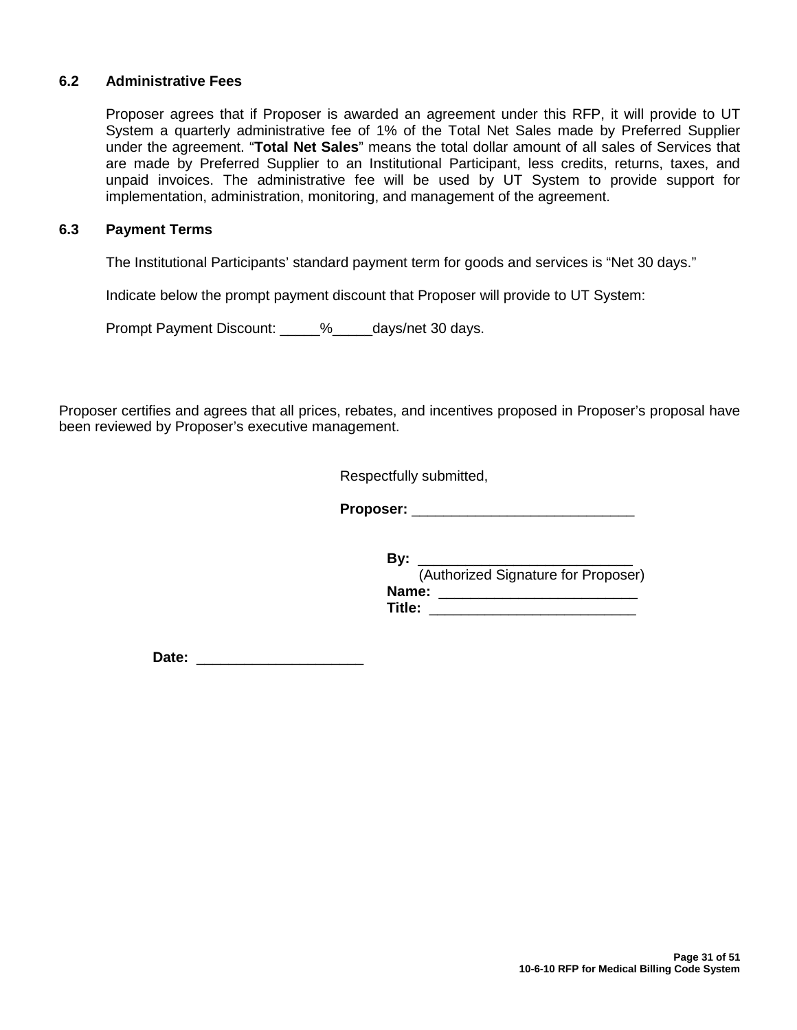### 6.2 Administrative Fees

Proposer agrees that if Proposer is awarded an agreement under this RFP, it will provide to UT System a quarterly administrative fee of 1% of the Total Net Sales made by Preferred Supplier under the agreement. "**Total Net Sales**" means the total dollar amount of all sales of Services that are made by Preferred Supplier to an Institutional Participant, less credits, returns, taxes, and unpaid invoices. The administrative fee will be used by UT System to provide support for implementation, administration, monitoring, and management of the agreement.

### 6.3 Payment Terms

The Institutional Participants' standard payment term for goods and services is "Net 30 days."

Indicate below the prompt payment discount that Proposer will provide to UT System:

Prompt Payment Discount: _____%_____days/net 30 days.

Proposer certifies and agrees that all prices, rebates, and incentives proposed in Proposer's proposal have been reviewed by Proposer's executive management.

Respectfully submitted,

**Proposer:** ____________________________

**By:** ___________________________
(Authorized Signature for Proposer)
**Name:** _________________________
**Title:** __________________________

**Date:** _____________________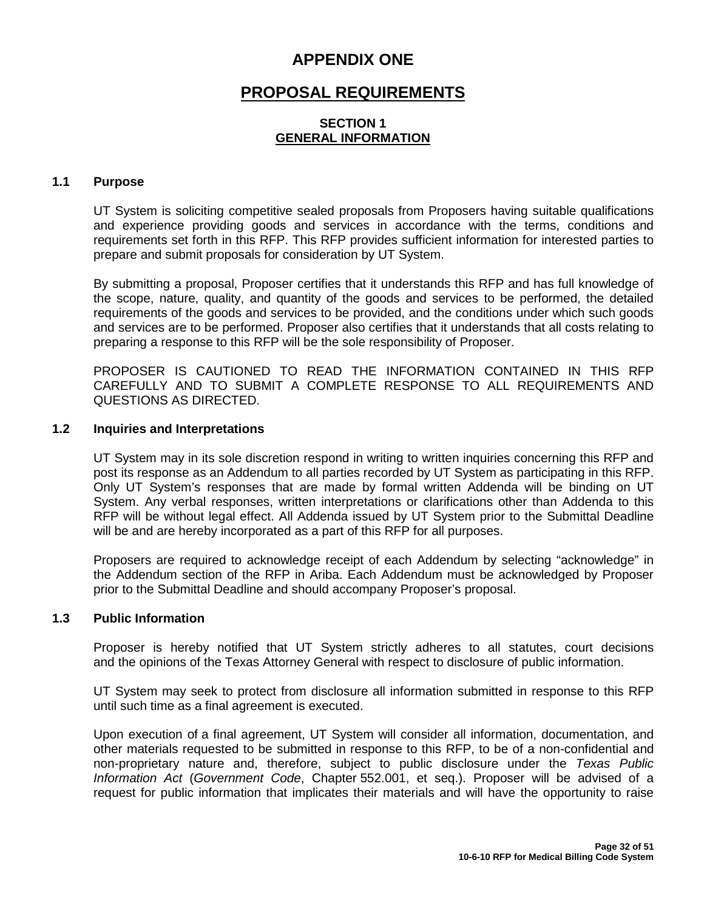# APPENDIX ONE

# PROPOSAL REQUIREMENTS

## SECTION 1
## GENERAL INFORMATION

### 1.1 Purpose

UT System is soliciting competitive sealed proposals from Proposers having suitable qualifications and experience providing goods and services in accordance with the terms, conditions and requirements set forth in this RFP. This RFP provides sufficient information for interested parties to prepare and submit proposals for consideration by UT System.

By submitting a proposal, Proposer certifies that it understands this RFP and has full knowledge of the scope, nature, quality, and quantity of the goods and services to be performed, the detailed requirements of the goods and services to be provided, and the conditions under which such goods and services are to be performed. Proposer also certifies that it understands that all costs relating to preparing a response to this RFP will be the sole responsibility of Proposer.

PROPOSER IS CAUTIONED TO READ THE INFORMATION CONTAINED IN THIS RFP CAREFULLY AND TO SUBMIT A COMPLETE RESPONSE TO ALL REQUIREMENTS AND QUESTIONS AS DIRECTED.

### 1.2 Inquiries and Interpretations

UT System may in its sole discretion respond in writing to written inquiries concerning this RFP and post its response as an Addendum to all parties recorded by UT System as participating in this RFP. Only UT System's responses that are made by formal written Addenda will be binding on UT System. Any verbal responses, written interpretations or clarifications other than Addenda to this RFP will be without legal effect. All Addenda issued by UT System prior to the Submittal Deadline will be and are hereby incorporated as a part of this RFP for all purposes.

Proposers are required to acknowledge receipt of each Addendum by selecting "acknowledge" in the Addendum section of the RFP in Ariba. Each Addendum must be acknowledged by Proposer prior to the Submittal Deadline and should accompany Proposer's proposal.

### 1.3 Public Information

Proposer is hereby notified that UT System strictly adheres to all statutes, court decisions and the opinions of the Texas Attorney General with respect to disclosure of public information.

UT System may seek to protect from disclosure all information submitted in response to this RFP until such time as a final agreement is executed.

Upon execution of a final agreement, UT System will consider all information, documentation, and other materials requested to be submitted in response to this RFP, to be of a non-confidential and non-proprietary nature and, therefore, subject to public disclosure under the *Texas Public Information Act* (*Government Code*, Chapter 552.001, et seq.). Proposer will be advised of a request for public information that implicates their materials and will have the opportunity to raise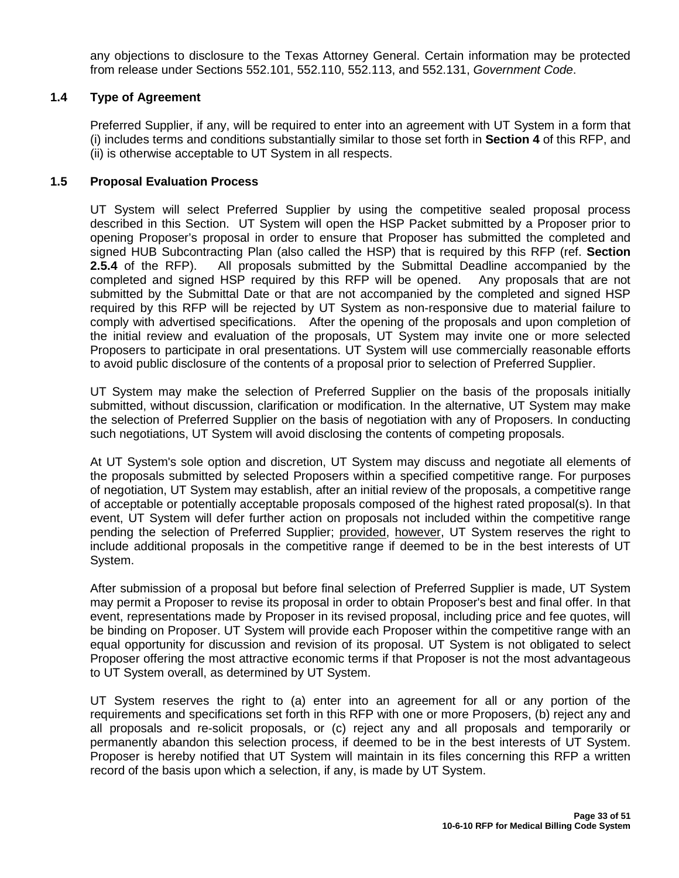any objections to disclosure to the Texas Attorney General. Certain information may be protected from release under Sections 552.101, 552.110, 552.113, and 552.131, *Government Code*.

### 1.4 Type of Agreement

Preferred Supplier, if any, will be required to enter into an agreement with UT System in a form that (i) includes terms and conditions substantially similar to those set forth in **Section 4** of this RFP, and (ii) is otherwise acceptable to UT System in all respects.

### 1.5 Proposal Evaluation Process

UT System will select Preferred Supplier by using the competitive sealed proposal process described in this Section. UT System will open the HSP Packet submitted by a Proposer prior to opening Proposer's proposal in order to ensure that Proposer has submitted the completed and signed HUB Subcontracting Plan (also called the HSP) that is required by this RFP (ref. **Section 2.5.4** of the RFP). All proposals submitted by the Submittal Deadline accompanied by the completed and signed HSP required by this RFP will be opened. Any proposals that are not submitted by the Submittal Date or that are not accompanied by the completed and signed HSP required by this RFP will be rejected by UT System as non-responsive due to material failure to comply with advertised specifications. After the opening of the proposals and upon completion of the initial review and evaluation of the proposals, UT System may invite one or more selected Proposers to participate in oral presentations. UT System will use commercially reasonable efforts to avoid public disclosure of the contents of a proposal prior to selection of Preferred Supplier.

UT System may make the selection of Preferred Supplier on the basis of the proposals initially submitted, without discussion, clarification or modification. In the alternative, UT System may make the selection of Preferred Supplier on the basis of negotiation with any of Proposers. In conducting such negotiations, UT System will avoid disclosing the contents of competing proposals.

At UT System's sole option and discretion, UT System may discuss and negotiate all elements of the proposals submitted by selected Proposers within a specified competitive range. For purposes of negotiation, UT System may establish, after an initial review of the proposals, a competitive range of acceptable or potentially acceptable proposals composed of the highest rated proposal(s). In that event, UT System will defer further action on proposals not included within the competitive range pending the selection of Preferred Supplier; provided, however, UT System reserves the right to include additional proposals in the competitive range if deemed to be in the best interests of UT System.

After submission of a proposal but before final selection of Preferred Supplier is made, UT System may permit a Proposer to revise its proposal in order to obtain Proposer's best and final offer. In that event, representations made by Proposer in its revised proposal, including price and fee quotes, will be binding on Proposer. UT System will provide each Proposer within the competitive range with an equal opportunity for discussion and revision of its proposal. UT System is not obligated to select Proposer offering the most attractive economic terms if that Proposer is not the most advantageous to UT System overall, as determined by UT System.

UT System reserves the right to (a) enter into an agreement for all or any portion of the requirements and specifications set forth in this RFP with one or more Proposers, (b) reject any and all proposals and re-solicit proposals, or (c) reject any and all proposals and temporarily or permanently abandon this selection process, if deemed to be in the best interests of UT System. Proposer is hereby notified that UT System will maintain in its files concerning this RFP a written record of the basis upon which a selection, if any, is made by UT System.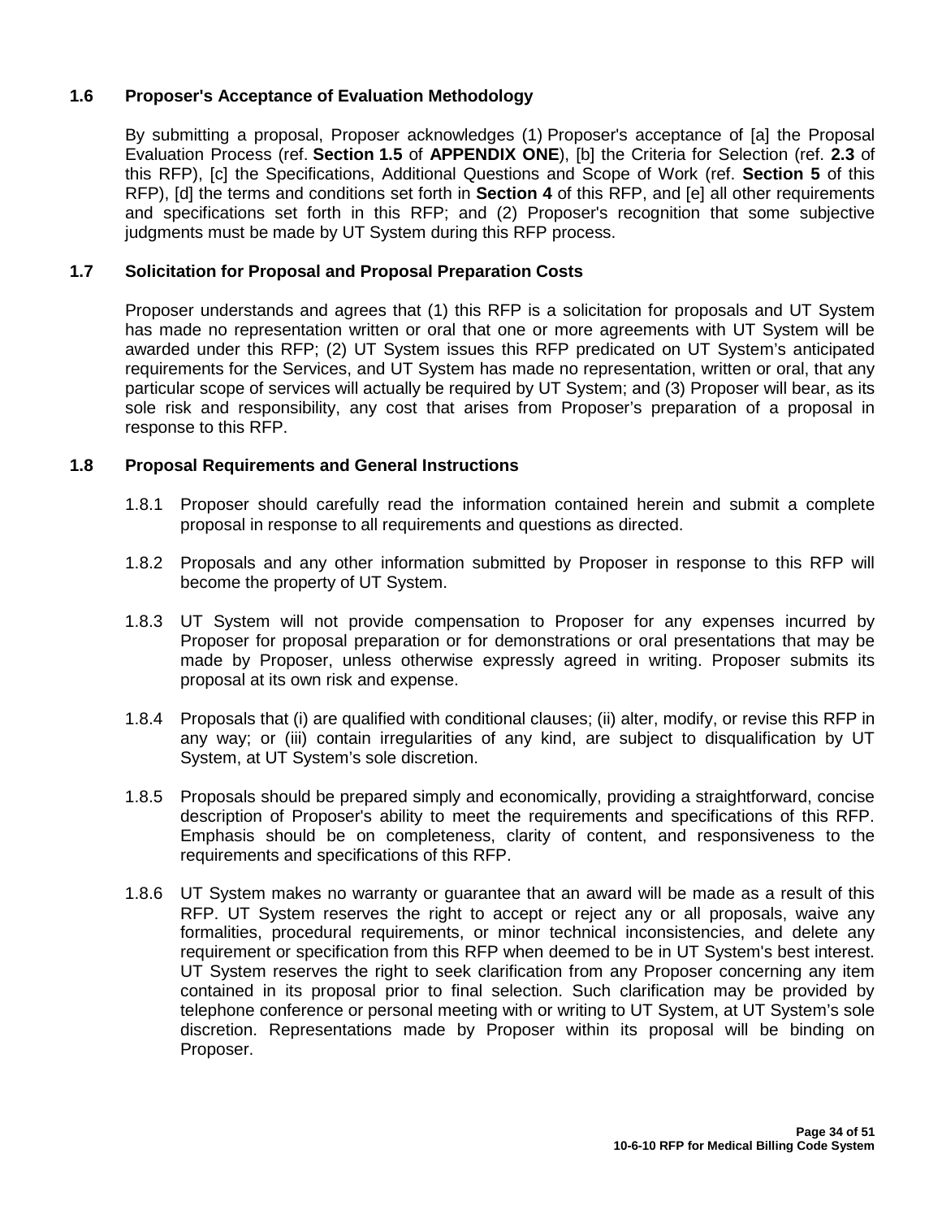### 1.6 Proposer's Acceptance of Evaluation Methodology

By submitting a proposal, Proposer acknowledges (1) Proposer's acceptance of [a] the Proposal Evaluation Process (ref. **Section 1.5** of **APPENDIX ONE**), [b] the Criteria for Selection (ref. **2.3** of this RFP), [c] the Specifications, Additional Questions and Scope of Work (ref. **Section 5** of this RFP), [d] the terms and conditions set forth in **Section 4** of this RFP, and [e] all other requirements and specifications set forth in this RFP; and (2) Proposer's recognition that some subjective judgments must be made by UT System during this RFP process.

### 1.7 Solicitation for Proposal and Proposal Preparation Costs

Proposer understands and agrees that (1) this RFP is a solicitation for proposals and UT System has made no representation written or oral that one or more agreements with UT System will be awarded under this RFP; (2) UT System issues this RFP predicated on UT System's anticipated requirements for the Services, and UT System has made no representation, written or oral, that any particular scope of services will actually be required by UT System; and (3) Proposer will bear, as its sole risk and responsibility, any cost that arises from Proposer's preparation of a proposal in response to this RFP.

### 1.8 Proposal Requirements and General Instructions

1.8.1 Proposer should carefully read the information contained herein and submit a complete proposal in response to all requirements and questions as directed.

1.8.2 Proposals and any other information submitted by Proposer in response to this RFP will become the property of UT System.

1.8.3 UT System will not provide compensation to Proposer for any expenses incurred by Proposer for proposal preparation or for demonstrations or oral presentations that may be made by Proposer, unless otherwise expressly agreed in writing. Proposer submits its proposal at its own risk and expense.

1.8.4 Proposals that (i) are qualified with conditional clauses; (ii) alter, modify, or revise this RFP in any way; or (iii) contain irregularities of any kind, are subject to disqualification by UT System, at UT System's sole discretion.

1.8.5 Proposals should be prepared simply and economically, providing a straightforward, concise description of Proposer's ability to meet the requirements and specifications of this RFP. Emphasis should be on completeness, clarity of content, and responsiveness to the requirements and specifications of this RFP.

1.8.6 UT System makes no warranty or guarantee that an award will be made as a result of this RFP. UT System reserves the right to accept or reject any or all proposals, waive any formalities, procedural requirements, or minor technical inconsistencies, and delete any requirement or specification from this RFP when deemed to be in UT System's best interest. UT System reserves the right to seek clarification from any Proposer concerning any item contained in its proposal prior to final selection. Such clarification may be provided by telephone conference or personal meeting with or writing to UT System, at UT System's sole discretion. Representations made by Proposer within its proposal will be binding on Proposer.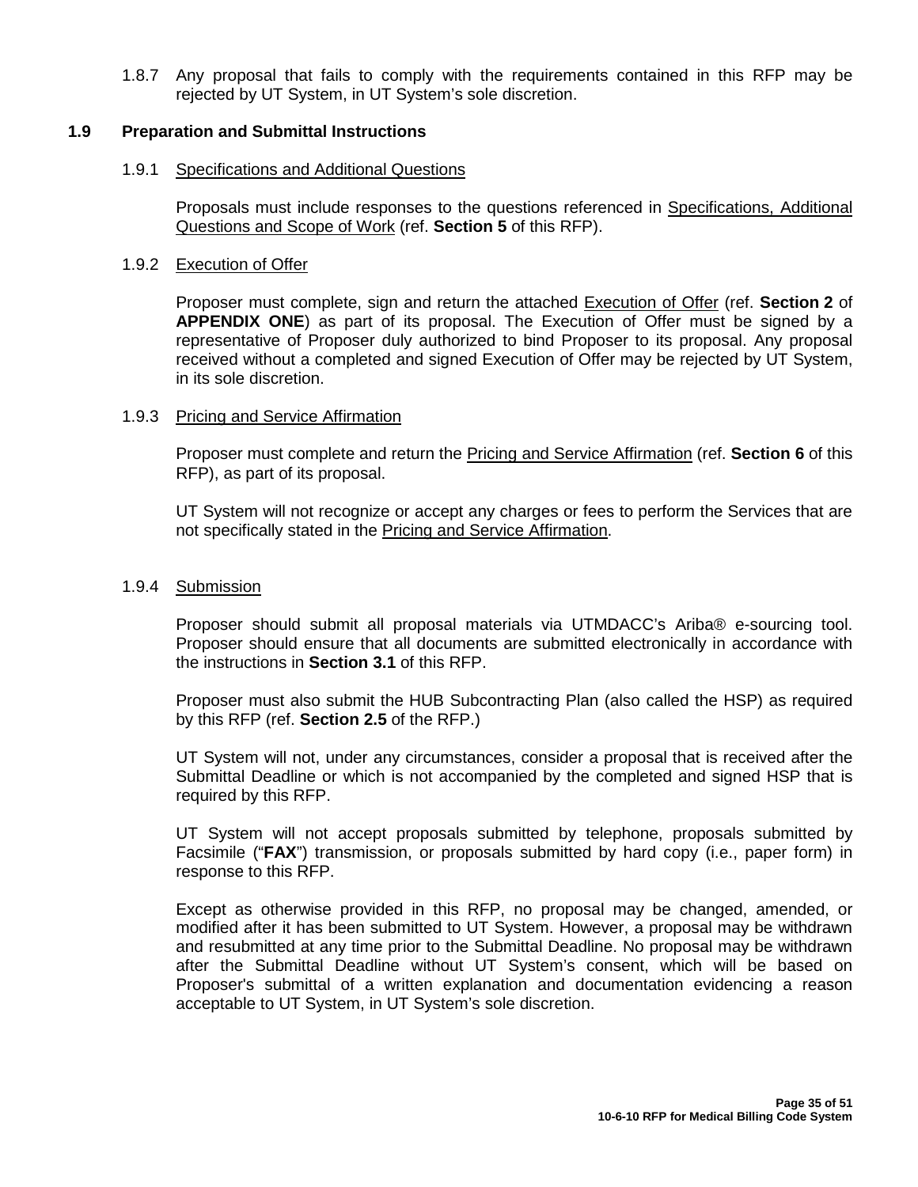1.8.7 Any proposal that fails to comply with the requirements contained in this RFP may be rejected by UT System, in UT System's sole discretion.

## 1.9 Preparation and Submittal Instructions

### 1.9.1 Specifications and Additional Questions

Proposals must include responses to the questions referenced in Specifications, Additional Questions and Scope of Work (ref. **Section 5** of this RFP).

### 1.9.2 Execution of Offer

Proposer must complete, sign and return the attached Execution of Offer (ref. **Section 2** of **APPENDIX ONE**) as part of its proposal. The Execution of Offer must be signed by a representative of Proposer duly authorized to bind Proposer to its proposal. Any proposal received without a completed and signed Execution of Offer may be rejected by UT System, in its sole discretion.

### 1.9.3 Pricing and Service Affirmation

Proposer must complete and return the Pricing and Service Affirmation (ref. **Section 6** of this RFP), as part of its proposal.

UT System will not recognize or accept any charges or fees to perform the Services that are not specifically stated in the Pricing and Service Affirmation.

### 1.9.4 Submission

Proposer should submit all proposal materials via UTMDACC's Ariba® e-sourcing tool. Proposer should ensure that all documents are submitted electronically in accordance with the instructions in **Section 3.1** of this RFP.

Proposer must also submit the HUB Subcontracting Plan (also called the HSP) as required by this RFP (ref. **Section 2.5** of the RFP.)

UT System will not, under any circumstances, consider a proposal that is received after the Submittal Deadline or which is not accompanied by the completed and signed HSP that is required by this RFP.

UT System will not accept proposals submitted by telephone, proposals submitted by Facsimile ("**FAX**") transmission, or proposals submitted by hard copy (i.e., paper form) in response to this RFP.

Except as otherwise provided in this RFP, no proposal may be changed, amended, or modified after it has been submitted to UT System. However, a proposal may be withdrawn and resubmitted at any time prior to the Submittal Deadline. No proposal may be withdrawn after the Submittal Deadline without UT System's consent, which will be based on Proposer's submittal of a written explanation and documentation evidencing a reason acceptable to UT System, in UT System's sole discretion.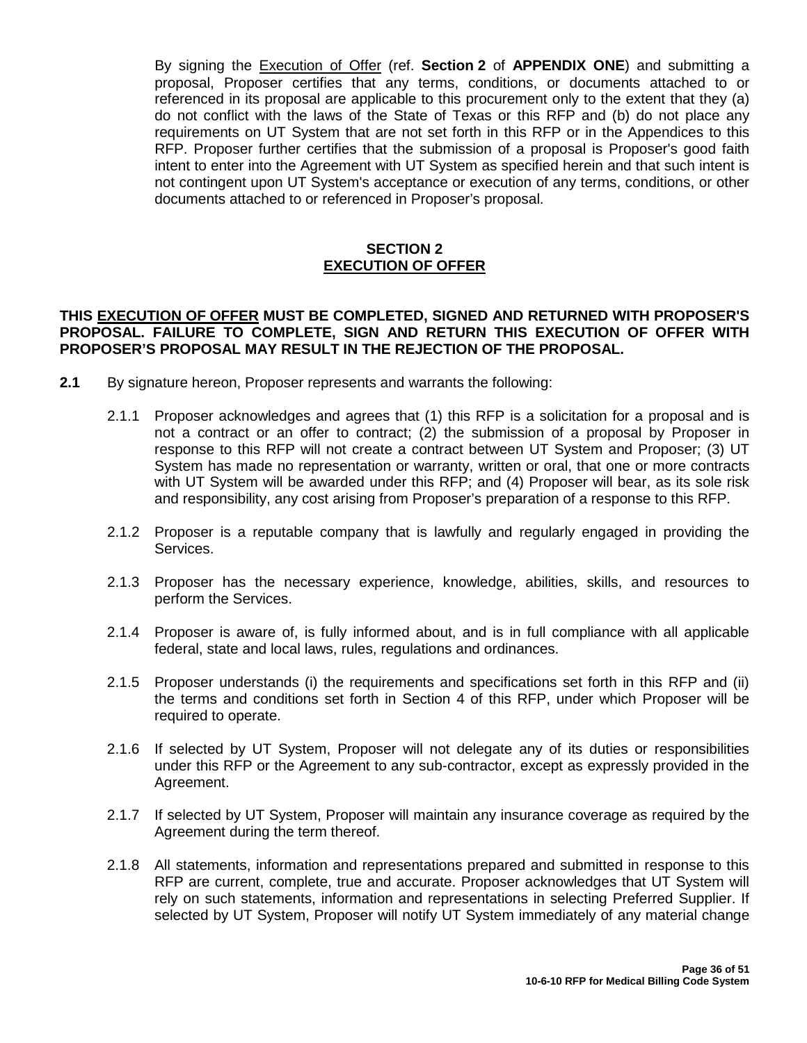By signing the Execution of Offer (ref. **Section 2** of **APPENDIX ONE**) and submitting a proposal, Proposer certifies that any terms, conditions, or documents attached to or referenced in its proposal are applicable to this procurement only to the extent that they (a) do not conflict with the laws of the State of Texas or this RFP and (b) do not place any requirements on UT System that are not set forth in this RFP or in the Appendices to this RFP. Proposer further certifies that the submission of a proposal is Proposer's good faith intent to enter into the Agreement with UT System as specified herein and that such intent is not contingent upon UT System's acceptance or execution of any terms, conditions, or other documents attached to or referenced in Proposer's proposal.

## SECTION 2
## EXECUTION OF OFFER

**THIS EXECUTION OF OFFER MUST BE COMPLETED, SIGNED AND RETURNED WITH PROPOSER'S PROPOSAL. FAILURE TO COMPLETE, SIGN AND RETURN THIS EXECUTION OF OFFER WITH PROPOSER'S PROPOSAL MAY RESULT IN THE REJECTION OF THE PROPOSAL.**

**2.1** By signature hereon, Proposer represents and warrants the following:

2.1.1 Proposer acknowledges and agrees that (1) this RFP is a solicitation for a proposal and is not a contract or an offer to contract; (2) the submission of a proposal by Proposer in response to this RFP will not create a contract between UT System and Proposer; (3) UT System has made no representation or warranty, written or oral, that one or more contracts with UT System will be awarded under this RFP; and (4) Proposer will bear, as its sole risk and responsibility, any cost arising from Proposer's preparation of a response to this RFP.

2.1.2 Proposer is a reputable company that is lawfully and regularly engaged in providing the Services.

2.1.3 Proposer has the necessary experience, knowledge, abilities, skills, and resources to perform the Services.

2.1.4 Proposer is aware of, is fully informed about, and is in full compliance with all applicable federal, state and local laws, rules, regulations and ordinances.

2.1.5 Proposer understands (i) the requirements and specifications set forth in this RFP and (ii) the terms and conditions set forth in Section 4 of this RFP, under which Proposer will be required to operate.

2.1.6 If selected by UT System, Proposer will not delegate any of its duties or responsibilities under this RFP or the Agreement to any sub-contractor, except as expressly provided in the Agreement.

2.1.7 If selected by UT System, Proposer will maintain any insurance coverage as required by the Agreement during the term thereof.

2.1.8 All statements, information and representations prepared and submitted in response to this RFP are current, complete, true and accurate. Proposer acknowledges that UT System will rely on such statements, information and representations in selecting Preferred Supplier. If selected by UT System, Proposer will notify UT System immediately of any material change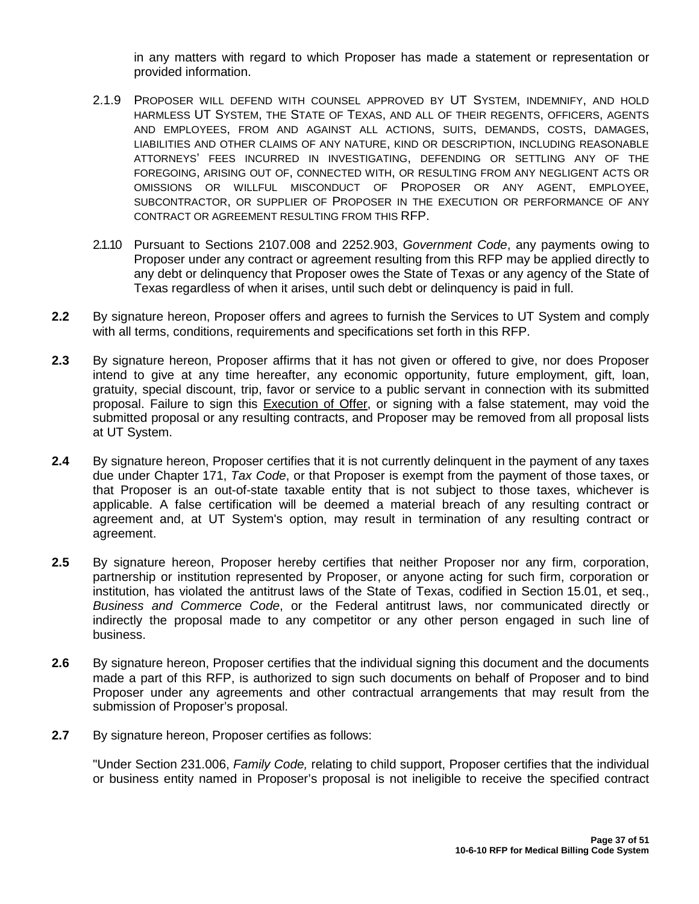in any matters with regard to which Proposer has made a statement or representation or provided information.

2.1.9 PROPOSER WILL DEFEND WITH COUNSEL APPROVED BY UT SYSTEM, INDEMNIFY, AND HOLD HARMLESS UT SYSTEM, THE STATE OF TEXAS, AND ALL OF THEIR REGENTS, OFFICERS, AGENTS AND EMPLOYEES, FROM AND AGAINST ALL ACTIONS, SUITS, DEMANDS, COSTS, DAMAGES, LIABILITIES AND OTHER CLAIMS OF ANY NATURE, KIND OR DESCRIPTION, INCLUDING REASONABLE ATTORNEYS' FEES INCURRED IN INVESTIGATING, DEFENDING OR SETTLING ANY OF THE FOREGOING, ARISING OUT OF, CONNECTED WITH, OR RESULTING FROM ANY NEGLIGENT ACTS OR OMISSIONS OR WILLFUL MISCONDUCT OF PROPOSER OR ANY AGENT, EMPLOYEE, SUBCONTRACTOR, OR SUPPLIER OF PROPOSER IN THE EXECUTION OR PERFORMANCE OF ANY CONTRACT OR AGREEMENT RESULTING FROM THIS RFP.

2.1.10 Pursuant to Sections 2107.008 and 2252.903, *Government Code*, any payments owing to Proposer under any contract or agreement resulting from this RFP may be applied directly to any debt or delinquency that Proposer owes the State of Texas or any agency of the State of Texas regardless of when it arises, until such debt or delinquency is paid in full.

**2.2** By signature hereon, Proposer offers and agrees to furnish the Services to UT System and comply with all terms, conditions, requirements and specifications set forth in this RFP.

**2.3** By signature hereon, Proposer affirms that it has not given or offered to give, nor does Proposer intend to give at any time hereafter, any economic opportunity, future employment, gift, loan, gratuity, special discount, trip, favor or service to a public servant in connection with its submitted proposal. Failure to sign this Execution of Offer, or signing with a false statement, may void the submitted proposal or any resulting contracts, and Proposer may be removed from all proposal lists at UT System.

**2.4** By signature hereon, Proposer certifies that it is not currently delinquent in the payment of any taxes due under Chapter 171, *Tax Code*, or that Proposer is exempt from the payment of those taxes, or that Proposer is an out-of-state taxable entity that is not subject to those taxes, whichever is applicable. A false certification will be deemed a material breach of any resulting contract or agreement and, at UT System's option, may result in termination of any resulting contract or agreement.

**2.5** By signature hereon, Proposer hereby certifies that neither Proposer nor any firm, corporation, partnership or institution represented by Proposer, or anyone acting for such firm, corporation or institution, has violated the antitrust laws of the State of Texas, codified in Section 15.01, et seq., *Business and Commerce Code*, or the Federal antitrust laws, nor communicated directly or indirectly the proposal made to any competitor or any other person engaged in such line of business.

**2.6** By signature hereon, Proposer certifies that the individual signing this document and the documents made a part of this RFP, is authorized to sign such documents on behalf of Proposer and to bind Proposer under any agreements and other contractual arrangements that may result from the submission of Proposer's proposal.

**2.7** By signature hereon, Proposer certifies as follows:

"Under Section 231.006, *Family Code,* relating to child support, Proposer certifies that the individual or business entity named in Proposer's proposal is not ineligible to receive the specified contract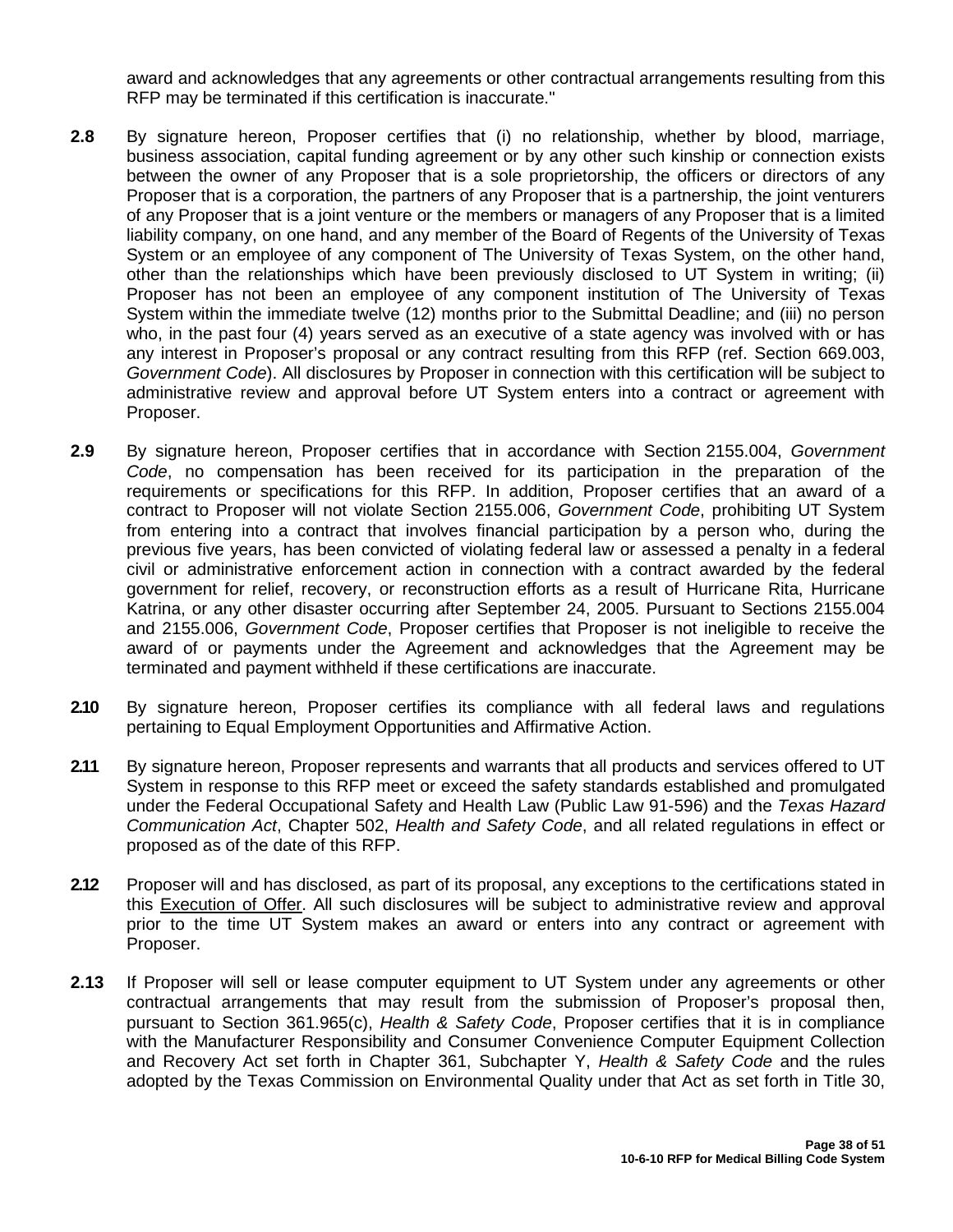award and acknowledges that any agreements or other contractual arrangements resulting from this RFP may be terminated if this certification is inaccurate."

**2.8** By signature hereon, Proposer certifies that (i) no relationship, whether by blood, marriage, business association, capital funding agreement or by any other such kinship or connection exists between the owner of any Proposer that is a sole proprietorship, the officers or directors of any Proposer that is a corporation, the partners of any Proposer that is a partnership, the joint venturers of any Proposer that is a joint venture or the members or managers of any Proposer that is a limited liability company, on one hand, and any member of the Board of Regents of the University of Texas System or an employee of any component of The University of Texas System, on the other hand, other than the relationships which have been previously disclosed to UT System in writing; (ii) Proposer has not been an employee of any component institution of The University of Texas System within the immediate twelve (12) months prior to the Submittal Deadline; and (iii) no person who, in the past four (4) years served as an executive of a state agency was involved with or has any interest in Proposer's proposal or any contract resulting from this RFP (ref. Section 669.003, *Government Code*). All disclosures by Proposer in connection with this certification will be subject to administrative review and approval before UT System enters into a contract or agreement with Proposer.

**2.9** By signature hereon, Proposer certifies that in accordance with Section 2155.004, *Government Code*, no compensation has been received for its participation in the preparation of the requirements or specifications for this RFP. In addition, Proposer certifies that an award of a contract to Proposer will not violate Section 2155.006, *Government Code*, prohibiting UT System from entering into a contract that involves financial participation by a person who, during the previous five years, has been convicted of violating federal law or assessed a penalty in a federal civil or administrative enforcement action in connection with a contract awarded by the federal government for relief, recovery, or reconstruction efforts as a result of Hurricane Rita, Hurricane Katrina, or any other disaster occurring after September 24, 2005. Pursuant to Sections 2155.004 and 2155.006, *Government Code*, Proposer certifies that Proposer is not ineligible to receive the award of or payments under the Agreement and acknowledges that the Agreement may be terminated and payment withheld if these certifications are inaccurate.

**2.10** By signature hereon, Proposer certifies its compliance with all federal laws and regulations pertaining to Equal Employment Opportunities and Affirmative Action.

**2.11** By signature hereon, Proposer represents and warrants that all products and services offered to UT System in response to this RFP meet or exceed the safety standards established and promulgated under the Federal Occupational Safety and Health Law (Public Law 91-596) and the *Texas Hazard Communication Act*, Chapter 502, *Health and Safety Code*, and all related regulations in effect or proposed as of the date of this RFP.

**2.12** Proposer will and has disclosed, as part of its proposal, any exceptions to the certifications stated in this Execution of Offer. All such disclosures will be subject to administrative review and approval prior to the time UT System makes an award or enters into any contract or agreement with Proposer.

**2.13** If Proposer will sell or lease computer equipment to UT System under any agreements or other contractual arrangements that may result from the submission of Proposer's proposal then, pursuant to Section 361.965(c), *Health & Safety Code*, Proposer certifies that it is in compliance with the Manufacturer Responsibility and Consumer Convenience Computer Equipment Collection and Recovery Act set forth in Chapter 361, Subchapter Y, *Health & Safety Code* and the rules adopted by the Texas Commission on Environmental Quality under that Act as set forth in Title 30,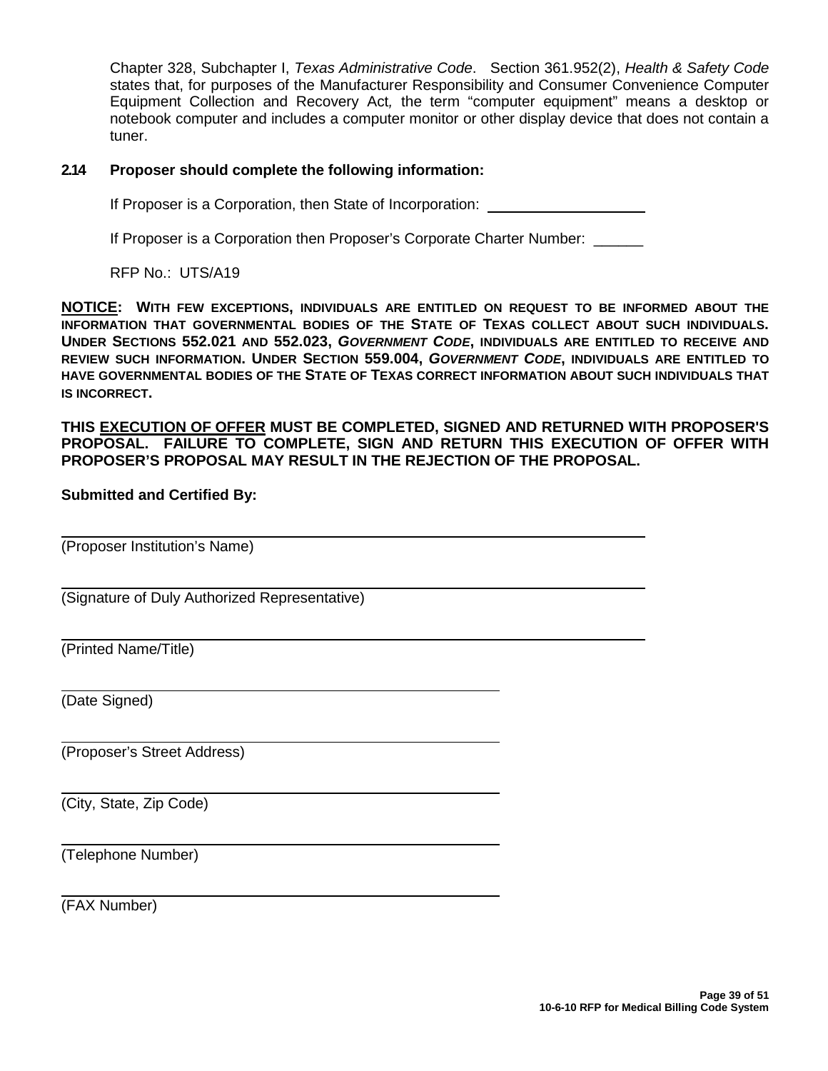Chapter 328, Subchapter I, *Texas Administrative Code*. Section 361.952(2), *Health & Safety Code* states that, for purposes of the Manufacturer Responsibility and Consumer Convenience Computer Equipment Collection and Recovery Act*,* the term "computer equipment" means a desktop or notebook computer and includes a computer monitor or other display device that does not contain a tuner.

**2.14 Proposer should complete the following information:**

If Proposer is a Corporation, then State of Incorporation: ____________________

If Proposer is a Corporation then Proposer's Corporate Charter Number: ______

RFP No.: UTS/A19

**NOTICE: WITH FEW EXCEPTIONS, INDIVIDUALS ARE ENTITLED ON REQUEST TO BE INFORMED ABOUT THE INFORMATION THAT GOVERNMENTAL BODIES OF THE STATE OF TEXAS COLLECT ABOUT SUCH INDIVIDUALS. UNDER SECTIONS 552.021 AND 552.023, *GOVERNMENT CODE*, INDIVIDUALS ARE ENTITLED TO RECEIVE AND REVIEW SUCH INFORMATION. UNDER SECTION 559.004, *GOVERNMENT CODE*, INDIVIDUALS ARE ENTITLED TO HAVE GOVERNMENTAL BODIES OF THE STATE OF TEXAS CORRECT INFORMATION ABOUT SUCH INDIVIDUALS THAT IS INCORRECT.**

**THIS EXECUTION OF OFFER MUST BE COMPLETED, SIGNED AND RETURNED WITH PROPOSER'S PROPOSAL. FAILURE TO COMPLETE, SIGN AND RETURN THIS EXECUTION OF OFFER WITH PROPOSER'S PROPOSAL MAY RESULT IN THE REJECTION OF THE PROPOSAL.**

**Submitted and Certified By:**

______________________________________________
(Proposer Institution's Name)

______________________________________________
(Signature of Duly Authorized Representative)

______________________________________________
(Printed Name/Title)

______________________________________
(Date Signed)

______________________________________
(Proposer's Street Address)

______________________________________
(City, State, Zip Code)

______________________________________
(Telephone Number)

______________________________________
(FAX Number)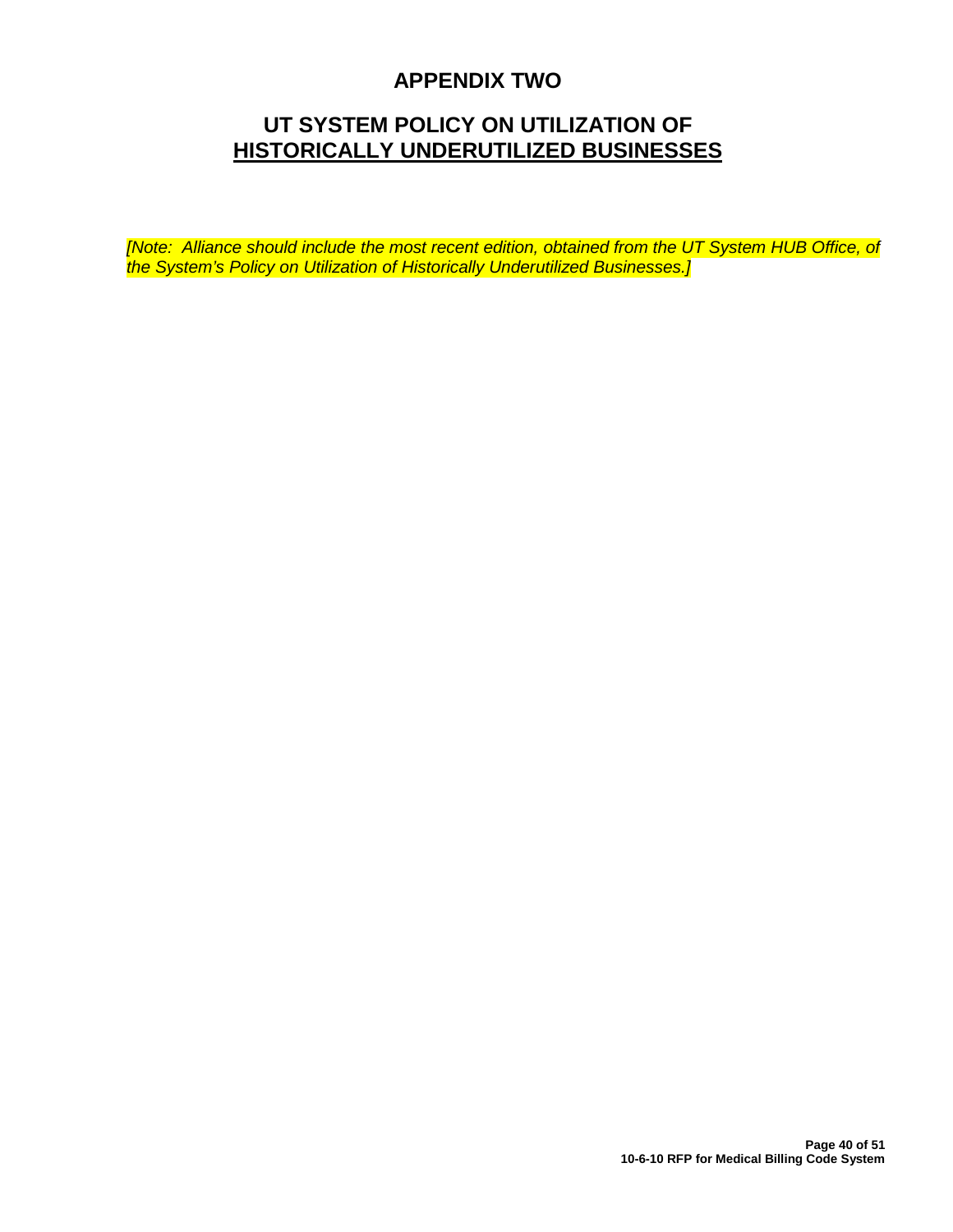# APPENDIX TWO

## UT SYSTEM POLICY ON UTILIZATION OF HISTORICALLY UNDERUTILIZED BUSINESSES

*[Note: Alliance should include the most recent edition, obtained from the UT System HUB Office, of the System's Policy on Utilization of Historically Underutilized Businesses.]*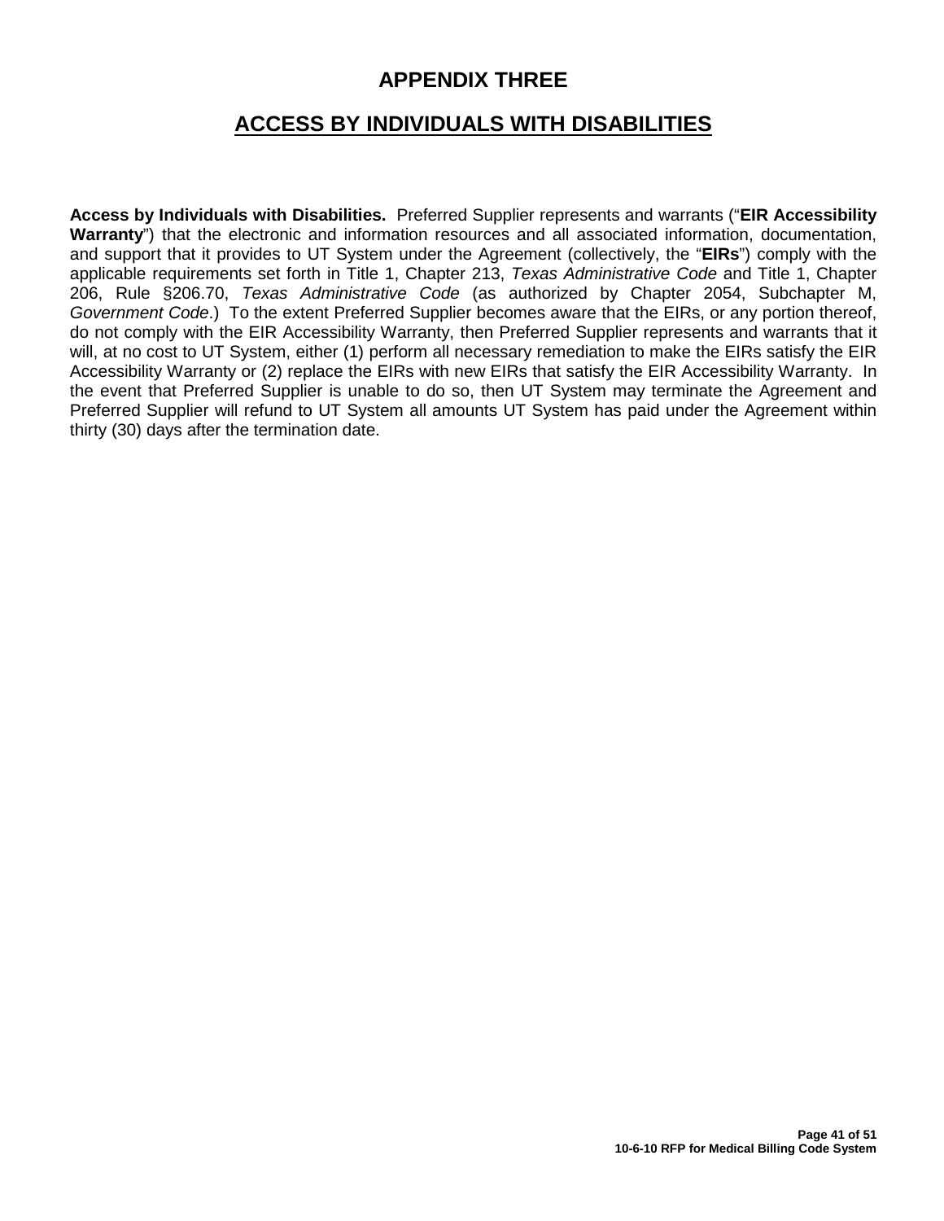# APPENDIX THREE

## ACCESS BY INDIVIDUALS WITH DISABILITIES

**Access by Individuals with Disabilities.** Preferred Supplier represents and warrants ("**EIR Accessibility Warranty**") that the electronic and information resources and all associated information, documentation, and support that it provides to UT System under the Agreement (collectively, the "**EIRs**") comply with the applicable requirements set forth in Title 1, Chapter 213, *Texas Administrative Code* and Title 1, Chapter 206, Rule §206.70, *Texas Administrative Code* (as authorized by Chapter 2054, Subchapter M, *Government Code*.) To the extent Preferred Supplier becomes aware that the EIRs, or any portion thereof, do not comply with the EIR Accessibility Warranty, then Preferred Supplier represents and warrants that it will, at no cost to UT System, either (1) perform all necessary remediation to make the EIRs satisfy the EIR Accessibility Warranty or (2) replace the EIRs with new EIRs that satisfy the EIR Accessibility Warranty. In the event that Preferred Supplier is unable to do so, then UT System may terminate the Agreement and Preferred Supplier will refund to UT System all amounts UT System has paid under the Agreement within thirty (30) days after the termination date.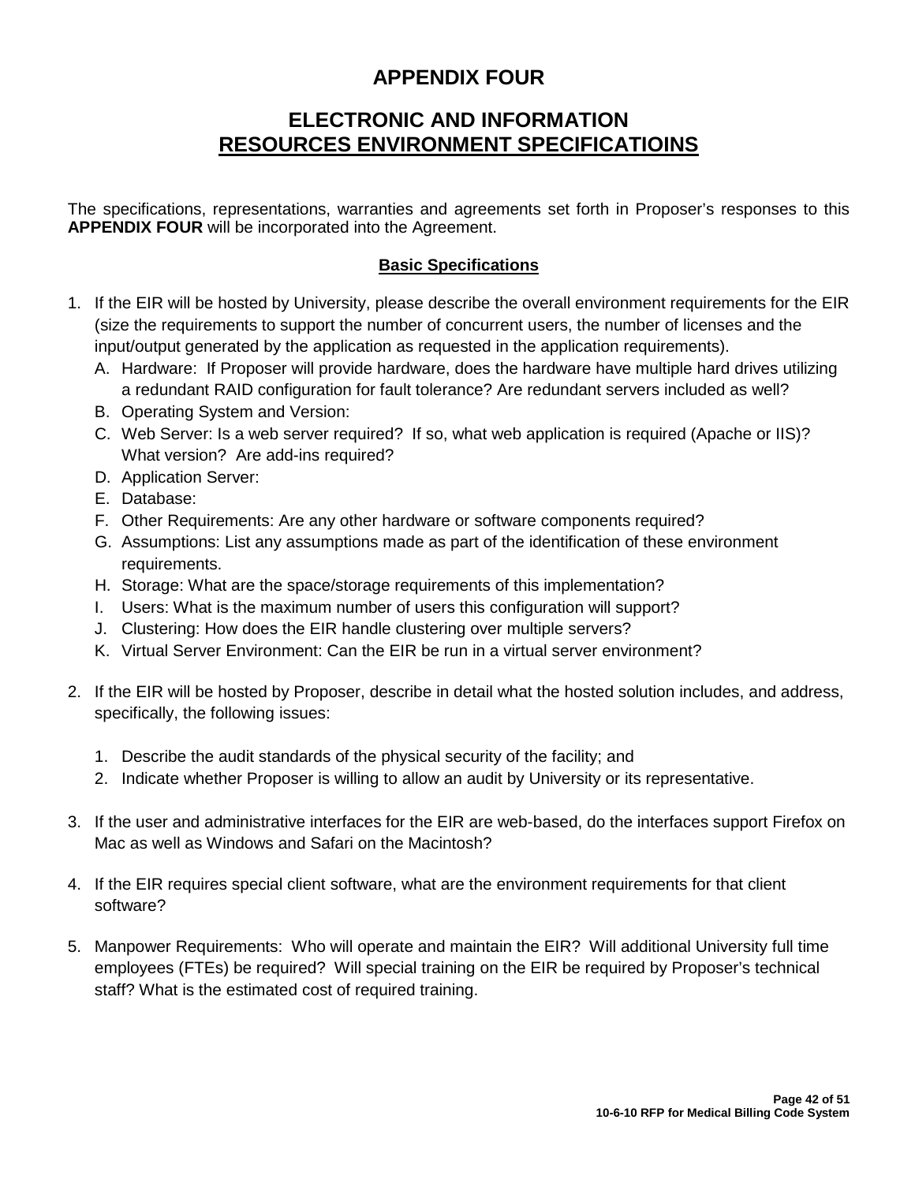# APPENDIX FOUR

## ELECTRONIC AND INFORMATION RESOURCES ENVIRONMENT SPECIFICATIOINS

The specifications, representations, warranties and agreements set forth in Proposer's responses to this **APPENDIX FOUR** will be incorporated into the Agreement.

### Basic Specifications

1. If the EIR will be hosted by University, please describe the overall environment requirements for the EIR (size the requirements to support the number of concurrent users, the number of licenses and the input/output generated by the application as requested in the application requirements).
   A. Hardware: If Proposer will provide hardware, does the hardware have multiple hard drives utilizing a redundant RAID configuration for fault tolerance? Are redundant servers included as well?
   B. Operating System and Version:
   C. Web Server: Is a web server required? If so, what web application is required (Apache or IIS)? What version? Are add-ins required?
   D. Application Server:
   E. Database:
   F. Other Requirements: Are any other hardware or software components required?
   G. Assumptions: List any assumptions made as part of the identification of these environment requirements.
   H. Storage: What are the space/storage requirements of this implementation?
   I. Users: What is the maximum number of users this configuration will support?
   J. Clustering: How does the EIR handle clustering over multiple servers?
   K. Virtual Server Environment: Can the EIR be run in a virtual server environment?

2. If the EIR will be hosted by Proposer, describe in detail what the hosted solution includes, and address, specifically, the following issues:

   1. Describe the audit standards of the physical security of the facility; and
   2. Indicate whether Proposer is willing to allow an audit by University or its representative.

3. If the user and administrative interfaces for the EIR are web-based, do the interfaces support Firefox on Mac as well as Windows and Safari on the Macintosh?

4. If the EIR requires special client software, what are the environment requirements for that client software?

5. Manpower Requirements: Who will operate and maintain the EIR? Will additional University full time employees (FTEs) be required? Will special training on the EIR be required by Proposer's technical staff? What is the estimated cost of required training.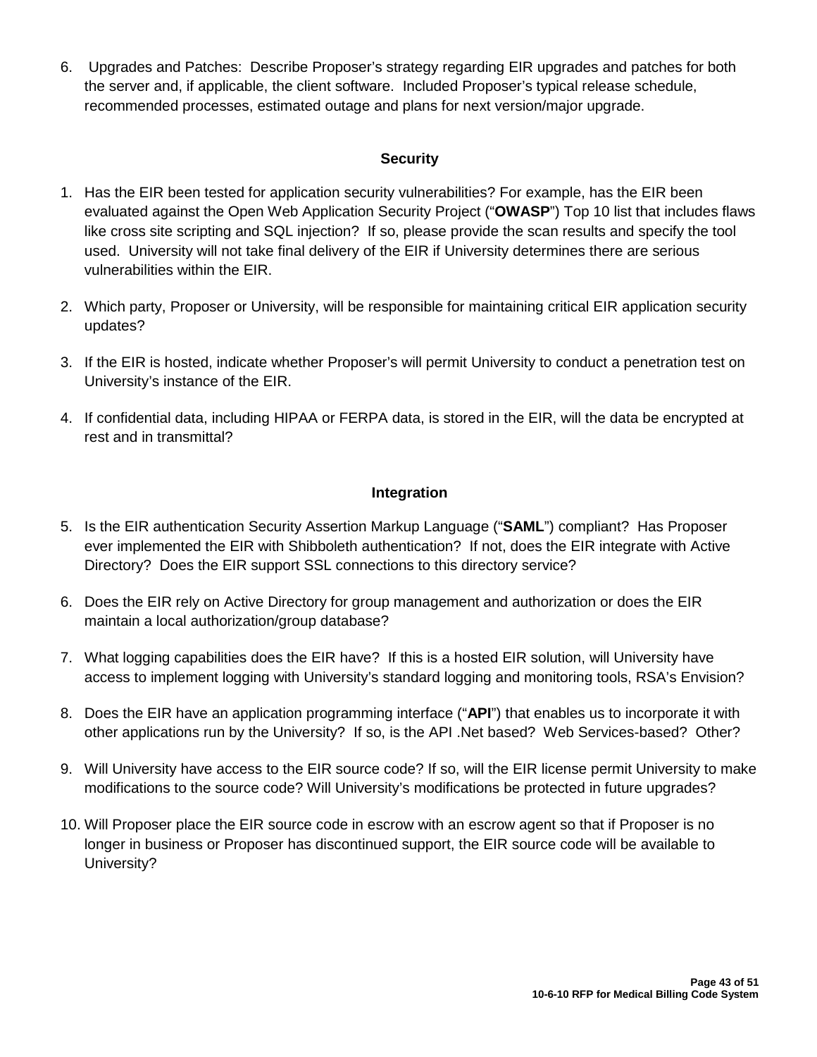6. Upgrades and Patches: Describe Proposer's strategy regarding EIR upgrades and patches for both the server and, if applicable, the client software. Included Proposer's typical release schedule, recommended processes, estimated outage and plans for next version/major upgrade.

### Security

1. Has the EIR been tested for application security vulnerabilities? For example, has the EIR been evaluated against the Open Web Application Security Project ("**OWASP**") Top 10 list that includes flaws like cross site scripting and SQL injection? If so, please provide the scan results and specify the tool used. University will not take final delivery of the EIR if University determines there are serious vulnerabilities within the EIR.

2. Which party, Proposer or University, will be responsible for maintaining critical EIR application security updates?

3. If the EIR is hosted, indicate whether Proposer's will permit University to conduct a penetration test on University's instance of the EIR.

4. If confidential data, including HIPAA or FERPA data, is stored in the EIR, will the data be encrypted at rest and in transmittal?

### Integration

5. Is the EIR authentication Security Assertion Markup Language ("**SAML**") compliant? Has Proposer ever implemented the EIR with Shibboleth authentication? If not, does the EIR integrate with Active Directory? Does the EIR support SSL connections to this directory service?

6. Does the EIR rely on Active Directory for group management and authorization or does the EIR maintain a local authorization/group database?

7. What logging capabilities does the EIR have? If this is a hosted EIR solution, will University have access to implement logging with University's standard logging and monitoring tools, RSA's Envision?

8. Does the EIR have an application programming interface ("**API**") that enables us to incorporate it with other applications run by the University? If so, is the API .Net based? Web Services-based? Other?

9. Will University have access to the EIR source code? If so, will the EIR license permit University to make modifications to the source code? Will University's modifications be protected in future upgrades?

10. Will Proposer place the EIR source code in escrow with an escrow agent so that if Proposer is no longer in business or Proposer has discontinued support, the EIR source code will be available to University?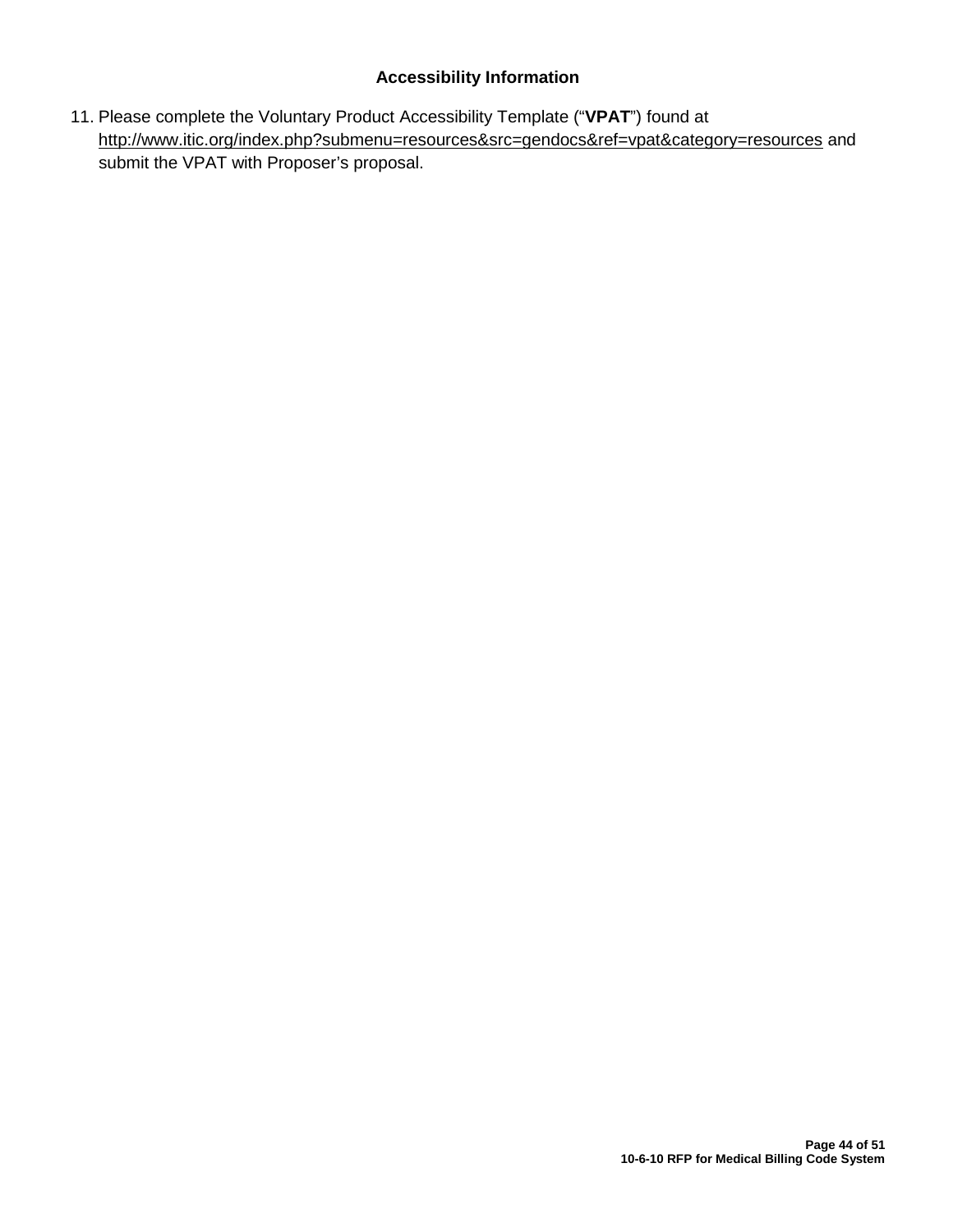### Accessibility Information

11. Please complete the Voluntary Product Accessibility Template ("**VPAT**") found at http://www.itic.org/index.php?submenu=resources&src=gendocs&ref=vpat&category=resources and submit the VPAT with Proposer's proposal.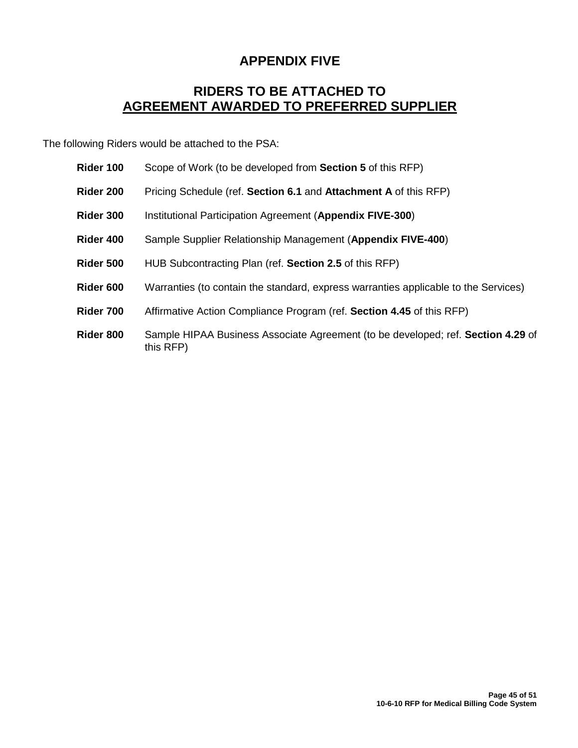# APPENDIX FIVE

## RIDERS TO BE ATTACHED TO AGREEMENT AWARDED TO PREFERRED SUPPLIER

The following Riders would be attached to the PSA:

**Rider 100** Scope of Work (to be developed from **Section 5** of this RFP)

**Rider 200** Pricing Schedule (ref. **Section 6.1** and **Attachment A** of this RFP)

**Rider 300** Institutional Participation Agreement (**Appendix FIVE-300**)

**Rider 400** Sample Supplier Relationship Management (**Appendix FIVE-400**)

**Rider 500** HUB Subcontracting Plan (ref. **Section 2.5** of this RFP)

**Rider 600** Warranties (to contain the standard, express warranties applicable to the Services)

**Rider 700** Affirmative Action Compliance Program (ref. **Section 4.45** of this RFP)

**Rider 800** Sample HIPAA Business Associate Agreement (to be developed; ref. **Section 4.29** of this RFP)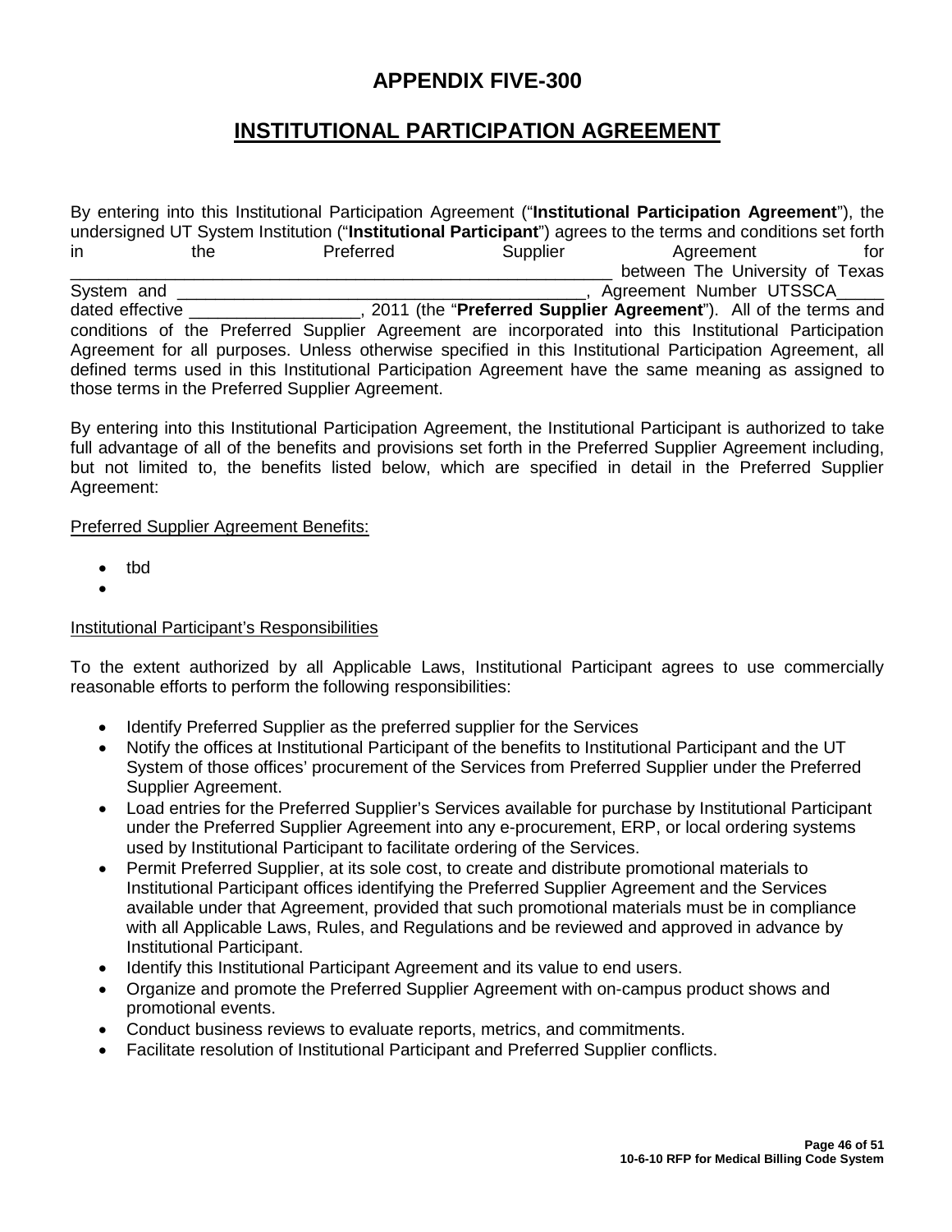# APPENDIX FIVE-300

## INSTITUTIONAL PARTICIPATION AGREEMENT

By entering into this Institutional Participation Agreement ("**Institutional Participation Agreement**"), the undersigned UT System Institution ("**Institutional Participant**") agrees to the terms and conditions set forth in the Preferred Supplier Agreement for ___________________________________________________________ between The University of Texas System and _____________________________________________, Agreement Number UTSSCA_____ dated effective __________________, 2011 (the "**Preferred Supplier Agreement**"). All of the terms and conditions of the Preferred Supplier Agreement are incorporated into this Institutional Participation Agreement for all purposes. Unless otherwise specified in this Institutional Participation Agreement, all defined terms used in this Institutional Participation Agreement have the same meaning as assigned to those terms in the Preferred Supplier Agreement.

By entering into this Institutional Participation Agreement, the Institutional Participant is authorized to take full advantage of all of the benefits and provisions set forth in the Preferred Supplier Agreement including, but not limited to, the benefits listed below, which are specified in detail in the Preferred Supplier Agreement:

Preferred Supplier Agreement Benefits:

- tbd
- 

Institutional Participant's Responsibilities

To the extent authorized by all Applicable Laws, Institutional Participant agrees to use commercially reasonable efforts to perform the following responsibilities:

- Identify Preferred Supplier as the preferred supplier for the Services
- Notify the offices at Institutional Participant of the benefits to Institutional Participant and the UT System of those offices' procurement of the Services from Preferred Supplier under the Preferred Supplier Agreement.
- Load entries for the Preferred Supplier's Services available for purchase by Institutional Participant under the Preferred Supplier Agreement into any e-procurement, ERP, or local ordering systems used by Institutional Participant to facilitate ordering of the Services.
- Permit Preferred Supplier, at its sole cost, to create and distribute promotional materials to Institutional Participant offices identifying the Preferred Supplier Agreement and the Services available under that Agreement, provided that such promotional materials must be in compliance with all Applicable Laws, Rules, and Regulations and be reviewed and approved in advance by Institutional Participant.
- Identify this Institutional Participant Agreement and its value to end users.
- Organize and promote the Preferred Supplier Agreement with on-campus product shows and promotional events.
- Conduct business reviews to evaluate reports, metrics, and commitments.
- Facilitate resolution of Institutional Participant and Preferred Supplier conflicts.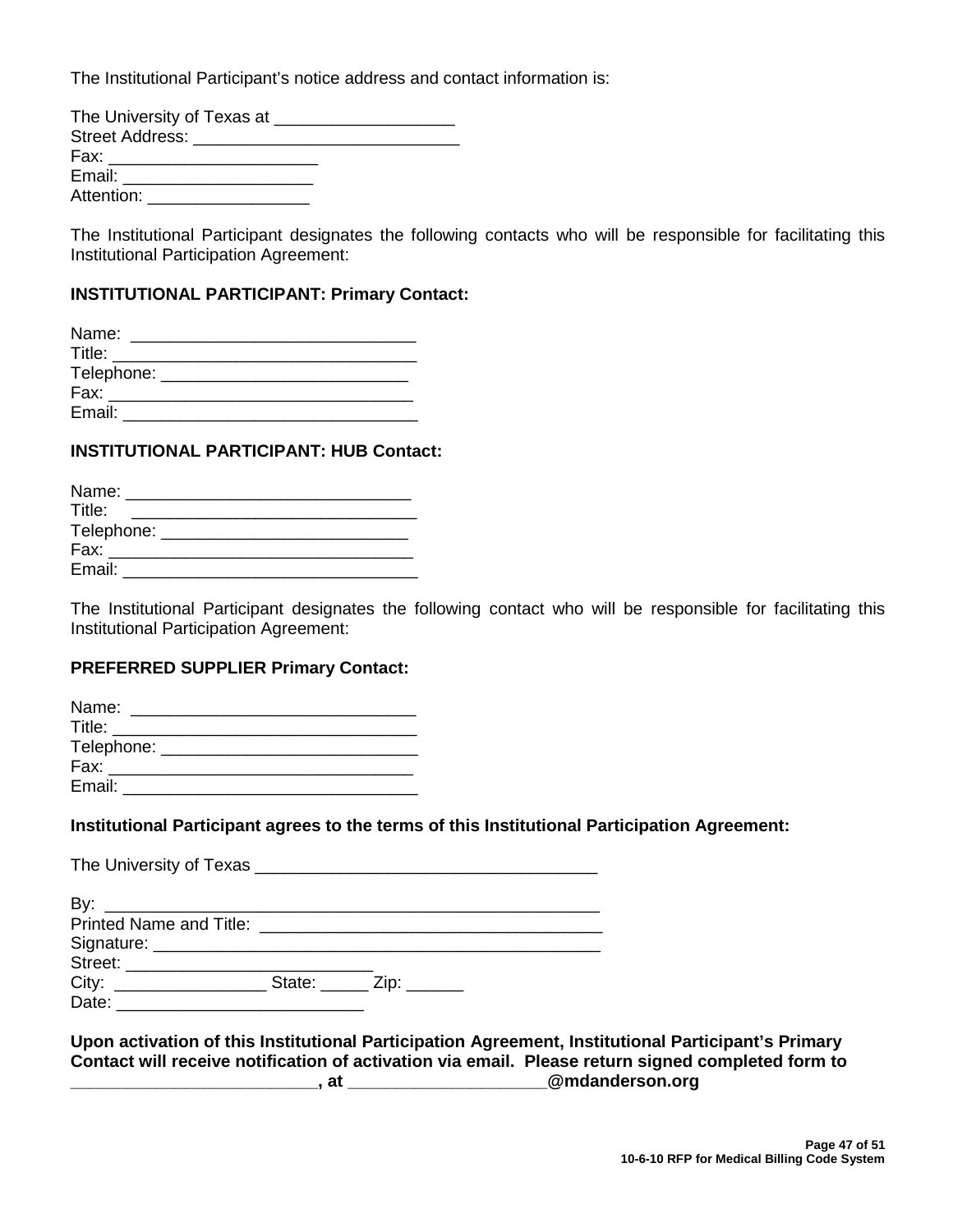The Institutional Participant's notice address and contact information is:

The University of Texas at ___________________
Street Address: ___________________________
Fax: ______________________
Email: ____________________
Attention: _________________

The Institutional Participant designates the following contacts who will be responsible for facilitating this Institutional Participation Agreement:

**INSTITUTIONAL PARTICIPANT: Primary Contact:**

Name: ______________________________
Title: ________________________________
Telephone: __________________________
Fax: ________________________________
Email: _______________________________

**INSTITUTIONAL PARTICIPANT: HUB Contact:**

Name: ______________________________
Title: ______________________________
Telephone: __________________________
Fax: ________________________________
Email: _______________________________

The Institutional Participant designates the following contact who will be responsible for facilitating this Institutional Participation Agreement:

**PREFERRED SUPPLIER Primary Contact:**

Name: ______________________________
Title: ________________________________
Telephone: ___________________________
Fax: ________________________________
Email: _______________________________

**Institutional Participant agrees to the terms of this Institutional Participation Agreement:**

The University of Texas ___________________________________

By: ____________________________________________________
Printed Name and Title: ___________________________________
Signature: ______________________________________________
Street: _________________________
City: ________________ State: _____ Zip: ______
Date: _________________________

**Upon activation of this Institutional Participation Agreement, Institutional Participant's Primary Contact will receive notification of activation via email. Please return signed completed form to _________________________, at ____________________@mdanderson.org**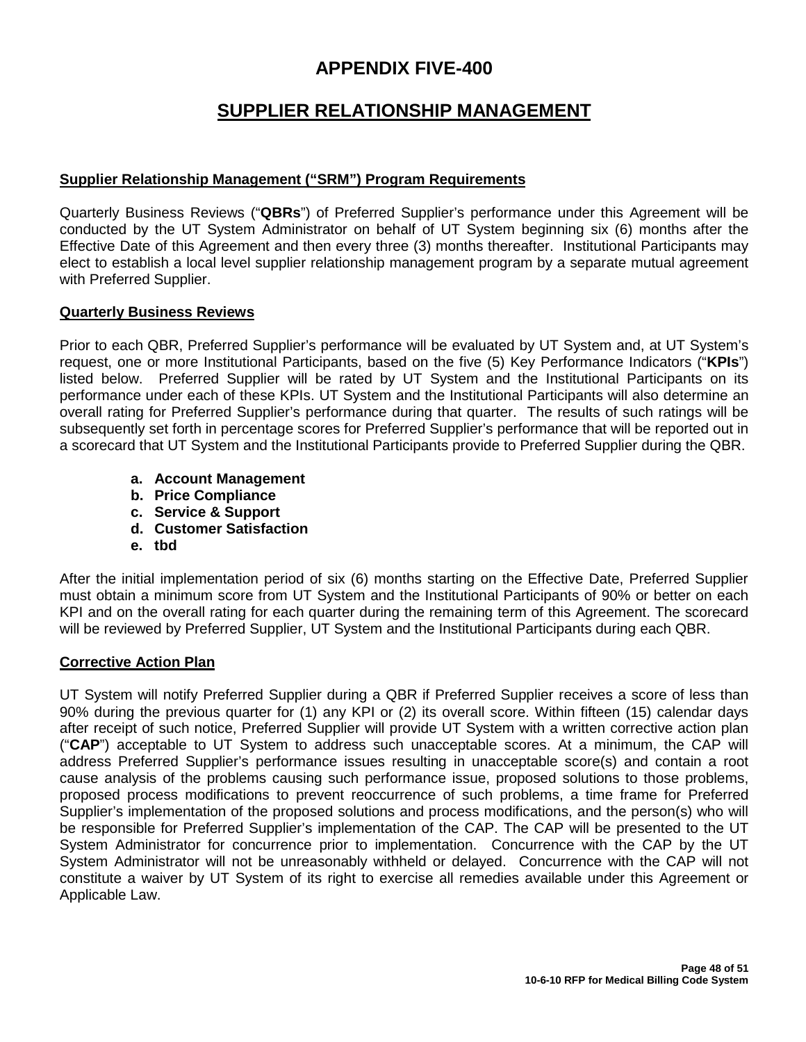# APPENDIX FIVE-400

## SUPPLIER RELATIONSHIP MANAGEMENT

### Supplier Relationship Management ("SRM") Program Requirements

Quarterly Business Reviews ("**QBRs**") of Preferred Supplier's performance under this Agreement will be conducted by the UT System Administrator on behalf of UT System beginning six (6) months after the Effective Date of this Agreement and then every three (3) months thereafter. Institutional Participants may elect to establish a local level supplier relationship management program by a separate mutual agreement with Preferred Supplier.

### Quarterly Business Reviews

Prior to each QBR, Preferred Supplier's performance will be evaluated by UT System and, at UT System's request, one or more Institutional Participants, based on the five (5) Key Performance Indicators ("**KPIs**") listed below. Preferred Supplier will be rated by UT System and the Institutional Participants on its performance under each of these KPIs. UT System and the Institutional Participants will also determine an overall rating for Preferred Supplier's performance during that quarter. The results of such ratings will be subsequently set forth in percentage scores for Preferred Supplier's performance that will be reported out in a scorecard that UT System and the Institutional Participants provide to Preferred Supplier during the QBR.

- **a. Account Management**
- **b. Price Compliance**
- **c. Service & Support**
- **d. Customer Satisfaction**
- **e. tbd**

After the initial implementation period of six (6) months starting on the Effective Date, Preferred Supplier must obtain a minimum score from UT System and the Institutional Participants of 90% or better on each KPI and on the overall rating for each quarter during the remaining term of this Agreement. The scorecard will be reviewed by Preferred Supplier, UT System and the Institutional Participants during each QBR.

### Corrective Action Plan

UT System will notify Preferred Supplier during a QBR if Preferred Supplier receives a score of less than 90% during the previous quarter for (1) any KPI or (2) its overall score. Within fifteen (15) calendar days after receipt of such notice, Preferred Supplier will provide UT System with a written corrective action plan ("**CAP**") acceptable to UT System to address such unacceptable scores. At a minimum, the CAP will address Preferred Supplier's performance issues resulting in unacceptable score(s) and contain a root cause analysis of the problems causing such performance issue, proposed solutions to those problems, proposed process modifications to prevent reoccurrence of such problems, a time frame for Preferred Supplier's implementation of the proposed solutions and process modifications, and the person(s) who will be responsible for Preferred Supplier's implementation of the CAP. The CAP will be presented to the UT System Administrator for concurrence prior to implementation. Concurrence with the CAP by the UT System Administrator will not be unreasonably withheld or delayed. Concurrence with the CAP will not constitute a waiver by UT System of its right to exercise all remedies available under this Agreement or Applicable Law.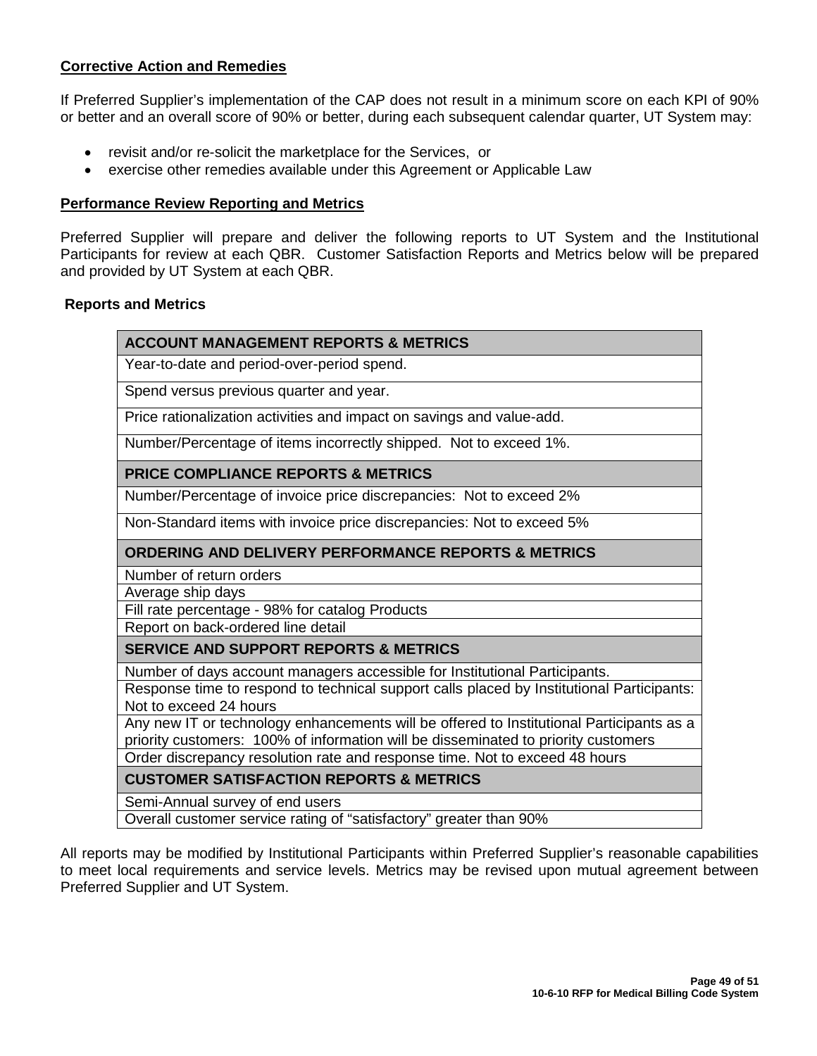**Corrective Action and Remedies**

If Preferred Supplier's implementation of the CAP does not result in a minimum score on each KPI of 90% or better and an overall score of 90% or better, during each subsequent calendar quarter, UT System may:

- revisit and/or re-solicit the marketplace for the Services, or
- exercise other remedies available under this Agreement or Applicable Law

**Performance Review Reporting and Metrics**

Preferred Supplier will prepare and deliver the following reports to UT System and the Institutional Participants for review at each QBR. Customer Satisfaction Reports and Metrics below will be prepared and provided by UT System at each QBR.

**Reports and Metrics**

| |
|---|
| **ACCOUNT MANAGEMENT REPORTS & METRICS** |
| Year-to-date and period-over-period spend. |
| Spend versus previous quarter and year. |
| Price rationalization activities and impact on savings and value-add. |
| Number/Percentage of items incorrectly shipped. Not to exceed 1%. |
| **PRICE COMPLIANCE REPORTS & METRICS** |
| Number/Percentage of invoice price discrepancies: Not to exceed 2% |
| Non-Standard items with invoice price discrepancies: Not to exceed 5% |
| **ORDERING AND DELIVERY PERFORMANCE REPORTS & METRICS** |
| Number of return orders |
| Average ship days |
| Fill rate percentage - 98% for catalog Products |
| Report on back-ordered line detail |
| **SERVICE AND SUPPORT REPORTS & METRICS** |
| Number of days account managers accessible for Institutional Participants. |
| Response time to respond to technical support calls placed by Institutional Participants: Not to exceed 24 hours |
| Any new IT or technology enhancements will be offered to Institutional Participants as a priority customers: 100% of information will be disseminated to priority customers |
| Order discrepancy resolution rate and response time. Not to exceed 48 hours |
| **CUSTOMER SATISFACTION REPORTS & METRICS** |
| Semi-Annual survey of end users |
| Overall customer service rating of "satisfactory" greater than 90% |

All reports may be modified by Institutional Participants within Preferred Supplier's reasonable capabilities to meet local requirements and service levels. Metrics may be revised upon mutual agreement between Preferred Supplier and UT System.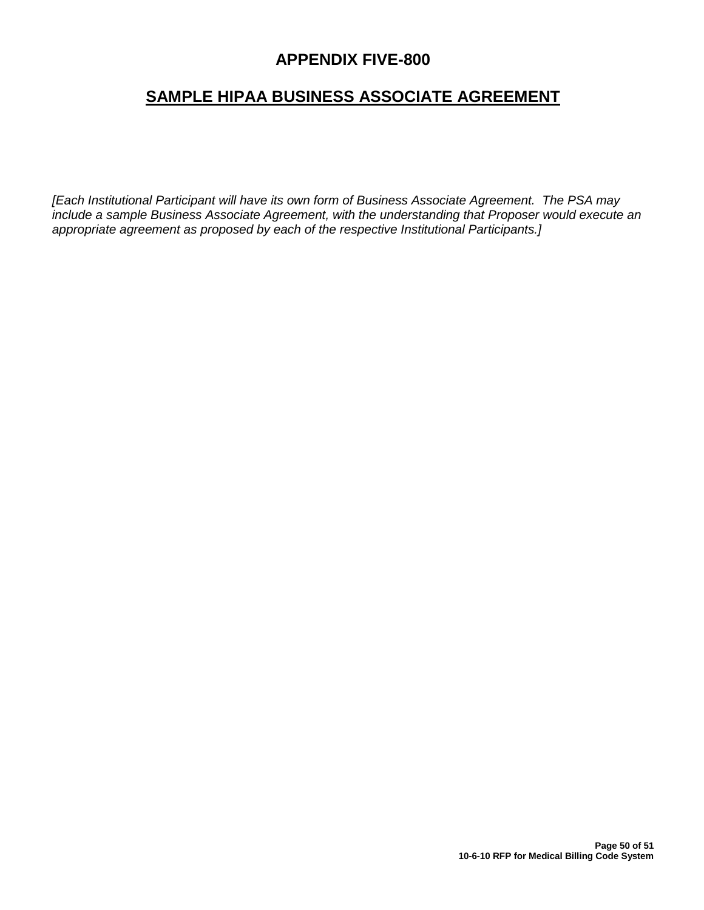# APPENDIX FIVE-800

## SAMPLE HIPAA BUSINESS ASSOCIATE AGREEMENT

*[Each Institutional Participant will have its own form of Business Associate Agreement. The PSA may include a sample Business Associate Agreement, with the understanding that Proposer would execute an appropriate agreement as proposed by each of the respective Institutional Participants.]*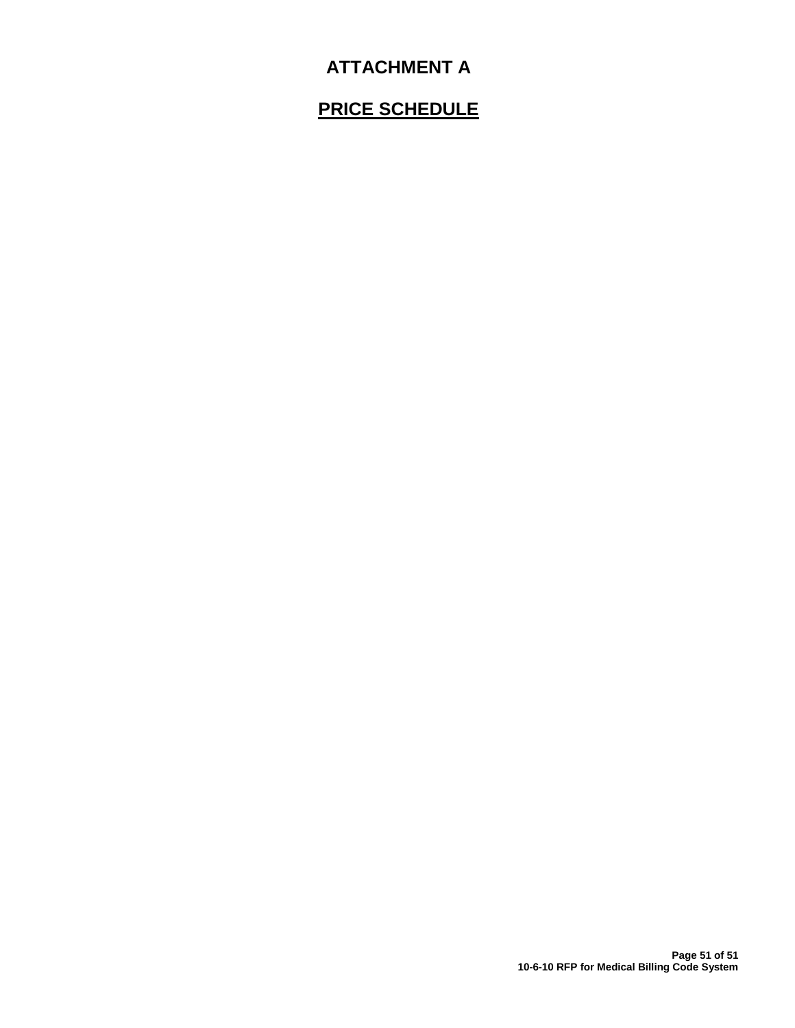# ATTACHMENT A

## PRICE SCHEDULE